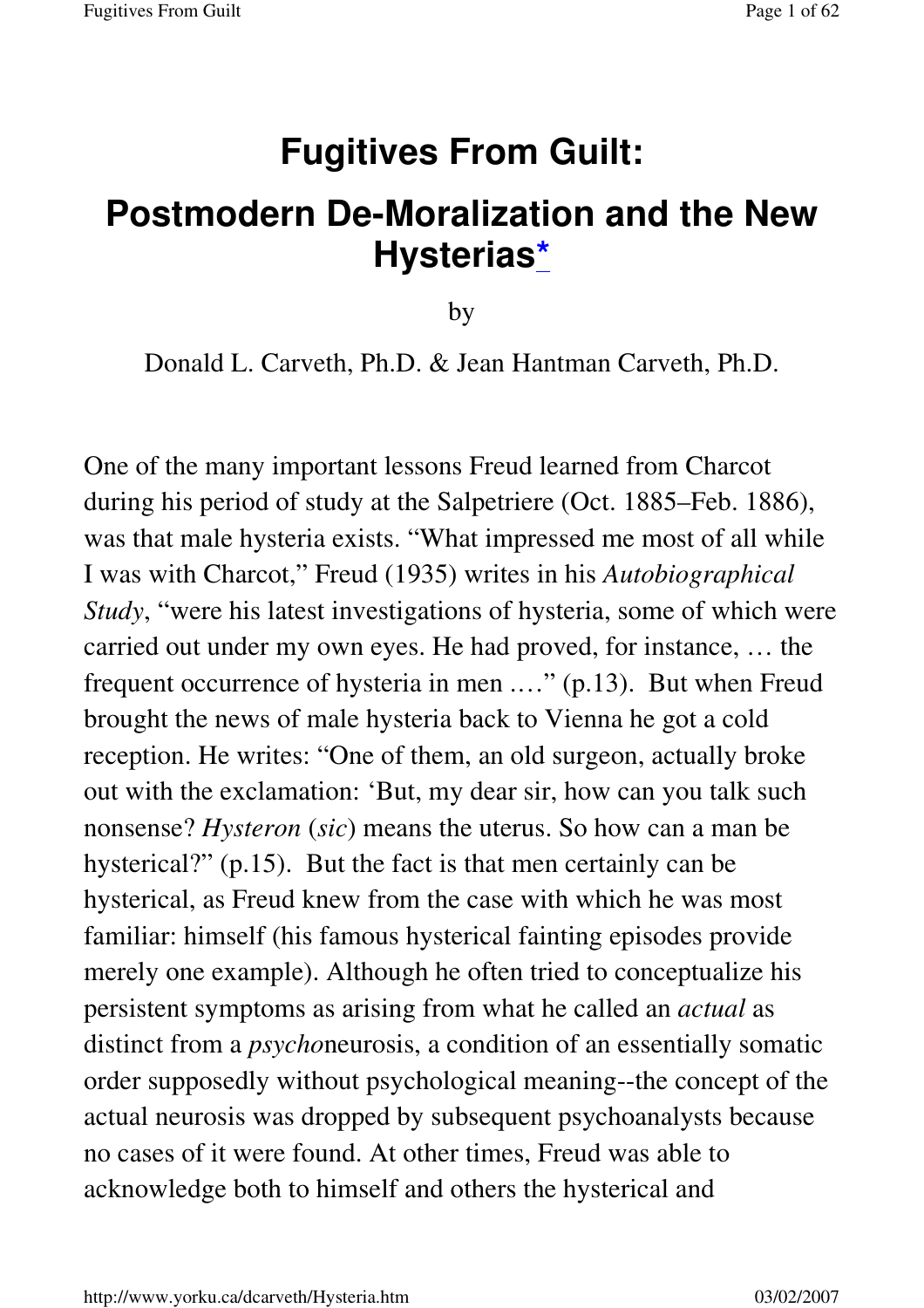# Fugitives From Guilt:

# Postmodern De-Moralization and the New Hysterias*

by

Donald L. Carveth, Ph.D. & Jean Hantman Carveth, Ph.D.

One of the many important lessons Freud learned from Charcot during his period of study at the Salpetriere (Oct. 1885–Feb. 1886), was that male hysteria exists. "What impressed me most of all while I was with Charcot," Freud (1935) writes in his *Autobiographical Study*, "were his latest investigations of hysteria, some of which were carried out under my own eyes. He had proved, for instance, … the frequent occurrence of hysteria in men …." (p.13). But when Freud brought the news of male hysteria back to Vienna he got a cold reception. He writes: "One of them, an old surgeon, actually broke out with the exclamation: 'But, my dear sir, how can you talk such nonsense? *Hysteron* (*sic*) means the uterus. So how can a man be hysterical?" (p.15). But the fact is that men certainly can be hysterical, as Freud knew from the case with which he was most familiar: himself (his famous hysterical fainting episodes provide merely one example). Although he often tried to conceptualize his persistent symptoms as arising from what he called an *actual* as distinct from a *psycho*neurosis, a condition of an essentially somatic order supposedly without psychological meaning--the concept of the actual neurosis was dropped by subsequent psychoanalysts because no cases of it were found. At other times, Freud was able to acknowledge both to himself and others the hysterical and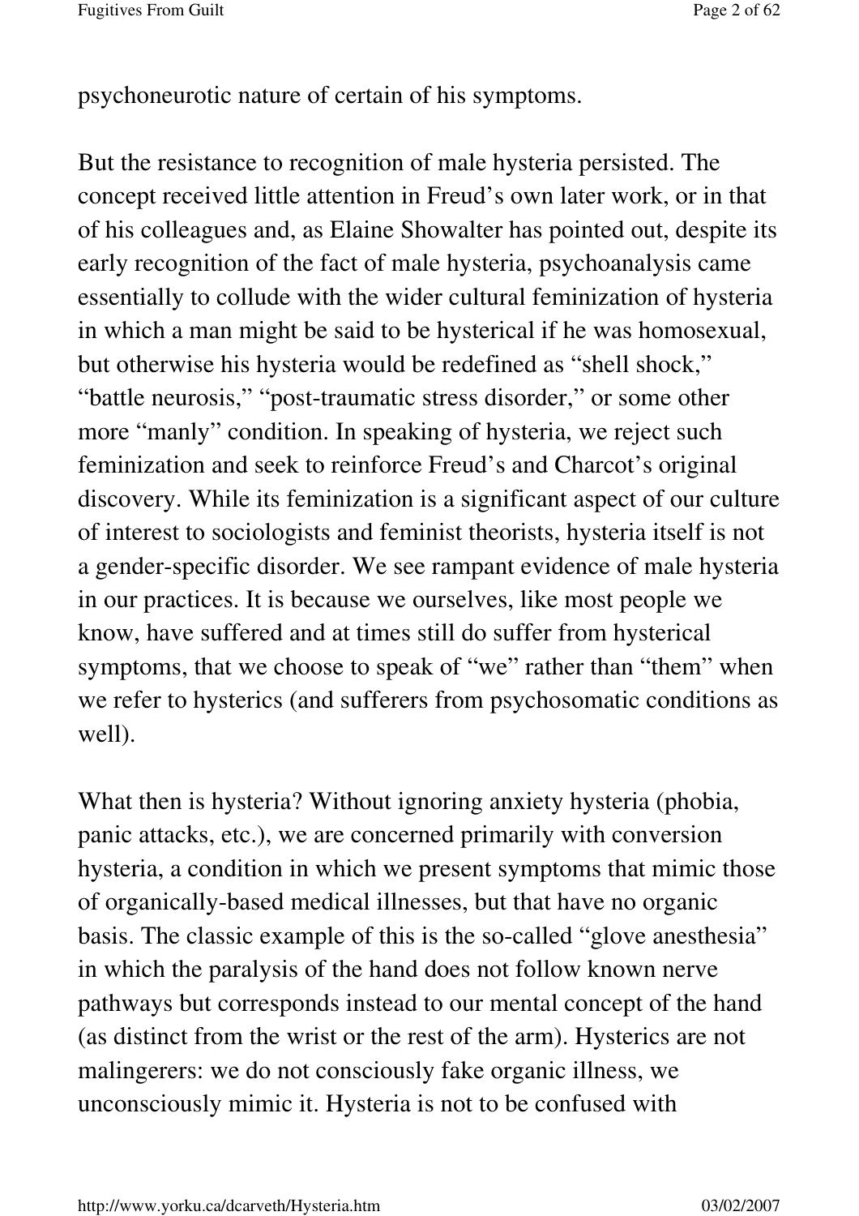psychoneurotic nature of certain of his symptoms.

But the resistance to recognition of male hysteria persisted. The concept received little attention in Freud's own later work, or in that of his colleagues and, as Elaine Showalter has pointed out, despite its early recognition of the fact of male hysteria, psychoanalysis came essentially to collude with the wider cultural feminization of hysteria in which a man might be said to be hysterical if he was homosexual, but otherwise his hysteria would be redefined as "shell shock," "battle neurosis," "post-traumatic stress disorder," or some other more "manly" condition. In speaking of hysteria, we reject such feminization and seek to reinforce Freud's and Charcot's original discovery. While its feminization is a significant aspect of our culture of interest to sociologists and feminist theorists, hysteria itself is not a gender-specific disorder. We see rampant evidence of male hysteria in our practices. It is because we ourselves, like most people we know, have suffered and at times still do suffer from hysterical symptoms, that we choose to speak of "we" rather than "them" when we refer to hysterics (and sufferers from psychosomatic conditions as well).

What then is hysteria? Without ignoring anxiety hysteria (phobia, panic attacks, etc.), we are concerned primarily with conversion hysteria, a condition in which we present symptoms that mimic those of organically-based medical illnesses, but that have no organic basis. The classic example of this is the so-called "glove anesthesia" in which the paralysis of the hand does not follow known nerve pathways but corresponds instead to our mental concept of the hand (as distinct from the wrist or the rest of the arm). Hysterics are not malingerers: we do not consciously fake organic illness, we unconsciously mimic it. Hysteria is not to be confused with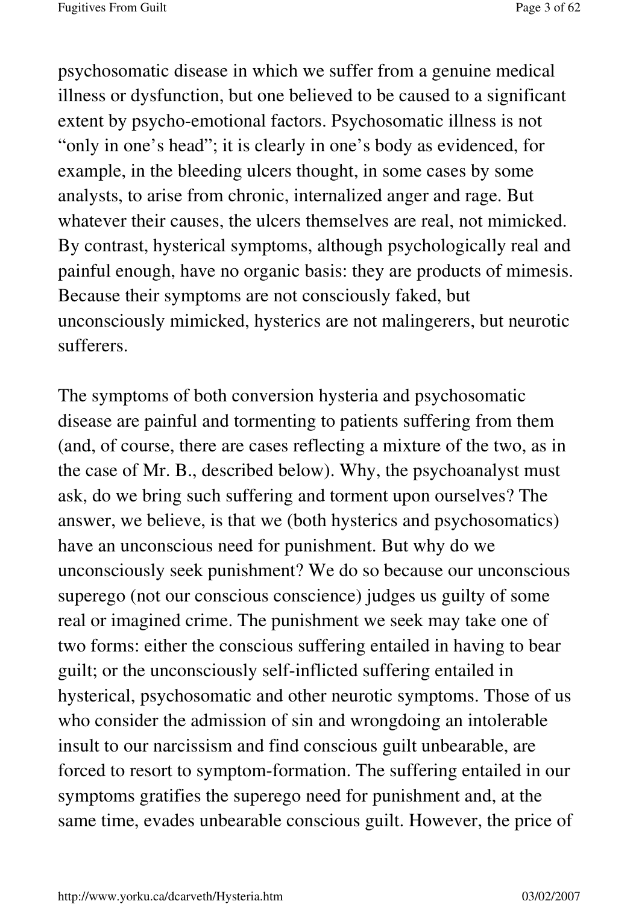psychosomatic disease in which we suffer from a genuine medical illness or dysfunction, but one believed to be caused to a significant extent by psycho-emotional factors. Psychosomatic illness is not "only in one's head"; it is clearly in one's body as evidenced, for example, in the bleeding ulcers thought, in some cases by some analysts, to arise from chronic, internalized anger and rage. But whatever their causes, the ulcers themselves are real, not mimicked. By contrast, hysterical symptoms, although psychologically real and painful enough, have no organic basis: they are products of mimesis. Because their symptoms are not consciously faked, but unconsciously mimicked, hysterics are not malingerers, but neurotic sufferers.

The symptoms of both conversion hysteria and psychosomatic disease are painful and tormenting to patients suffering from them (and, of course, there are cases reflecting a mixture of the two, as in the case of Mr. B., described below). Why, the psychoanalyst must ask, do we bring such suffering and torment upon ourselves? The answer, we believe, is that we (both hysterics and psychosomatics) have an unconscious need for punishment. But why do we unconsciously seek punishment? We do so because our unconscious superego (not our conscious conscience) judges us guilty of some real or imagined crime. The punishment we seek may take one of two forms: either the conscious suffering entailed in having to bear guilt; or the unconsciously self-inflicted suffering entailed in hysterical, psychosomatic and other neurotic symptoms. Those of us who consider the admission of sin and wrongdoing an intolerable insult to our narcissism and find conscious guilt unbearable, are forced to resort to symptom-formation. The suffering entailed in our symptoms gratifies the superego need for punishment and, at the same time, evades unbearable conscious guilt. However, the price of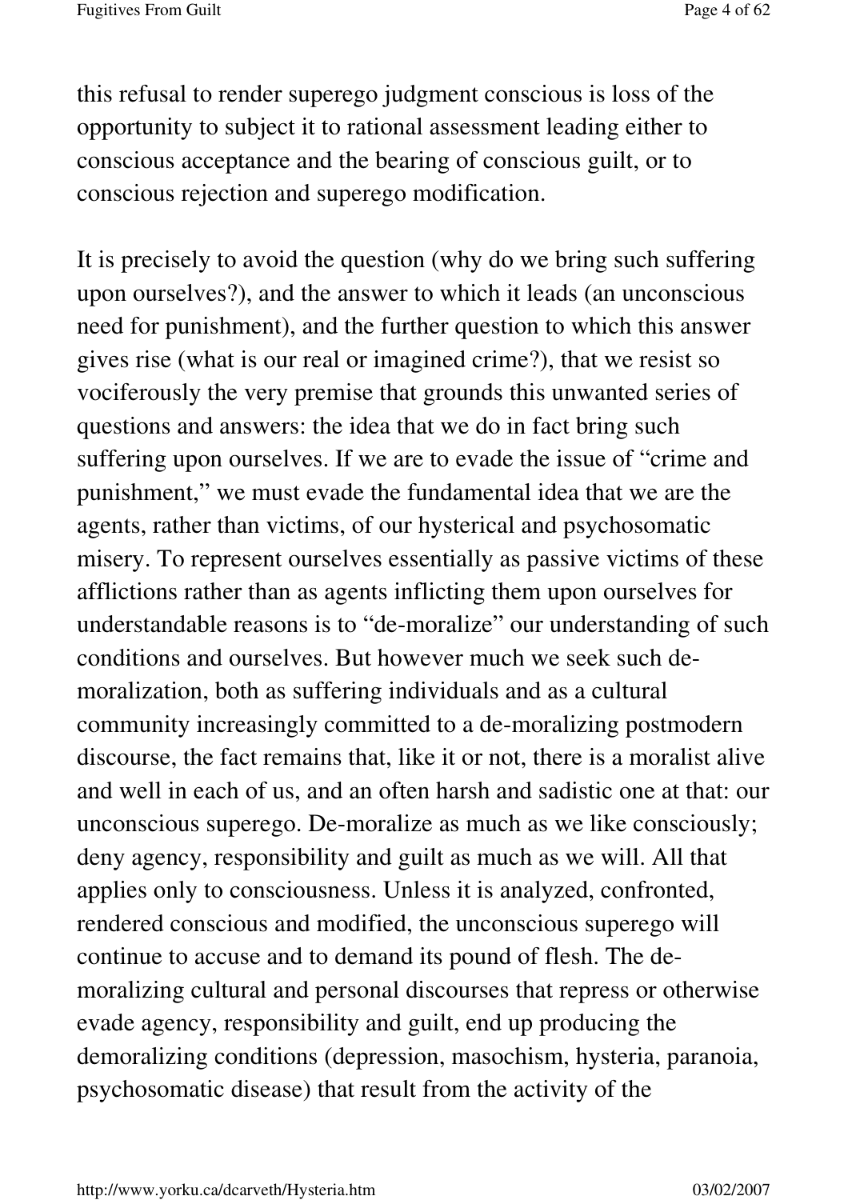this refusal to render superego judgment conscious is loss of the opportunity to subject it to rational assessment leading either to conscious acceptance and the bearing of conscious guilt, or to conscious rejection and superego modification.

It is precisely to avoid the question (why do we bring such suffering upon ourselves?), and the answer to which it leads (an unconscious need for punishment), and the further question to which this answer gives rise (what is our real or imagined crime?), that we resist so vociferously the very premise that grounds this unwanted series of questions and answers: the idea that we do in fact bring such suffering upon ourselves. If we are to evade the issue of "crime and punishment," we must evade the fundamental idea that we are the agents, rather than victims, of our hysterical and psychosomatic misery. To represent ourselves essentially as passive victims of these afflictions rather than as agents inflicting them upon ourselves for understandable reasons is to "de-moralize" our understanding of such conditions and ourselves. But however much we seek such de-moralization, both as suffering individuals and as a cultural community increasingly committed to a de-moralizing postmodern discourse, the fact remains that, like it or not, there is a moralist alive and well in each of us, and an often harsh and sadistic one at that: our unconscious superego. De-moralize as much as we like consciously; deny agency, responsibility and guilt as much as we will. All that applies only to consciousness. Unless it is analyzed, confronted, rendered conscious and modified, the unconscious superego will continue to accuse and to demand its pound of flesh. The de-moralizing cultural and personal discourses that repress or otherwise evade agency, responsibility and guilt, end up producing the demoralizing conditions (depression, masochism, hysteria, paranoia, psychosomatic disease) that result from the activity of the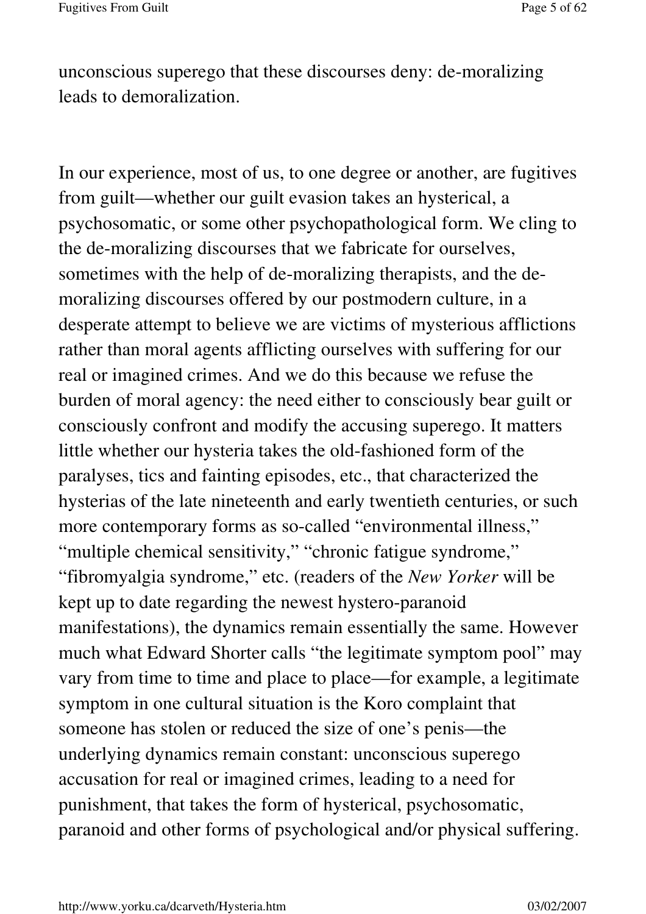unconscious superego that these discourses deny: de-moralizing leads to demoralization.

In our experience, most of us, to one degree or another, are fugitives from guilt—whether our guilt evasion takes an hysterical, a psychosomatic, or some other psychopathological form. We cling to the de-moralizing discourses that we fabricate for ourselves, sometimes with the help of de-moralizing therapists, and the de-moralizing discourses offered by our postmodern culture, in a desperate attempt to believe we are victims of mysterious afflictions rather than moral agents afflicting ourselves with suffering for our real or imagined crimes. And we do this because we refuse the burden of moral agency: the need either to consciously bear guilt or consciously confront and modify the accusing superego. It matters little whether our hysteria takes the old-fashioned form of the paralyses, tics and fainting episodes, etc., that characterized the hysterias of the late nineteenth and early twentieth centuries, or such more contemporary forms as so-called "environmental illness," "multiple chemical sensitivity," "chronic fatigue syndrome," "fibromyalgia syndrome," etc. (readers of the *New Yorker* will be kept up to date regarding the newest hystero-paranoid manifestations), the dynamics remain essentially the same. However much what Edward Shorter calls "the legitimate symptom pool" may vary from time to time and place to place—for example, a legitimate symptom in one cultural situation is the Koro complaint that someone has stolen or reduced the size of one's penis—the underlying dynamics remain constant: unconscious superego accusation for real or imagined crimes, leading to a need for punishment, that takes the form of hysterical, psychosomatic, paranoid and other forms of psychological and/or physical suffering.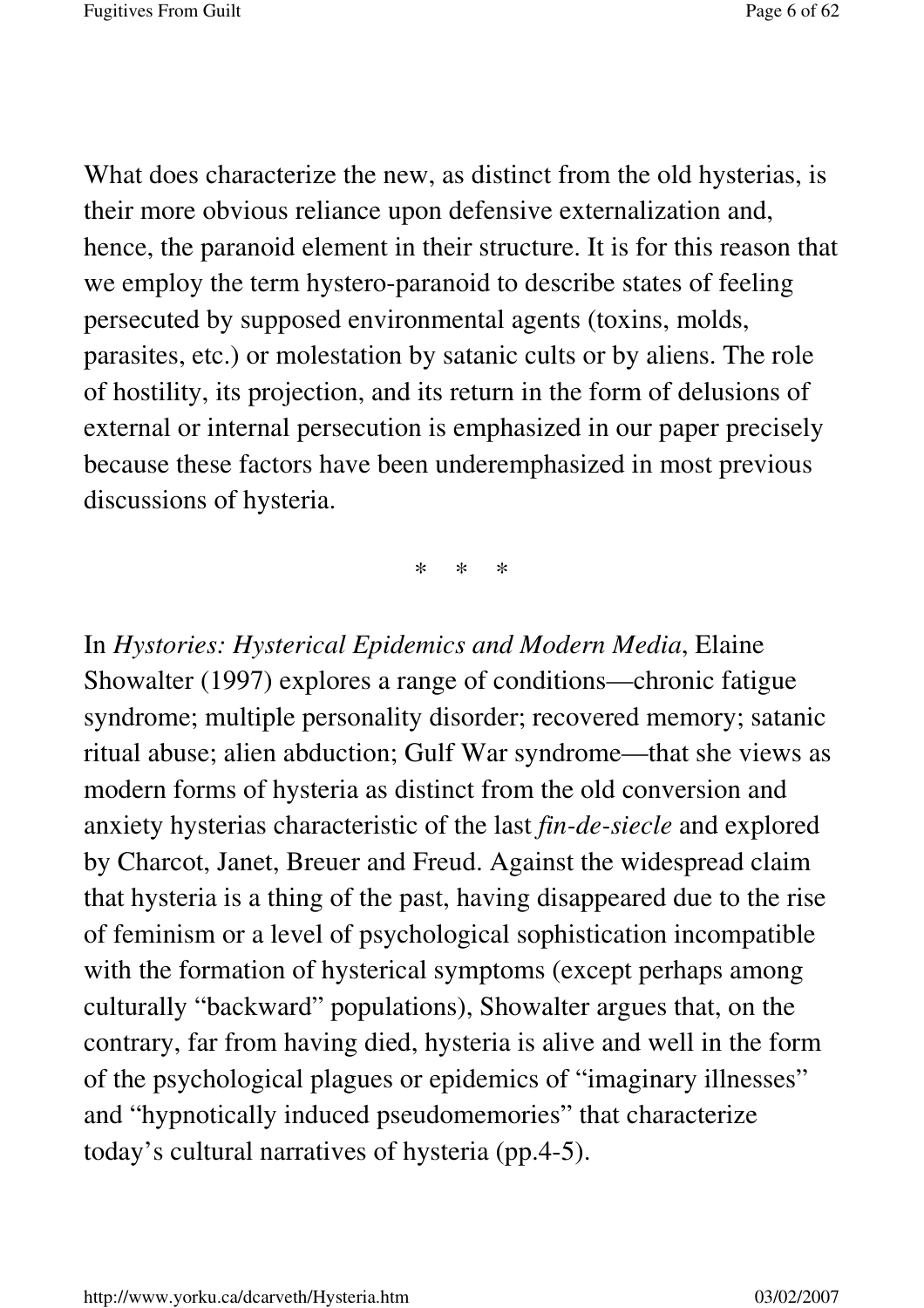What does characterize the new, as distinct from the old hysterias, is their more obvious reliance upon defensive externalization and, hence, the paranoid element in their structure. It is for this reason that we employ the term hystero-paranoid to describe states of feeling persecuted by supposed environmental agents (toxins, molds, parasites, etc.) or molestation by satanic cults or by aliens. The role of hostility, its projection, and its return in the form of delusions of external or internal persecution is emphasized in our paper precisely because these factors have been underemphasized in most previous discussions of hysteria.

\* \* \*

In *Hystories: Hysterical Epidemics and Modern Media*, Elaine Showalter (1997) explores a range of conditions—chronic fatigue syndrome; multiple personality disorder; recovered memory; satanic ritual abuse; alien abduction; Gulf War syndrome—that she views as modern forms of hysteria as distinct from the old conversion and anxiety hysterias characteristic of the last *fin-de-siecle* and explored by Charcot, Janet, Breuer and Freud. Against the widespread claim that hysteria is a thing of the past, having disappeared due to the rise of feminism or a level of psychological sophistication incompatible with the formation of hysterical symptoms (except perhaps among culturally "backward" populations), Showalter argues that, on the contrary, far from having died, hysteria is alive and well in the form of the psychological plagues or epidemics of "imaginary illnesses" and "hypnotically induced pseudomemories" that characterize today's cultural narratives of hysteria (pp.4-5).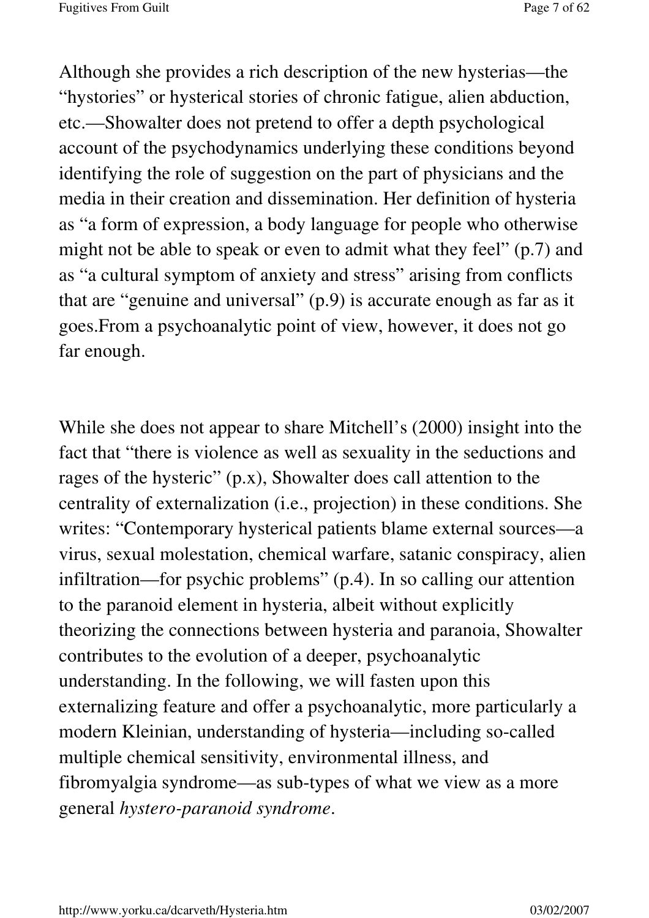Although she provides a rich description of the new hysterias—the "hystories" or hysterical stories of chronic fatigue, alien abduction, etc.—Showalter does not pretend to offer a depth psychological account of the psychodynamics underlying these conditions beyond identifying the role of suggestion on the part of physicians and the media in their creation and dissemination. Her definition of hysteria as "a form of expression, a body language for people who otherwise might not be able to speak or even to admit what they feel" (p.7) and as "a cultural symptom of anxiety and stress" arising from conflicts that are "genuine and universal" (p.9) is accurate enough as far as it goes.From a psychoanalytic point of view, however, it does not go far enough.

While she does not appear to share Mitchell's (2000) insight into the fact that "there is violence as well as sexuality in the seductions and rages of the hysteric" (p.x), Showalter does call attention to the centrality of externalization (i.e., projection) in these conditions. She writes: "Contemporary hysterical patients blame external sources—a virus, sexual molestation, chemical warfare, satanic conspiracy, alien infiltration—for psychic problems" (p.4). In so calling our attention to the paranoid element in hysteria, albeit without explicitly theorizing the connections between hysteria and paranoia, Showalter contributes to the evolution of a deeper, psychoanalytic understanding. In the following, we will fasten upon this externalizing feature and offer a psychoanalytic, more particularly a modern Kleinian, understanding of hysteria—including so-called multiple chemical sensitivity, environmental illness, and fibromyalgia syndrome—as sub-types of what we view as a more general *hystero-paranoid syndrome*.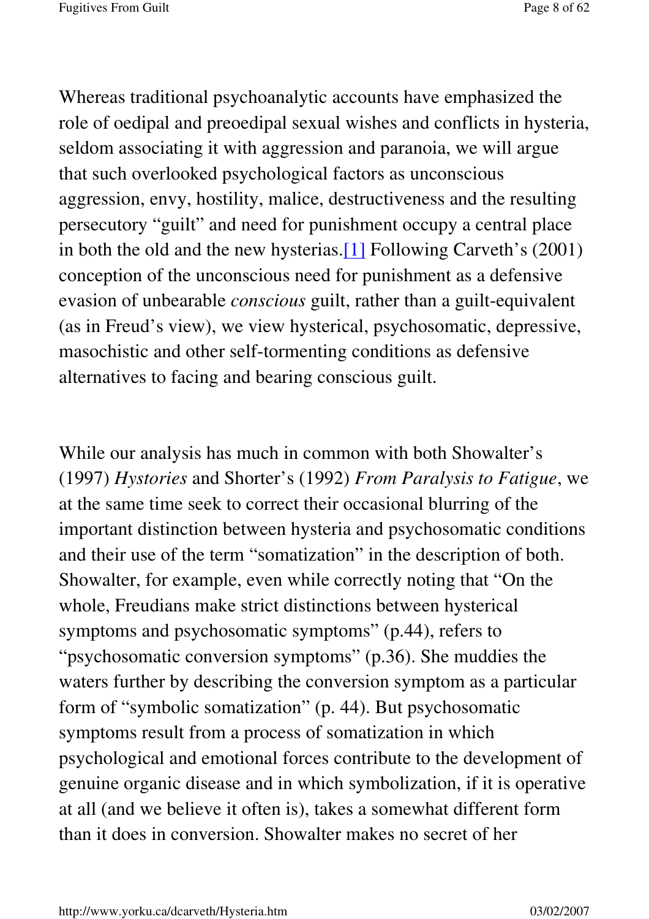Whereas traditional psychoanalytic accounts have emphasized the role of oedipal and preoedipal sexual wishes and conflicts in hysteria, seldom associating it with aggression and paranoia, we will argue that such overlooked psychological factors as unconscious aggression, envy, hostility, malice, destructiveness and the resulting persecutory "guilt" and need for punishment occupy a central place in both the old and the new hysterias.[1] Following Carveth's (2001) conception of the unconscious need for punishment as a defensive evasion of unbearable *conscious* guilt, rather than a guilt-equivalent (as in Freud's view), we view hysterical, psychosomatic, depressive, masochistic and other self-tormenting conditions as defensive alternatives to facing and bearing conscious guilt.

While our analysis has much in common with both Showalter's (1997) *Hystories* and Shorter's (1992) *From Paralysis to Fatigue*, we at the same time seek to correct their occasional blurring of the important distinction between hysteria and psychosomatic conditions and their use of the term "somatization" in the description of both. Showalter, for example, even while correctly noting that "On the whole, Freudians make strict distinctions between hysterical symptoms and psychosomatic symptoms" (p.44), refers to "psychosomatic conversion symptoms" (p.36). She muddies the waters further by describing the conversion symptom as a particular form of "symbolic somatization" (p. 44). But psychosomatic symptoms result from a process of somatization in which psychological and emotional forces contribute to the development of genuine organic disease and in which symbolization, if it is operative at all (and we believe it often is), takes a somewhat different form than it does in conversion. Showalter makes no secret of her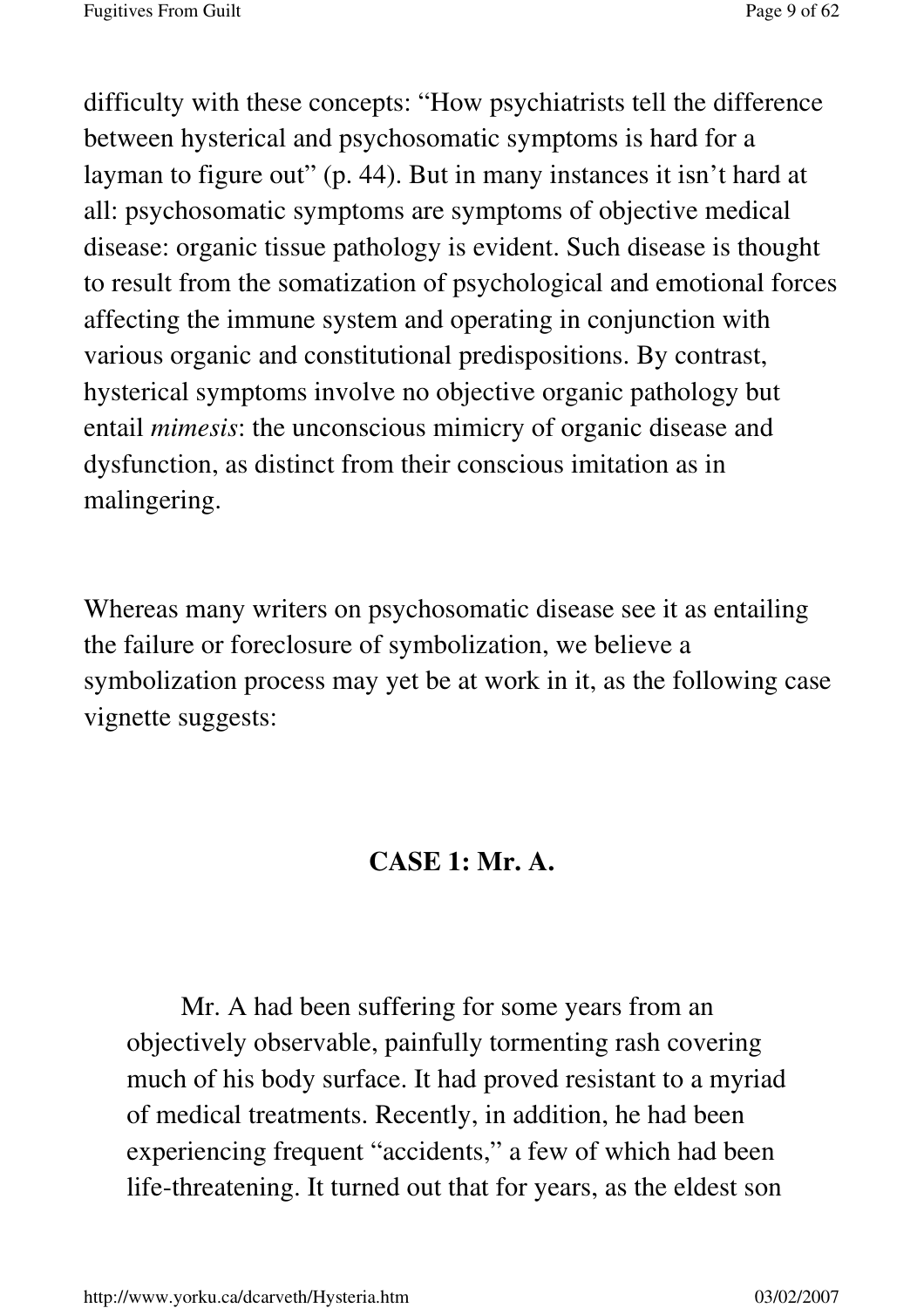difficulty with these concepts: “How psychiatrists tell the difference between hysterical and psychosomatic symptoms is hard for a layman to figure out” (p. 44). But in many instances it isn’t hard at all: psychosomatic symptoms are symptoms of objective medical disease: organic tissue pathology is evident. Such disease is thought to result from the somatization of psychological and emotional forces affecting the immune system and operating in conjunction with various organic and constitutional predispositions. By contrast, hysterical symptoms involve no objective organic pathology but entail *mimesis*: the unconscious mimicry of organic disease and dysfunction, as distinct from their conscious imitation as in malingering.

Whereas many writers on psychosomatic disease see it as entailing the failure or foreclosure of symbolization, we believe a symbolization process may yet be at work in it, as the following case vignette suggests:

## CASE 1: Mr. A.

> Mr. A had been suffering for some years from an objectively observable, painfully tormenting rash covering much of his body surface. It had proved resistant to a myriad of medical treatments. Recently, in addition, he had been experiencing frequent “accidents,” a few of which had been life-threatening. It turned out that for years, as the eldest son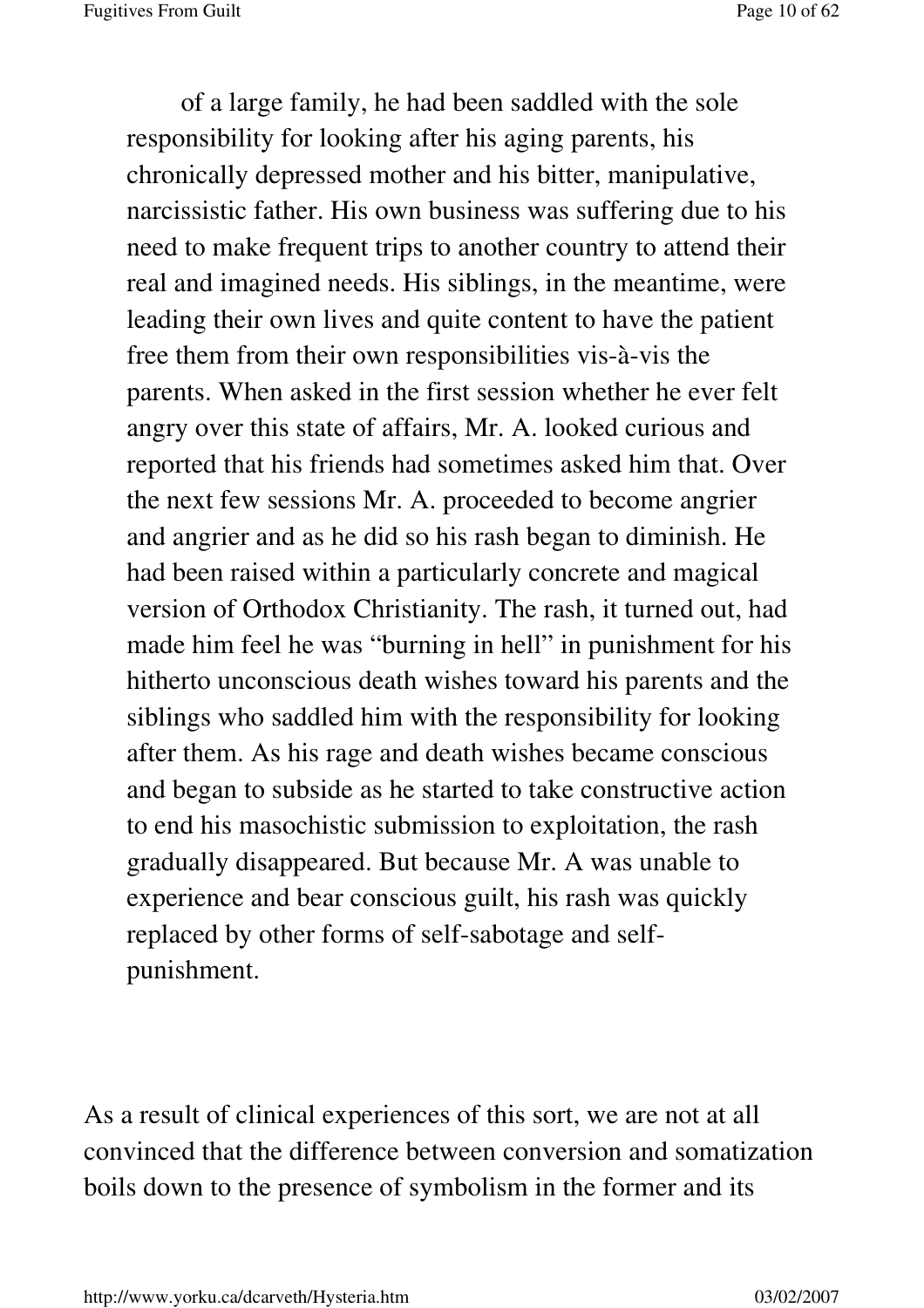of a large family, he had been saddled with the sole responsibility for looking after his aging parents, his chronically depressed mother and his bitter, manipulative, narcissistic father. His own business was suffering due to his need to make frequent trips to another country to attend their real and imagined needs. His siblings, in the meantime, were leading their own lives and quite content to have the patient free them from their own responsibilities vis-à-vis the parents. When asked in the first session whether he ever felt angry over this state of affairs, Mr. A. looked curious and reported that his friends had sometimes asked him that. Over the next few sessions Mr. A. proceeded to become angrier and angrier and as he did so his rash began to diminish. He had been raised within a particularly concrete and magical version of Orthodox Christianity. The rash, it turned out, had made him feel he was "burning in hell" in punishment for his hitherto unconscious death wishes toward his parents and the siblings who saddled him with the responsibility for looking after them. As his rage and death wishes became conscious and began to subside as he started to take constructive action to end his masochistic submission to exploitation, the rash gradually disappeared. But because Mr. A was unable to experience and bear conscious guilt, his rash was quickly replaced by other forms of self-sabotage and self-punishment.

As a result of clinical experiences of this sort, we are not at all convinced that the difference between conversion and somatization boils down to the presence of symbolism in the former and its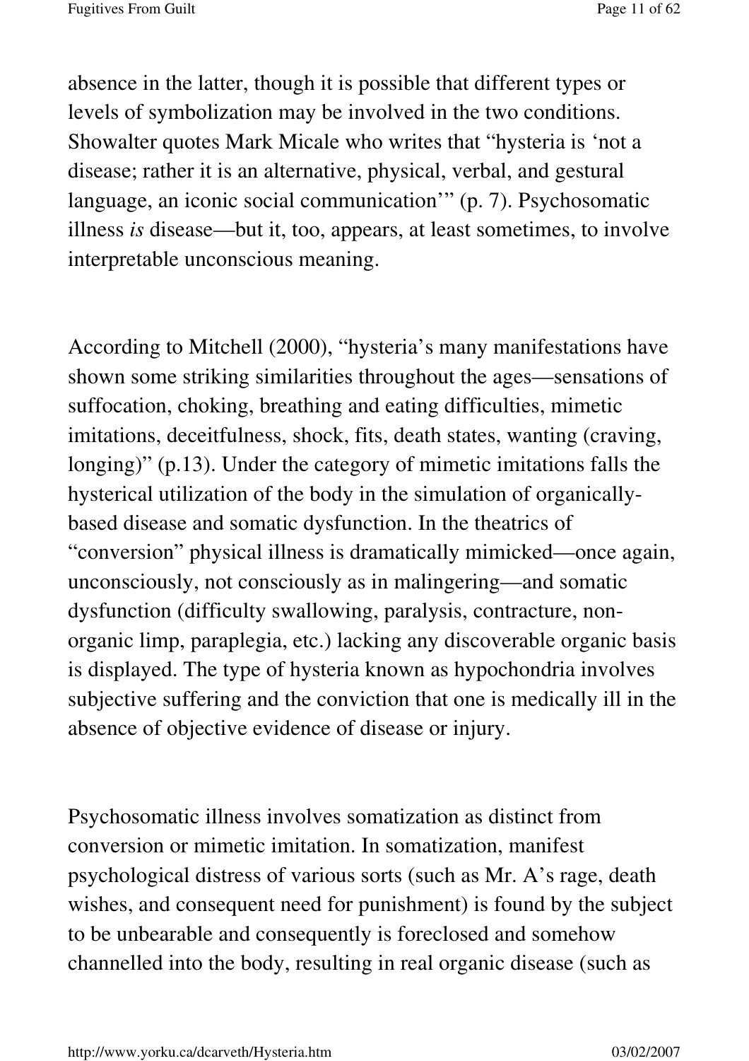absence in the latter, though it is possible that different types or levels of symbolization may be involved in the two conditions. Showalter quotes Mark Micale who writes that "hysteria is 'not a disease; rather it is an alternative, physical, verbal, and gestural language, an iconic social communication'" (p. 7). Psychosomatic illness *is* disease—but it, too, appears, at least sometimes, to involve interpretable unconscious meaning.

According to Mitchell (2000), "hysteria's many manifestations have shown some striking similarities throughout the ages—sensations of suffocation, choking, breathing and eating difficulties, mimetic imitations, deceitfulness, shock, fits, death states, wanting (craving, longing)" (p.13). Under the category of mimetic imitations falls the hysterical utilization of the body in the simulation of organically-based disease and somatic dysfunction. In the theatrics of "conversion" physical illness is dramatically mimicked—once again, unconsciously, not consciously as in malingering—and somatic dysfunction (difficulty swallowing, paralysis, contracture, non-organic limp, paraplegia, etc.) lacking any discoverable organic basis is displayed. The type of hysteria known as hypochondria involves subjective suffering and the conviction that one is medically ill in the absence of objective evidence of disease or injury.

Psychosomatic illness involves somatization as distinct from conversion or mimetic imitation. In somatization, manifest psychological distress of various sorts (such as Mr. A's rage, death wishes, and consequent need for punishment) is found by the subject to be unbearable and consequently is foreclosed and somehow channelled into the body, resulting in real organic disease (such as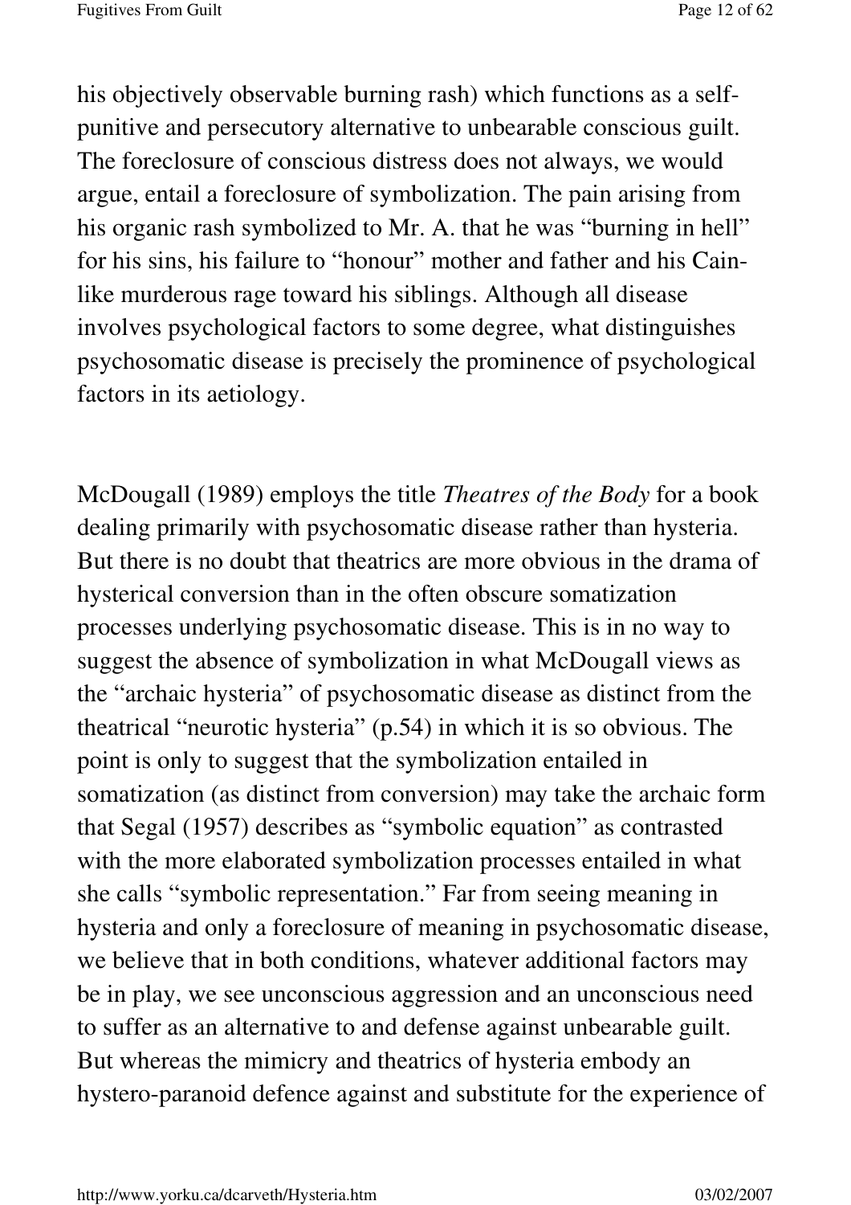his objectively observable burning rash) which functions as a self-punitive and persecutory alternative to unbearable conscious guilt. The foreclosure of conscious distress does not always, we would argue, entail a foreclosure of symbolization. The pain arising from his organic rash symbolized to Mr. A. that he was "burning in hell" for his sins, his failure to "honour" mother and father and his Cain-like murderous rage toward his siblings. Although all disease involves psychological factors to some degree, what distinguishes psychosomatic disease is precisely the prominence of psychological factors in its aetiology.

McDougall (1989) employs the title *Theatres of the Body* for a book dealing primarily with psychosomatic disease rather than hysteria. But there is no doubt that theatrics are more obvious in the drama of hysterical conversion than in the often obscure somatization processes underlying psychosomatic disease. This is in no way to suggest the absence of symbolization in what McDougall views as the "archaic hysteria" of psychosomatic disease as distinct from the theatrical "neurotic hysteria" (p.54) in which it is so obvious. The point is only to suggest that the symbolization entailed in somatization (as distinct from conversion) may take the archaic form that Segal (1957) describes as "symbolic equation" as contrasted with the more elaborated symbolization processes entailed in what she calls "symbolic representation." Far from seeing meaning in hysteria and only a foreclosure of meaning in psychosomatic disease, we believe that in both conditions, whatever additional factors may be in play, we see unconscious aggression and an unconscious need to suffer as an alternative to and defense against unbearable guilt. But whereas the mimicry and theatrics of hysteria embody an hystero-paranoid defence against and substitute for the experience of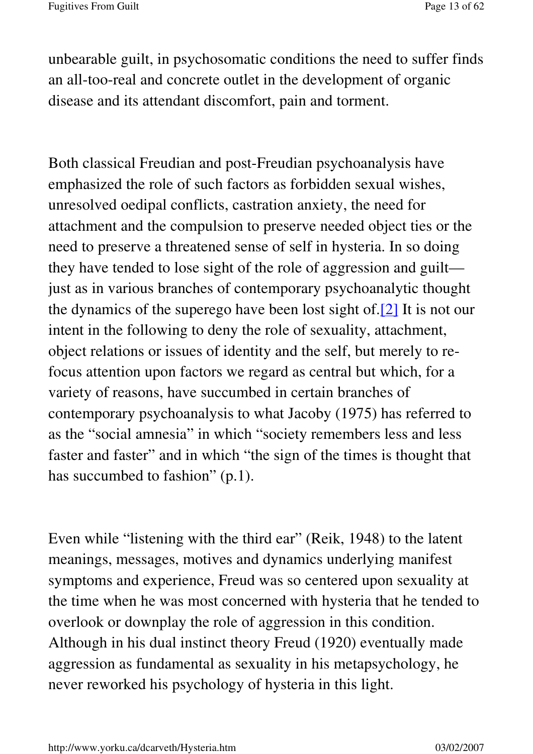unbearable guilt, in psychosomatic conditions the need to suffer finds an all-too-real and concrete outlet in the development of organic disease and its attendant discomfort, pain and torment.

Both classical Freudian and post-Freudian psychoanalysis have emphasized the role of such factors as forbidden sexual wishes, unresolved oedipal conflicts, castration anxiety, the need for attachment and the compulsion to preserve needed object ties or the need to preserve a threatened sense of self in hysteria. In so doing they have tended to lose sight of the role of aggression and guilt—just as in various branches of contemporary psychoanalytic thought the dynamics of the superego have been lost sight of.[2] It is not our intent in the following to deny the role of sexuality, attachment, object relations or issues of identity and the self, but merely to re-focus attention upon factors we regard as central but which, for a variety of reasons, have succumbed in certain branches of contemporary psychoanalysis to what Jacoby (1975) has referred to as the "social amnesia" in which "society remembers less and less faster and faster" and in which "the sign of the times is thought that has succumbed to fashion" (p.1).

Even while "listening with the third ear" (Reik, 1948) to the latent meanings, messages, motives and dynamics underlying manifest symptoms and experience, Freud was so centered upon sexuality at the time when he was most concerned with hysteria that he tended to overlook or downplay the role of aggression in this condition. Although in his dual instinct theory Freud (1920) eventually made aggression as fundamental as sexuality in his metapsychology, he never reworked his psychology of hysteria in this light.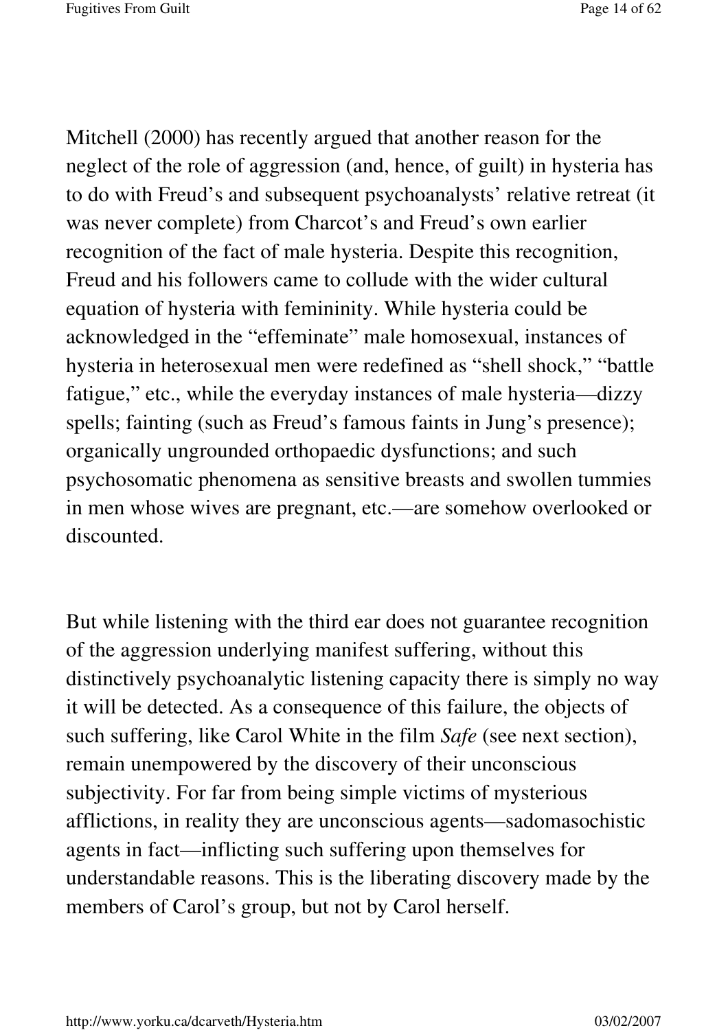Mitchell (2000) has recently argued that another reason for the neglect of the role of aggression (and, hence, of guilt) in hysteria has to do with Freud's and subsequent psychoanalysts' relative retreat (it was never complete) from Charcot's and Freud's own earlier recognition of the fact of male hysteria. Despite this recognition, Freud and his followers came to collude with the wider cultural equation of hysteria with femininity. While hysteria could be acknowledged in the "effeminate" male homosexual, instances of hysteria in heterosexual men were redefined as "shell shock," "battle fatigue," etc., while the everyday instances of male hysteria—dizzy spells; fainting (such as Freud's famous faints in Jung's presence); organically ungrounded orthopaedic dysfunctions; and such psychosomatic phenomena as sensitive breasts and swollen tummies in men whose wives are pregnant, etc.—are somehow overlooked or discounted.

But while listening with the third ear does not guarantee recognition of the aggression underlying manifest suffering, without this distinctively psychoanalytic listening capacity there is simply no way it will be detected. As a consequence of this failure, the objects of such suffering, like Carol White in the film *Safe* (see next section), remain unempowered by the discovery of their unconscious subjectivity. For far from being simple victims of mysterious afflictions, in reality they are unconscious agents—sadomasochistic agents in fact—inflicting such suffering upon themselves for understandable reasons. This is the liberating discovery made by the members of Carol's group, but not by Carol herself.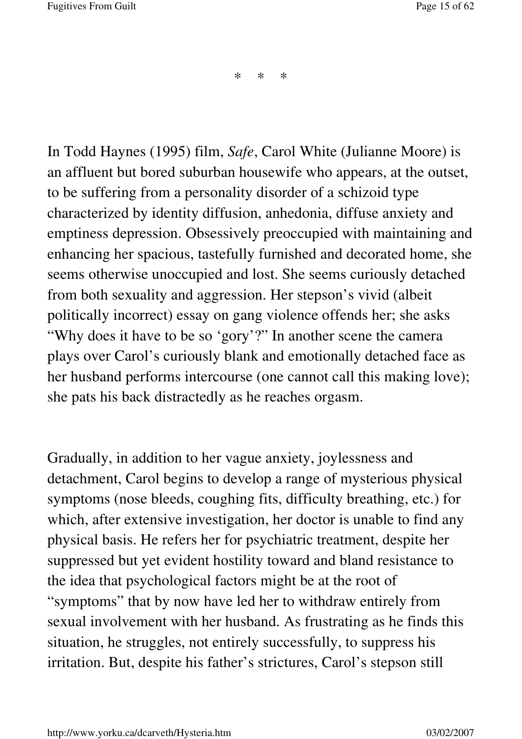\*   \*   \*

In Todd Haynes (1995) film, *Safe*, Carol White (Julianne Moore) is an affluent but bored suburban housewife who appears, at the outset, to be suffering from a personality disorder of a schizoid type characterized by identity diffusion, anhedonia, diffuse anxiety and emptiness depression. Obsessively preoccupied with maintaining and enhancing her spacious, tastefully furnished and decorated home, she seems otherwise unoccupied and lost. She seems curiously detached from both sexuality and aggression. Her stepson's vivid (albeit politically incorrect) essay on gang violence offends her; she asks "Why does it have to be so 'gory'?" In another scene the camera plays over Carol's curiously blank and emotionally detached face as her husband performs intercourse (one cannot call this making love); she pats his back distractedly as he reaches orgasm.

Gradually, in addition to her vague anxiety, joylessness and detachment, Carol begins to develop a range of mysterious physical symptoms (nose bleeds, coughing fits, difficulty breathing, etc.) for which, after extensive investigation, her doctor is unable to find any physical basis. He refers her for psychiatric treatment, despite her suppressed but yet evident hostility toward and bland resistance to the idea that psychological factors might be at the root of "symptoms" that by now have led her to withdraw entirely from sexual involvement with her husband. As frustrating as he finds this situation, he struggles, not entirely successfully, to suppress his irritation. But, despite his father's strictures, Carol's stepson still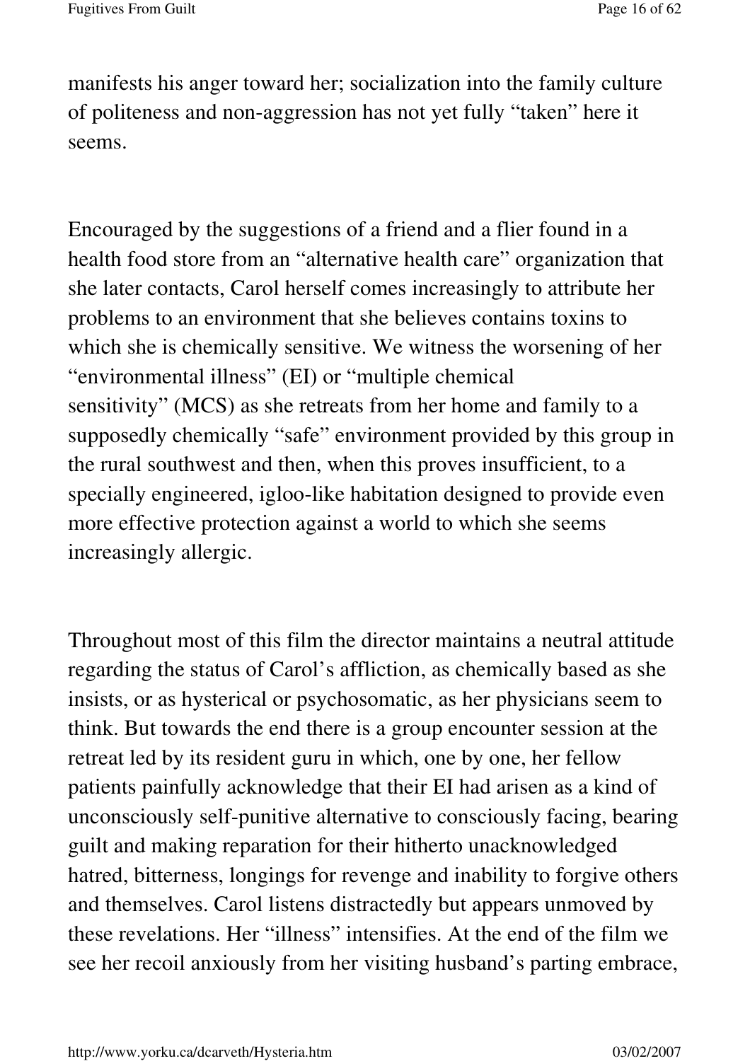manifests his anger toward her; socialization into the family culture of politeness and non-aggression has not yet fully "taken" here it seems.

Encouraged by the suggestions of a friend and a flier found in a health food store from an "alternative health care" organization that she later contacts, Carol herself comes increasingly to attribute her problems to an environment that she believes contains toxins to which she is chemically sensitive. We witness the worsening of her "environmental illness" (EI) or "multiple chemical sensitivity" (MCS) as she retreats from her home and family to a supposedly chemically "safe" environment provided by this group in the rural southwest and then, when this proves insufficient, to a specially engineered, igloo-like habitation designed to provide even more effective protection against a world to which she seems increasingly allergic.

Throughout most of this film the director maintains a neutral attitude regarding the status of Carol's affliction, as chemically based as she insists, or as hysterical or psychosomatic, as her physicians seem to think. But towards the end there is a group encounter session at the retreat led by its resident guru in which, one by one, her fellow patients painfully acknowledge that their EI had arisen as a kind of unconsciously self-punitive alternative to consciously facing, bearing guilt and making reparation for their hitherto unacknowledged hatred, bitterness, longings for revenge and inability to forgive others and themselves. Carol listens distractedly but appears unmoved by these revelations. Her "illness" intensifies. At the end of the film we see her recoil anxiously from her visiting husband's parting embrace,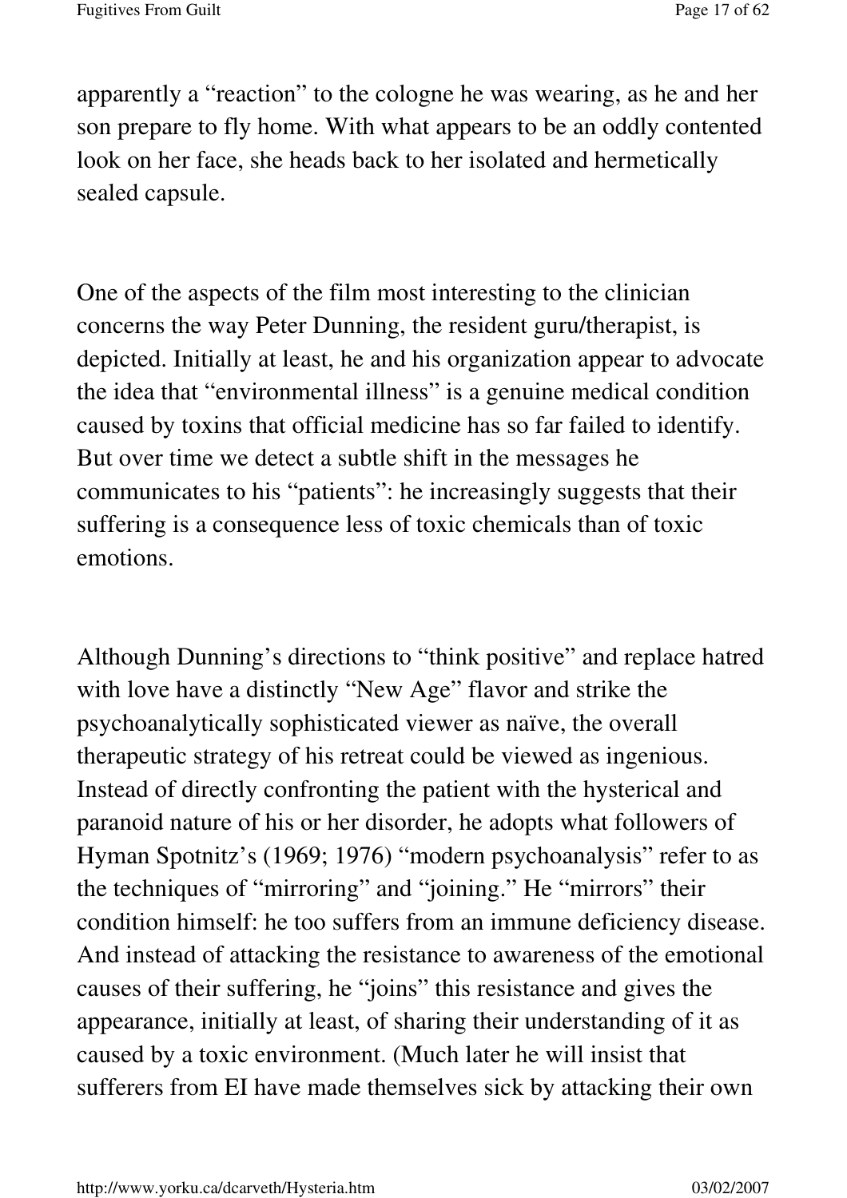apparently a "reaction" to the cologne he was wearing, as he and her son prepare to fly home. With what appears to be an oddly contented look on her face, she heads back to her isolated and hermetically sealed capsule.

One of the aspects of the film most interesting to the clinician concerns the way Peter Dunning, the resident guru/therapist, is depicted. Initially at least, he and his organization appear to advocate the idea that "environmental illness" is a genuine medical condition caused by toxins that official medicine has so far failed to identify. But over time we detect a subtle shift in the messages he communicates to his "patients": he increasingly suggests that their suffering is a consequence less of toxic chemicals than of toxic emotions.

Although Dunning's directions to "think positive" and replace hatred with love have a distinctly "New Age" flavor and strike the psychoanalytically sophisticated viewer as naïve, the overall therapeutic strategy of his retreat could be viewed as ingenious. Instead of directly confronting the patient with the hysterical and paranoid nature of his or her disorder, he adopts what followers of Hyman Spotnitz's (1969; 1976) "modern psychoanalysis" refer to as the techniques of "mirroring" and "joining." He "mirrors" their condition himself: he too suffers from an immune deficiency disease. And instead of attacking the resistance to awareness of the emotional causes of their suffering, he "joins" this resistance and gives the appearance, initially at least, of sharing their understanding of it as caused by a toxic environment. (Much later he will insist that sufferers from EI have made themselves sick by attacking their own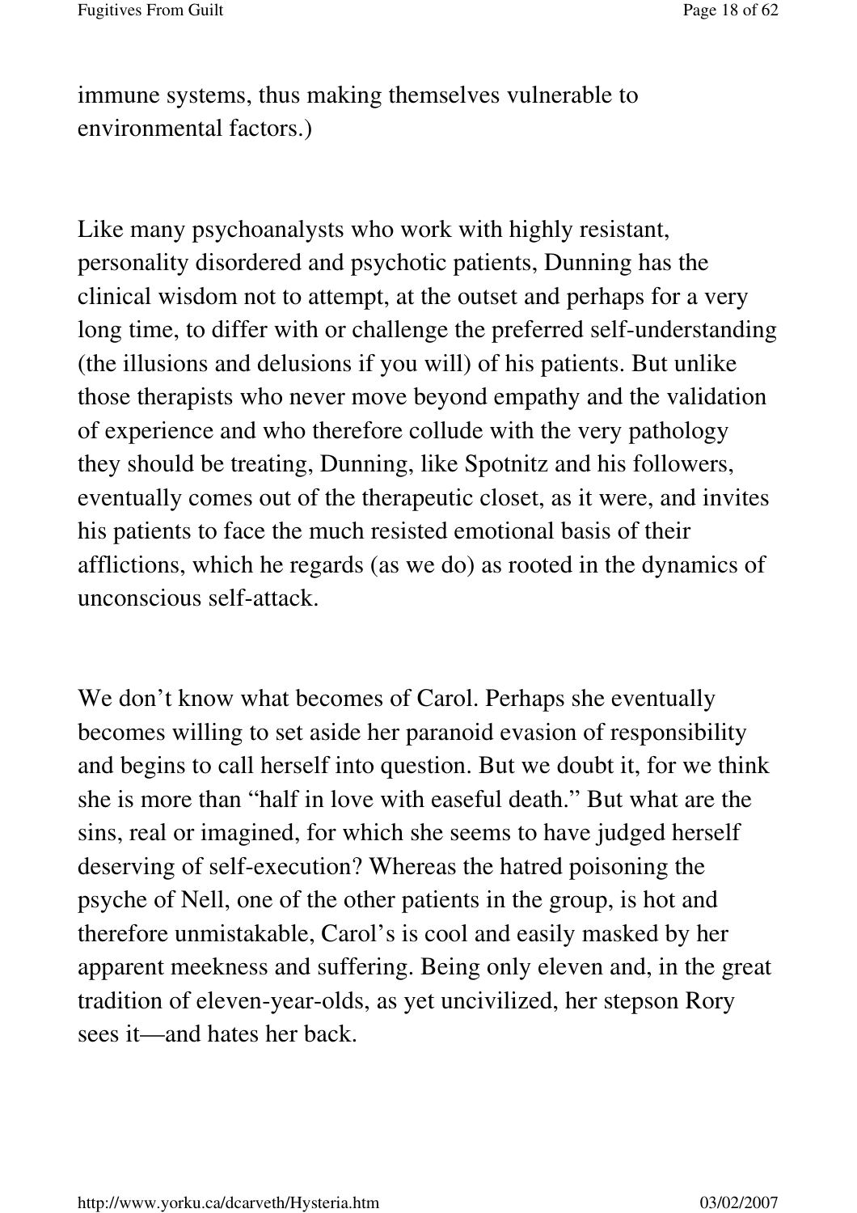immune systems, thus making themselves vulnerable to environmental factors.)

Like many psychoanalysts who work with highly resistant, personality disordered and psychotic patients, Dunning has the clinical wisdom not to attempt, at the outset and perhaps for a very long time, to differ with or challenge the preferred self-understanding (the illusions and delusions if you will) of his patients. But unlike those therapists who never move beyond empathy and the validation of experience and who therefore collude with the very pathology they should be treating, Dunning, like Spotnitz and his followers, eventually comes out of the therapeutic closet, as it were, and invites his patients to face the much resisted emotional basis of their afflictions, which he regards (as we do) as rooted in the dynamics of unconscious self-attack.

We don't know what becomes of Carol. Perhaps she eventually becomes willing to set aside her paranoid evasion of responsibility and begins to call herself into question. But we doubt it, for we think she is more than "half in love with easeful death." But what are the sins, real or imagined, for which she seems to have judged herself deserving of self-execution? Whereas the hatred poisoning the psyche of Nell, one of the other patients in the group, is hot and therefore unmistakable, Carol's is cool and easily masked by her apparent meekness and suffering. Being only eleven and, in the great tradition of eleven-year-olds, as yet uncivilized, her stepson Rory sees it—and hates her back.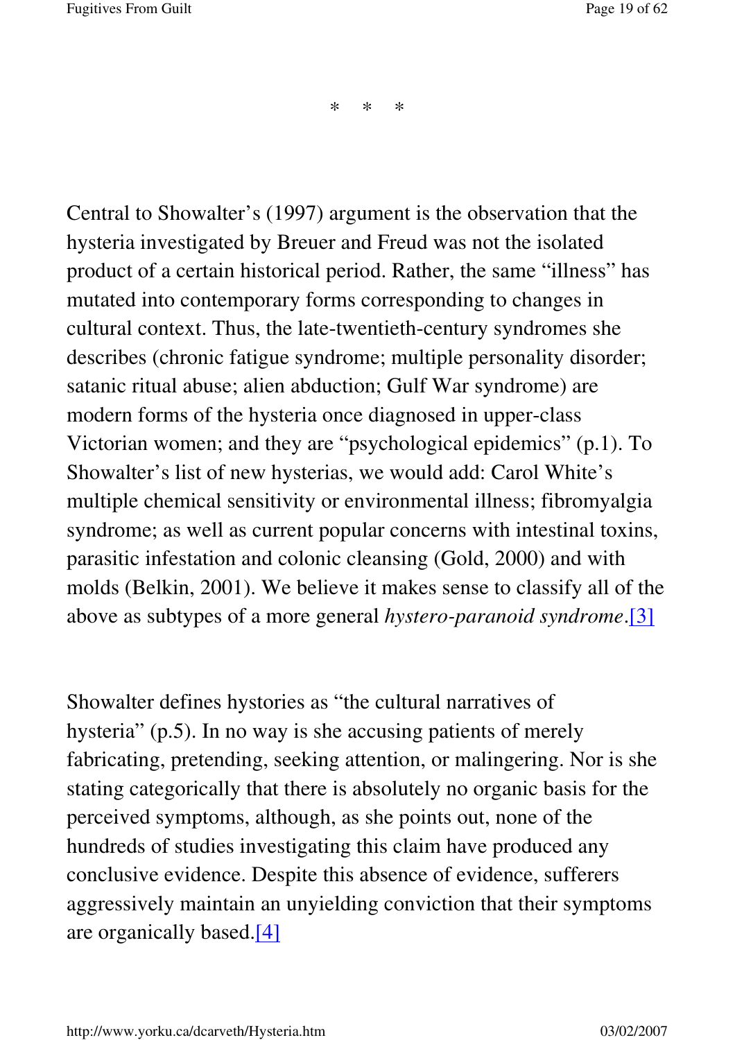\* \* \*

Central to Showalter's (1997) argument is the observation that the hysteria investigated by Breuer and Freud was not the isolated product of a certain historical period. Rather, the same "illness" has mutated into contemporary forms corresponding to changes in cultural context. Thus, the late-twentieth-century syndromes she describes (chronic fatigue syndrome; multiple personality disorder; satanic ritual abuse; alien abduction; Gulf War syndrome) are modern forms of the hysteria once diagnosed in upper-class Victorian women; and they are "psychological epidemics" (p.1). To Showalter's list of new hysterias, we would add: Carol White's multiple chemical sensitivity or environmental illness; fibromyalgia syndrome; as well as current popular concerns with intestinal toxins, parasitic infestation and colonic cleansing (Gold, 2000) and with molds (Belkin, 2001). We believe it makes sense to classify all of the above as subtypes of a more general *hystero-paranoid syndrome*.[3]

Showalter defines hystories as "the cultural narratives of hysteria" (p.5). In no way is she accusing patients of merely fabricating, pretending, seeking attention, or malingering. Nor is she stating categorically that there is absolutely no organic basis for the perceived symptoms, although, as she points out, none of the hundreds of studies investigating this claim have produced any conclusive evidence. Despite this absence of evidence, sufferers aggressively maintain an unyielding conviction that their symptoms are organically based.[4]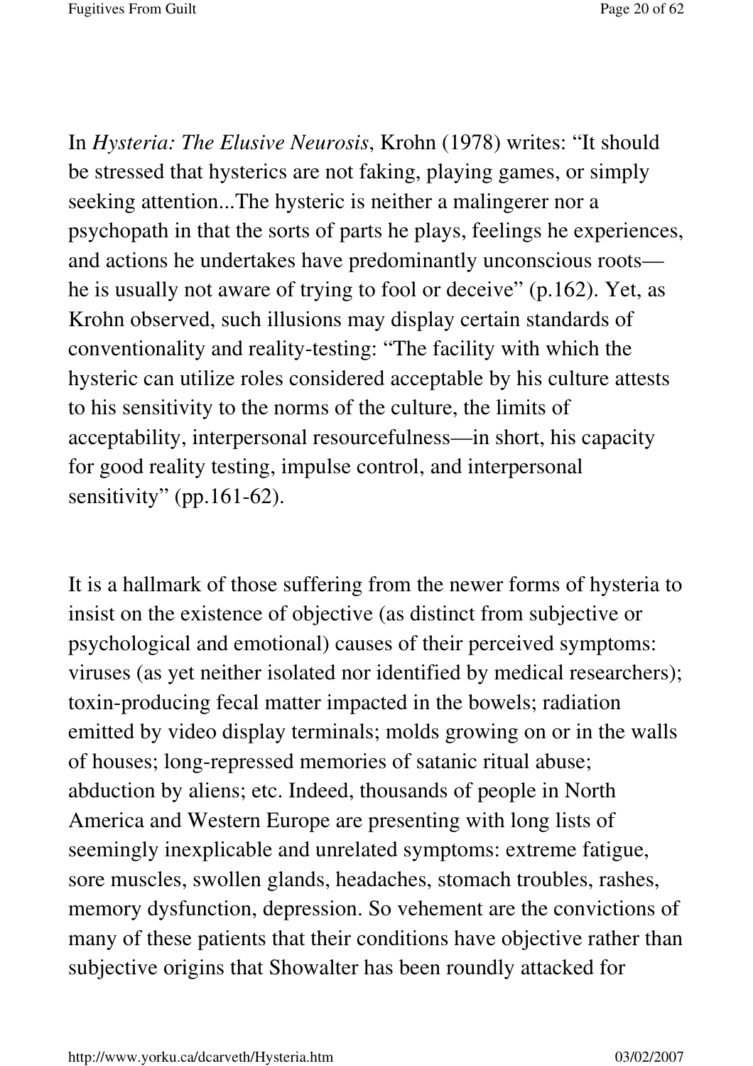In *Hysteria: The Elusive Neurosis*, Krohn (1978) writes: "It should be stressed that hysterics are not faking, playing games, or simply seeking attention...The hysteric is neither a malingerer nor a psychopath in that the sorts of parts he plays, feelings he experiences, and actions he undertakes have predominantly unconscious roots—he is usually not aware of trying to fool or deceive" (p.162). Yet, as Krohn observed, such illusions may display certain standards of conventionality and reality-testing: "The facility with which the hysteric can utilize roles considered acceptable by his culture attests to his sensitivity to the norms of the culture, the limits of acceptability, interpersonal resourcefulness—in short, his capacity for good reality testing, impulse control, and interpersonal sensitivity" (pp.161-62).

It is a hallmark of those suffering from the newer forms of hysteria to insist on the existence of objective (as distinct from subjective or psychological and emotional) causes of their perceived symptoms: viruses (as yet neither isolated nor identified by medical researchers); toxin-producing fecal matter impacted in the bowels; radiation emitted by video display terminals; molds growing on or in the walls of houses; long-repressed memories of satanic ritual abuse; abduction by aliens; etc. Indeed, thousands of people in North America and Western Europe are presenting with long lists of seemingly inexplicable and unrelated symptoms: extreme fatigue, sore muscles, swollen glands, headaches, stomach troubles, rashes, memory dysfunction, depression. So vehement are the convictions of many of these patients that their conditions have objective rather than subjective origins that Showalter has been roundly attacked for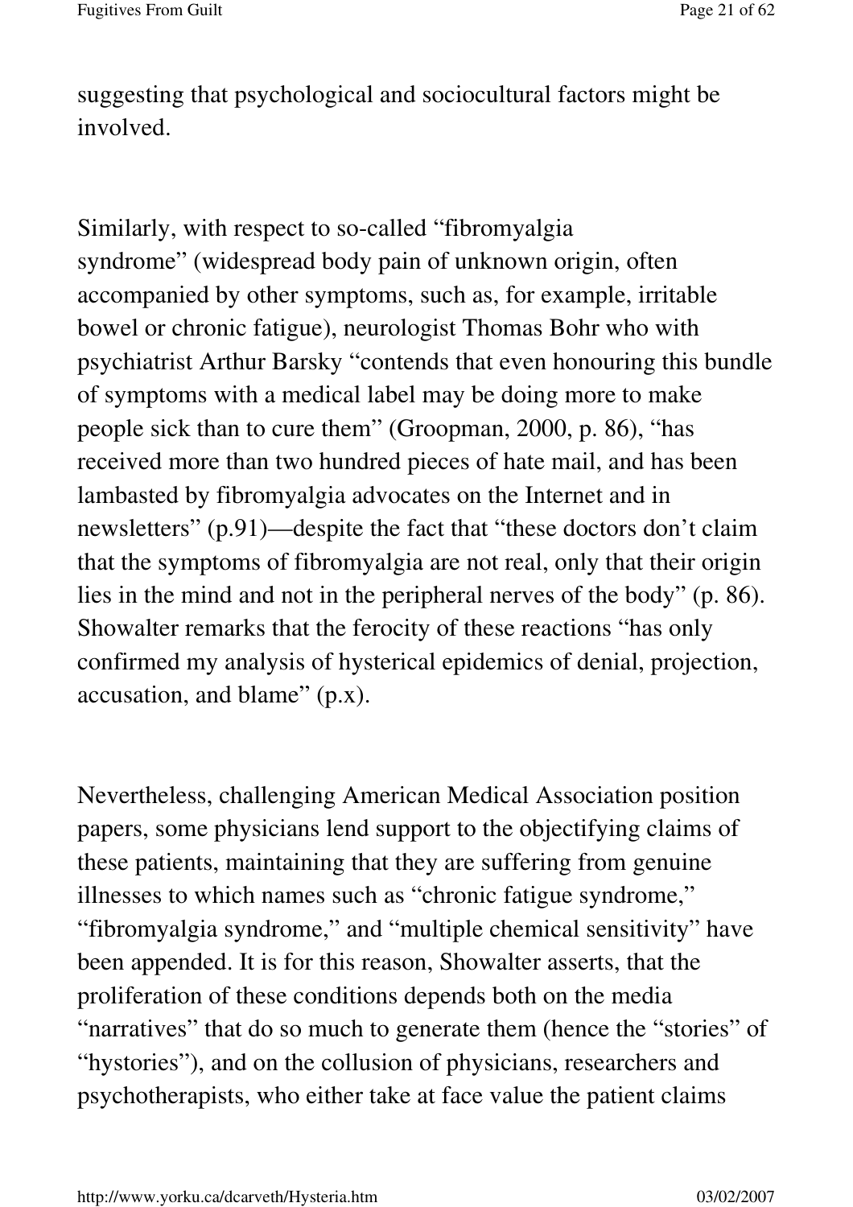suggesting that psychological and sociocultural factors might be involved.

Similarly, with respect to so-called "fibromyalgia syndrome" (widespread body pain of unknown origin, often accompanied by other symptoms, such as, for example, irritable bowel or chronic fatigue), neurologist Thomas Bohr who with psychiatrist Arthur Barsky "contends that even honouring this bundle of symptoms with a medical label may be doing more to make people sick than to cure them" (Groopman, 2000, p. 86), "has received more than two hundred pieces of hate mail, and has been lambasted by fibromyalgia advocates on the Internet and in newsletters" (p.91)—despite the fact that "these doctors don't claim that the symptoms of fibromyalgia are not real, only that their origin lies in the mind and not in the peripheral nerves of the body" (p. 86). Showalter remarks that the ferocity of these reactions "has only confirmed my analysis of hysterical epidemics of denial, projection, accusation, and blame" (p.x).

Nevertheless, challenging American Medical Association position papers, some physicians lend support to the objectifying claims of these patients, maintaining that they are suffering from genuine illnesses to which names such as "chronic fatigue syndrome," "fibromyalgia syndrome," and "multiple chemical sensitivity" have been appended. It is for this reason, Showalter asserts, that the proliferation of these conditions depends both on the media "narratives" that do so much to generate them (hence the "stories" of "hystories"), and on the collusion of physicians, researchers and psychotherapists, who either take at face value the patient claims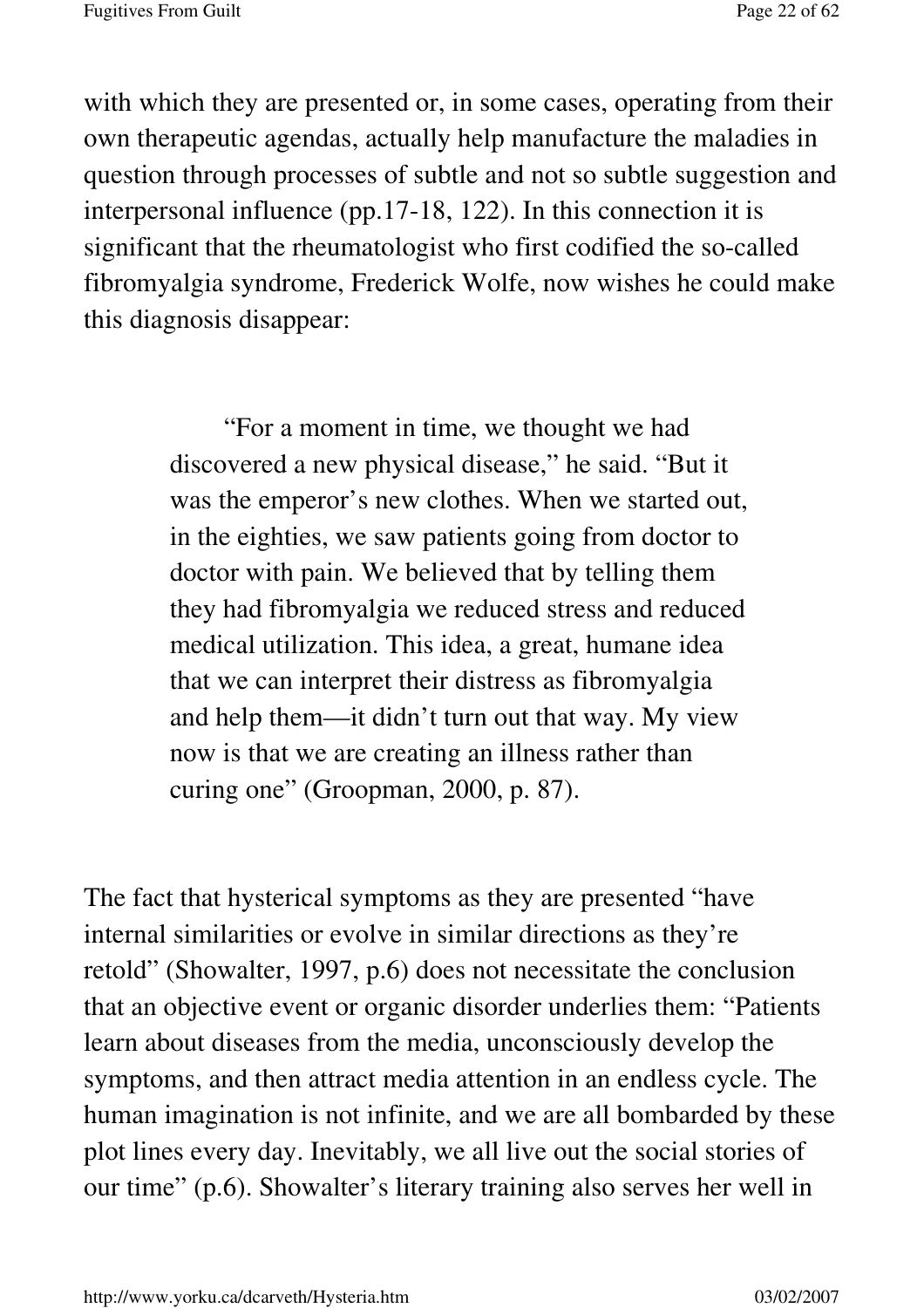with which they are presented or, in some cases, operating from their own therapeutic agendas, actually help manufacture the maladies in question through processes of subtle and not so subtle suggestion and interpersonal influence (pp.17-18, 122). In this connection it is significant that the rheumatologist who first codified the so-called fibromyalgia syndrome, Frederick Wolfe, now wishes he could make this diagnosis disappear:

> "For a moment in time, we thought we had discovered a new physical disease," he said. "But it was the emperor's new clothes. When we started out, in the eighties, we saw patients going from doctor to doctor with pain. We believed that by telling them they had fibromyalgia we reduced stress and reduced medical utilization. This idea, a great, humane idea that we can interpret their distress as fibromyalgia and help them—it didn't turn out that way. My view now is that we are creating an illness rather than curing one" (Groopman, 2000, p. 87).

The fact that hysterical symptoms as they are presented "have internal similarities or evolve in similar directions as they're retold" (Showalter, 1997, p.6) does not necessitate the conclusion that an objective event or organic disorder underlies them: "Patients learn about diseases from the media, unconsciously develop the symptoms, and then attract media attention in an endless cycle. The human imagination is not infinite, and we are all bombarded by these plot lines every day. Inevitably, we all live out the social stories of our time" (p.6). Showalter's literary training also serves her well in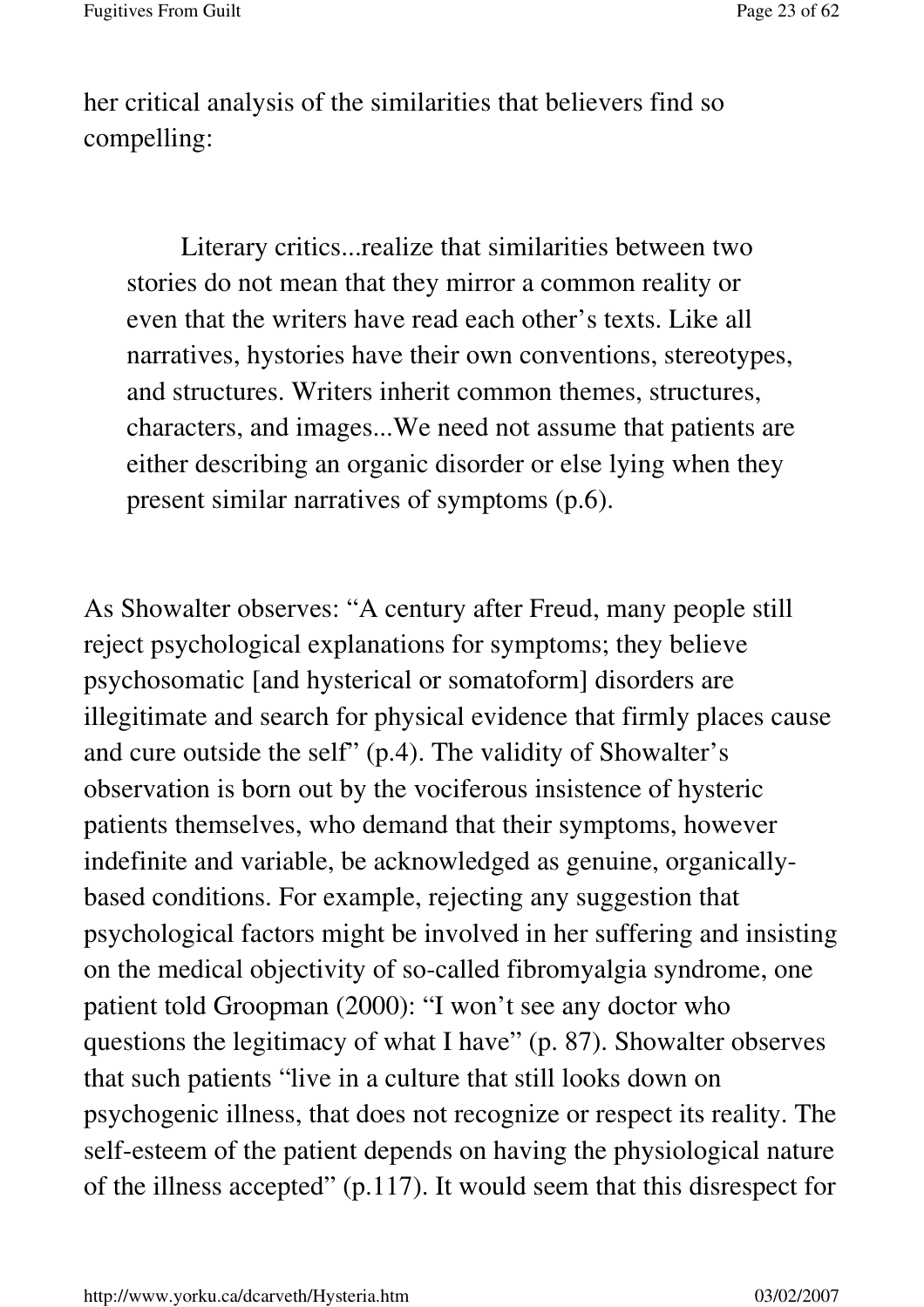her critical analysis of the similarities that believers find so compelling:

> Literary critics...realize that similarities between two stories do not mean that they mirror a common reality or even that the writers have read each other's texts. Like all narratives, hystories have their own conventions, stereotypes, and structures. Writers inherit common themes, structures, characters, and images...We need not assume that patients are either describing an organic disorder or else lying when they present similar narratives of symptoms (p.6).

As Showalter observes: "A century after Freud, many people still reject psychological explanations for symptoms; they believe psychosomatic [and hysterical or somatoform] disorders are illegitimate and search for physical evidence that firmly places cause and cure outside the self" (p.4). The validity of Showalter's observation is born out by the vociferous insistence of hysteric patients themselves, who demand that their symptoms, however indefinite and variable, be acknowledged as genuine, organically-based conditions. For example, rejecting any suggestion that psychological factors might be involved in her suffering and insisting on the medical objectivity of so-called fibromyalgia syndrome, one patient told Groopman (2000): "I won't see any doctor who questions the legitimacy of what I have" (p. 87). Showalter observes that such patients "live in a culture that still looks down on psychogenic illness, that does not recognize or respect its reality. The self-esteem of the patient depends on having the physiological nature of the illness accepted" (p.117). It would seem that this disrespect for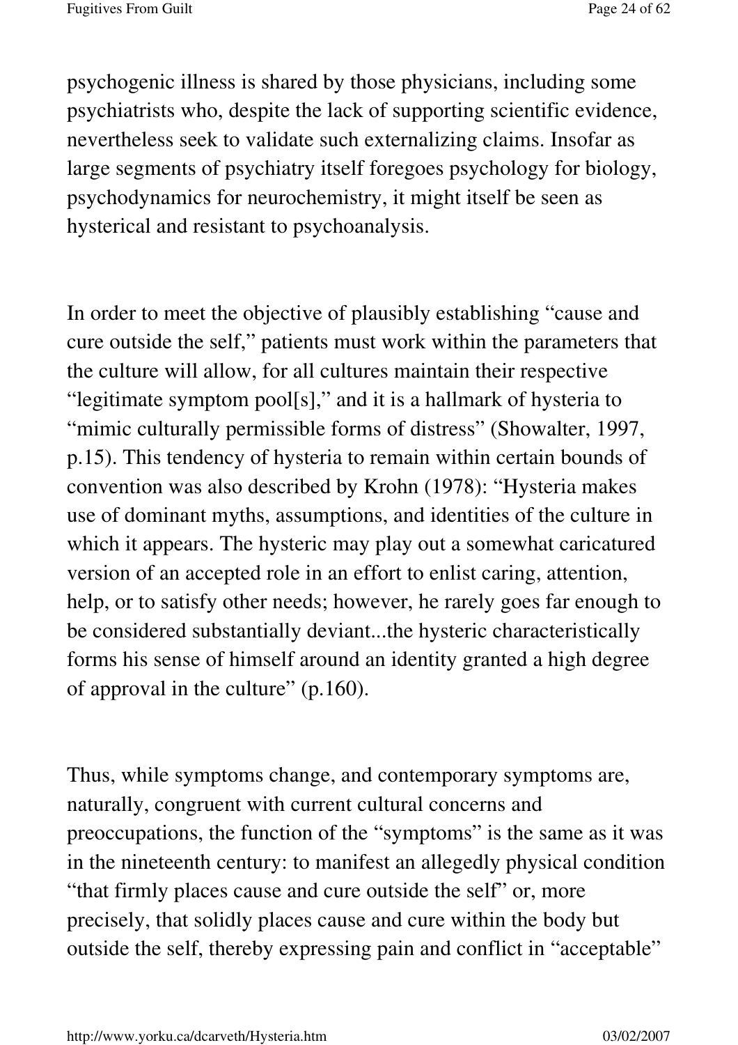psychogenic illness is shared by those physicians, including some psychiatrists who, despite the lack of supporting scientific evidence, nevertheless seek to validate such externalizing claims. Insofar as large segments of psychiatry itself foregoes psychology for biology, psychodynamics for neurochemistry, it might itself be seen as hysterical and resistant to psychoanalysis.

In order to meet the objective of plausibly establishing "cause and cure outside the self," patients must work within the parameters that the culture will allow, for all cultures maintain their respective "legitimate symptom pool[s]," and it is a hallmark of hysteria to "mimic culturally permissible forms of distress" (Showalter, 1997, p.15). This tendency of hysteria to remain within certain bounds of convention was also described by Krohn (1978): "Hysteria makes use of dominant myths, assumptions, and identities of the culture in which it appears. The hysteric may play out a somewhat caricatured version of an accepted role in an effort to enlist caring, attention, help, or to satisfy other needs; however, he rarely goes far enough to be considered substantially deviant...the hysteric characteristically forms his sense of himself around an identity granted a high degree of approval in the culture" (p.160).

Thus, while symptoms change, and contemporary symptoms are, naturally, congruent with current cultural concerns and preoccupations, the function of the "symptoms" is the same as it was in the nineteenth century: to manifest an allegedly physical condition "that firmly places cause and cure outside the self" or, more precisely, that solidly places cause and cure within the body but outside the self, thereby expressing pain and conflict in "acceptable"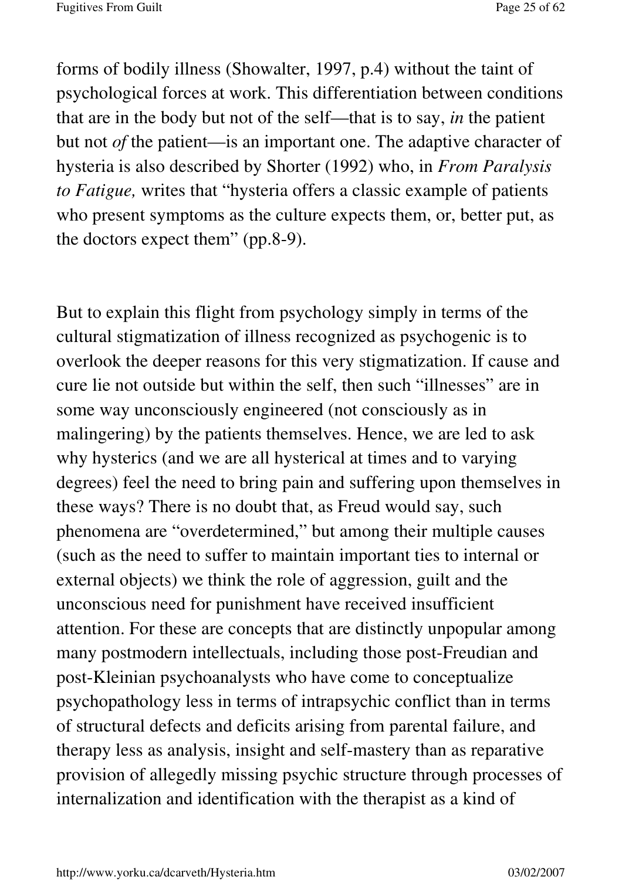forms of bodily illness (Showalter, 1997, p.4) without the taint of psychological forces at work. This differentiation between conditions that are in the body but not of the self—that is to say, *in* the patient but not *of* the patient—is an important one. The adaptive character of hysteria is also described by Shorter (1992) who, in *From Paralysis to Fatigue,* writes that "hysteria offers a classic example of patients who present symptoms as the culture expects them, or, better put, as the doctors expect them" (pp.8-9).

But to explain this flight from psychology simply in terms of the cultural stigmatization of illness recognized as psychogenic is to overlook the deeper reasons for this very stigmatization. If cause and cure lie not outside but within the self, then such "illnesses" are in some way unconsciously engineered (not consciously as in malingering) by the patients themselves. Hence, we are led to ask why hysterics (and we are all hysterical at times and to varying degrees) feel the need to bring pain and suffering upon themselves in these ways? There is no doubt that, as Freud would say, such phenomena are "overdetermined," but among their multiple causes (such as the need to suffer to maintain important ties to internal or external objects) we think the role of aggression, guilt and the unconscious need for punishment have received insufficient attention. For these are concepts that are distinctly unpopular among many postmodern intellectuals, including those post-Freudian and post-Kleinian psychoanalysts who have come to conceptualize psychopathology less in terms of intrapsychic conflict than in terms of structural defects and deficits arising from parental failure, and therapy less as analysis, insight and self-mastery than as reparative provision of allegedly missing psychic structure through processes of internalization and identification with the therapist as a kind of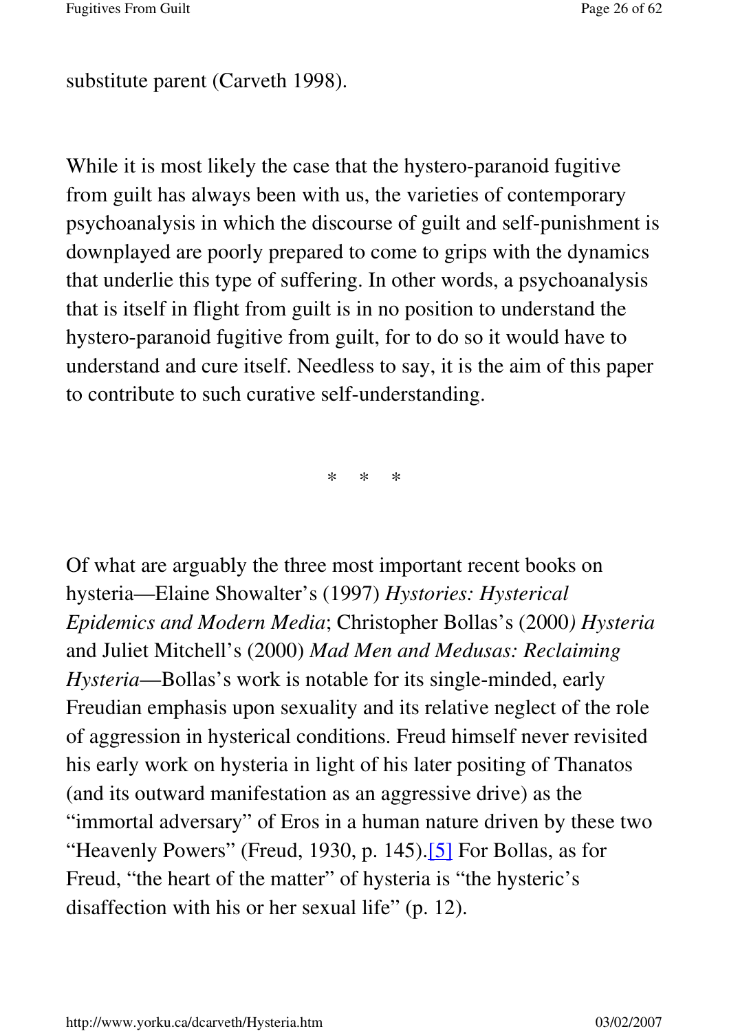substitute parent (Carveth 1998).

While it is most likely the case that the hystero-paranoid fugitive from guilt has always been with us, the varieties of contemporary psychoanalysis in which the discourse of guilt and self-punishment is downplayed are poorly prepared to come to grips with the dynamics that underlie this type of suffering. In other words, a psychoanalysis that is itself in flight from guilt is in no position to understand the hystero-paranoid fugitive from guilt, for to do so it would have to understand and cure itself. Needless to say, it is the aim of this paper to contribute to such curative self-understanding.

\* \* \*

Of what are arguably the three most important recent books on hysteria—Elaine Showalter's (1997) *Hystories: Hysterical Epidemics and Modern Media*; Christopher Bollas's (2000) *Hysteria* and Juliet Mitchell's (2000) *Mad Men and Medusas: Reclaiming Hysteria*—Bollas's work is notable for its single-minded, early Freudian emphasis upon sexuality and its relative neglect of the role of aggression in hysterical conditions. Freud himself never revisited his early work on hysteria in light of his later positing of Thanatos (and its outward manifestation as an aggressive drive) as the "immortal adversary" of Eros in a human nature driven by these two "Heavenly Powers" (Freud, 1930, p. 145).[5] For Bollas, as for Freud, "the heart of the matter" of hysteria is "the hysteric's disaffection with his or her sexual life" (p. 12).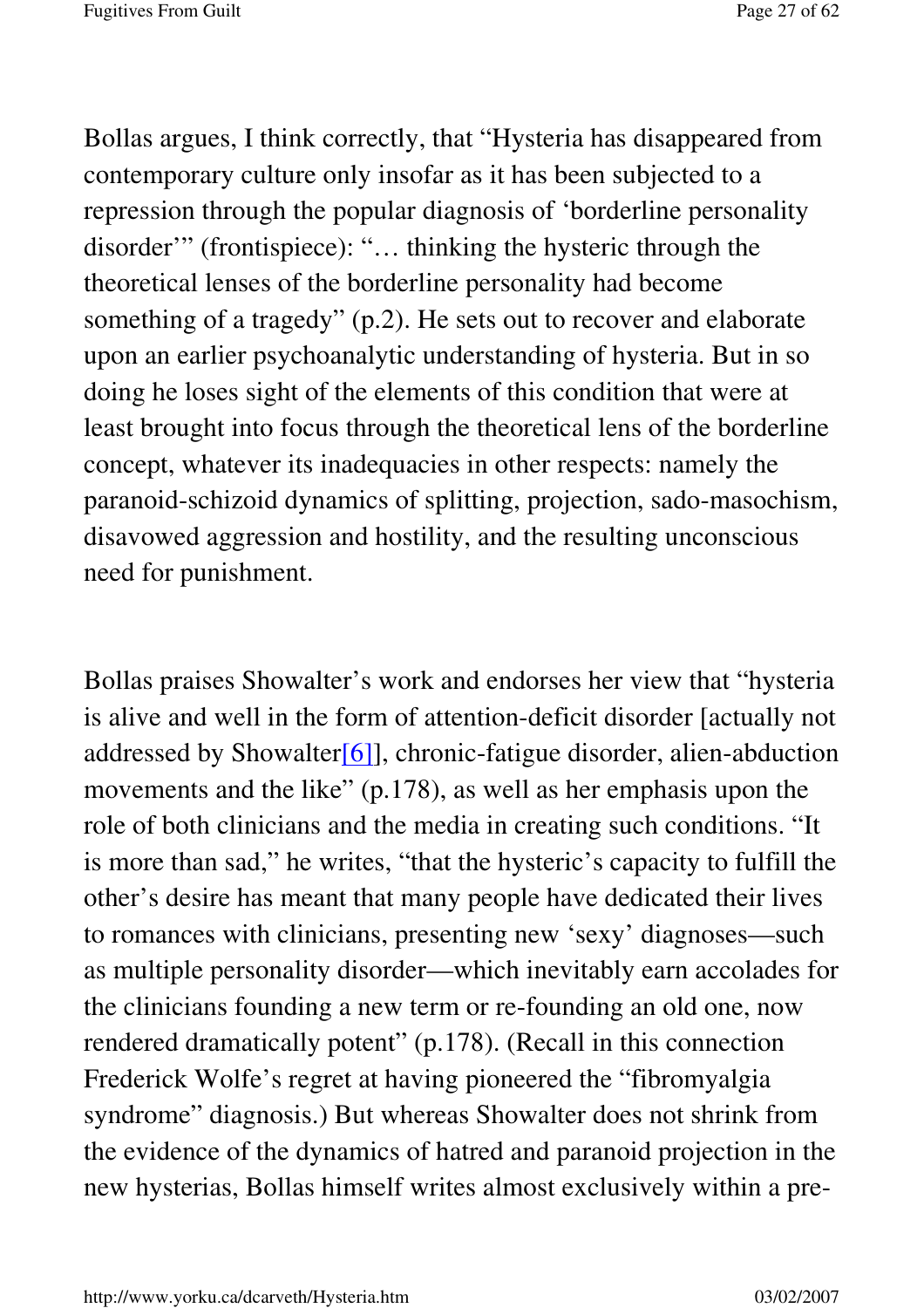Bollas argues, I think correctly, that "Hysteria has disappeared from contemporary culture only insofar as it has been subjected to a repression through the popular diagnosis of 'borderline personality disorder'" (frontispiece): "… thinking the hysteric through the theoretical lenses of the borderline personality had become something of a tragedy" (p.2). He sets out to recover and elaborate upon an earlier psychoanalytic understanding of hysteria. But in so doing he loses sight of the elements of this condition that were at least brought into focus through the theoretical lens of the borderline concept, whatever its inadequacies in other respects: namely the paranoid-schizoid dynamics of splitting, projection, sado-masochism, disavowed aggression and hostility, and the resulting unconscious need for punishment.

Bollas praises Showalter's work and endorses her view that "hysteria is alive and well in the form of attention-deficit disorder [actually not addressed by Showalter[6]], chronic-fatigue disorder, alien-abduction movements and the like" (p.178), as well as her emphasis upon the role of both clinicians and the media in creating such conditions. "It is more than sad," he writes, "that the hysteric's capacity to fulfill the other's desire has meant that many people have dedicated their lives to romances with clinicians, presenting new 'sexy' diagnoses—such as multiple personality disorder—which inevitably earn accolades for the clinicians founding a new term or re-founding an old one, now rendered dramatically potent" (p.178). (Recall in this connection Frederick Wolfe's regret at having pioneered the "fibromyalgia syndrome" diagnosis.) But whereas Showalter does not shrink from the evidence of the dynamics of hatred and paranoid projection in the new hysterias, Bollas himself writes almost exclusively within a pre-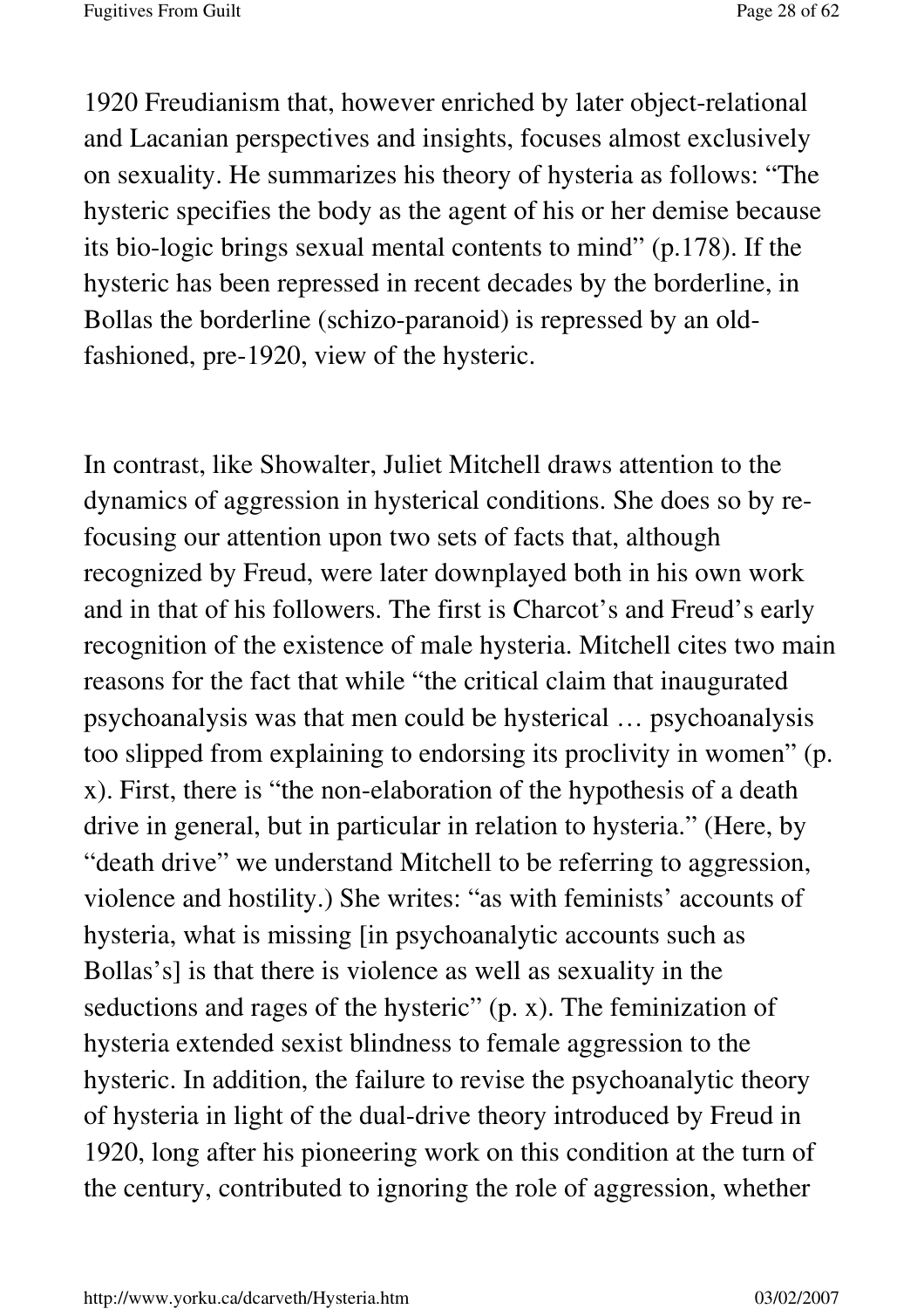1920 Freudianism that, however enriched by later object-relational and Lacanian perspectives and insights, focuses almost exclusively on sexuality. He summarizes his theory of hysteria as follows: "The hysteric specifies the body as the agent of his or her demise because its bio-logic brings sexual mental contents to mind" (p.178). If the hysteric has been repressed in recent decades by the borderline, in Bollas the borderline (schizo-paranoid) is repressed by an old-fashioned, pre-1920, view of the hysteric.

In contrast, like Showalter, Juliet Mitchell draws attention to the dynamics of aggression in hysterical conditions. She does so by re-focusing our attention upon two sets of facts that, although recognized by Freud, were later downplayed both in his own work and in that of his followers. The first is Charcot's and Freud's early recognition of the existence of male hysteria. Mitchell cites two main reasons for the fact that while "the critical claim that inaugurated psychoanalysis was that men could be hysterical … psychoanalysis too slipped from explaining to endorsing its proclivity in women" (p. x). First, there is "the non-elaboration of the hypothesis of a death drive in general, but in particular in relation to hysteria." (Here, by "death drive" we understand Mitchell to be referring to aggression, violence and hostility.) She writes: "as with feminists' accounts of hysteria, what is missing [in psychoanalytic accounts such as Bollas's] is that there is violence as well as sexuality in the seductions and rages of the hysteric" (p. x). The feminization of hysteria extended sexist blindness to female aggression to the hysteric. In addition, the failure to revise the psychoanalytic theory of hysteria in light of the dual-drive theory introduced by Freud in 1920, long after his pioneering work on this condition at the turn of the century, contributed to ignoring the role of aggression, whether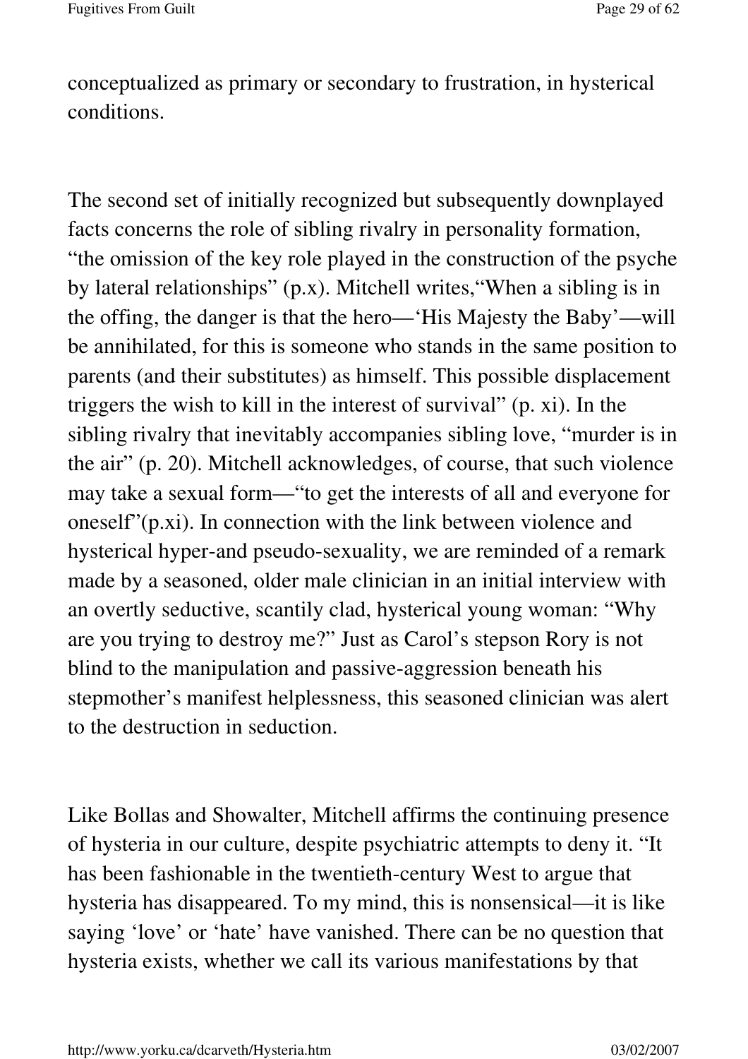conceptualized as primary or secondary to frustration, in hysterical conditions.

The second set of initially recognized but subsequently downplayed facts concerns the role of sibling rivalry in personality formation, "the omission of the key role played in the construction of the psyche by lateral relationships" (p.x). Mitchell writes,"When a sibling is in the offing, the danger is that the hero—'His Majesty the Baby'—will be annihilated, for this is someone who stands in the same position to parents (and their substitutes) as himself. This possible displacement triggers the wish to kill in the interest of survival" (p. xi). In the sibling rivalry that inevitably accompanies sibling love, "murder is in the air" (p. 20). Mitchell acknowledges, of course, that such violence may take a sexual form—"to get the interests of all and everyone for oneself"(p.xi). In connection with the link between violence and hysterical hyper-and pseudo-sexuality, we are reminded of a remark made by a seasoned, older male clinician in an initial interview with an overtly seductive, scantily clad, hysterical young woman: "Why are you trying to destroy me?" Just as Carol's stepson Rory is not blind to the manipulation and passive-aggression beneath his stepmother's manifest helplessness, this seasoned clinician was alert to the destruction in seduction.

Like Bollas and Showalter, Mitchell affirms the continuing presence of hysteria in our culture, despite psychiatric attempts to deny it. "It has been fashionable in the twentieth-century West to argue that hysteria has disappeared. To my mind, this is nonsensical—it is like saying 'love' or 'hate' have vanished. There can be no question that hysteria exists, whether we call its various manifestations by that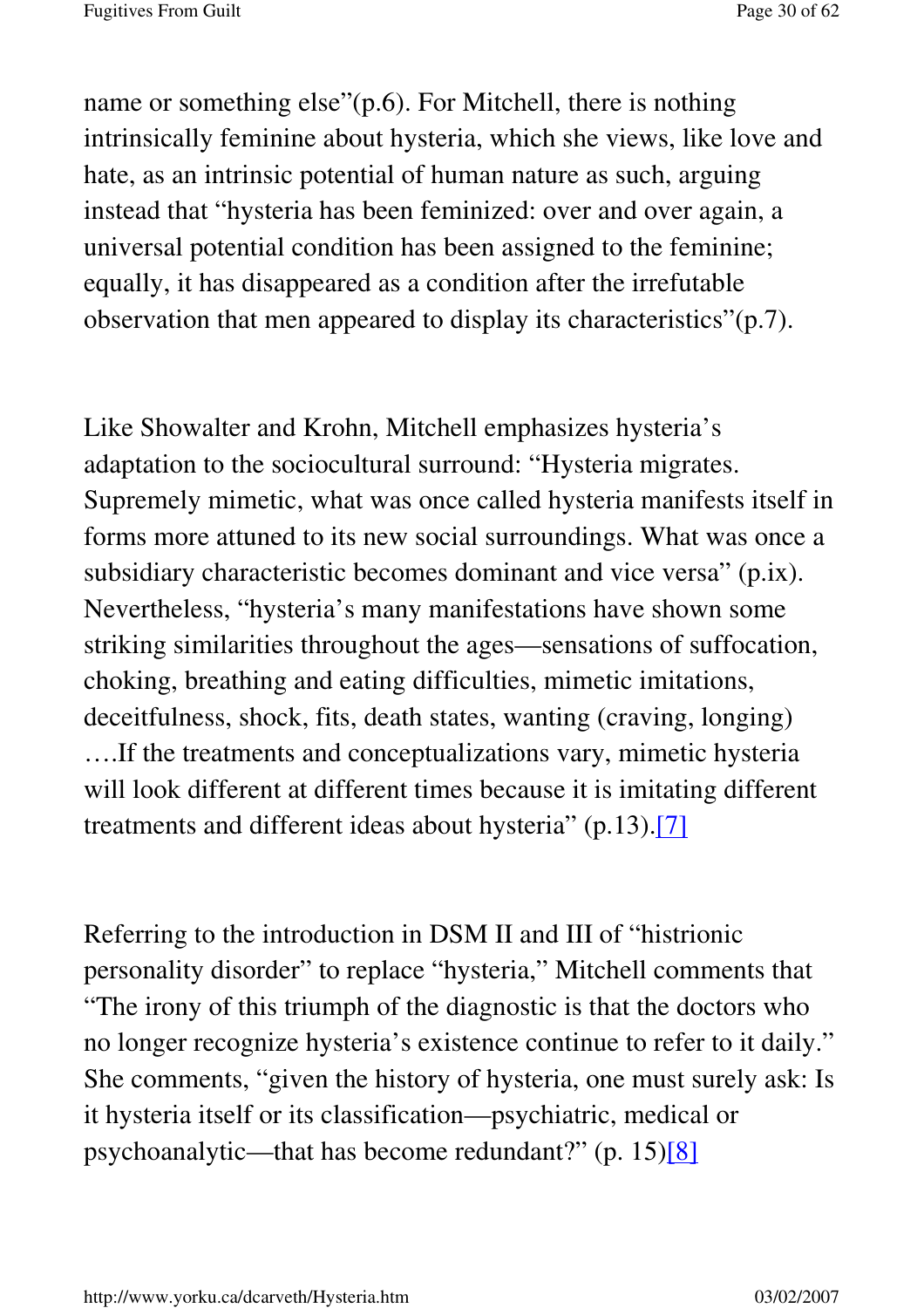name or something else"(p.6). For Mitchell, there is nothing intrinsically feminine about hysteria, which she views, like love and hate, as an intrinsic potential of human nature as such, arguing instead that "hysteria has been feminized: over and over again, a universal potential condition has been assigned to the feminine; equally, it has disappeared as a condition after the irrefutable observation that men appeared to display its characteristics"(p.7).

Like Showalter and Krohn, Mitchell emphasizes hysteria's adaptation to the sociocultural surround: "Hysteria migrates. Supremely mimetic, what was once called hysteria manifests itself in forms more attuned to its new social surroundings. What was once a subsidiary characteristic becomes dominant and vice versa" (p.ix). Nevertheless, "hysteria's many manifestations have shown some striking similarities throughout the ages—sensations of suffocation, choking, breathing and eating difficulties, mimetic imitations, deceitfulness, shock, fits, death states, wanting (craving, longing) ….If the treatments and conceptualizations vary, mimetic hysteria will look different at different times because it is imitating different treatments and different ideas about hysteria" (p.13).[7]

Referring to the introduction in DSM II and III of "histrionic personality disorder" to replace "hysteria," Mitchell comments that "The irony of this triumph of the diagnostic is that the doctors who no longer recognize hysteria's existence continue to refer to it daily." She comments, "given the history of hysteria, one must surely ask: Is it hysteria itself or its classification—psychiatric, medical or psychoanalytic—that has become redundant?" (p. 15)[8]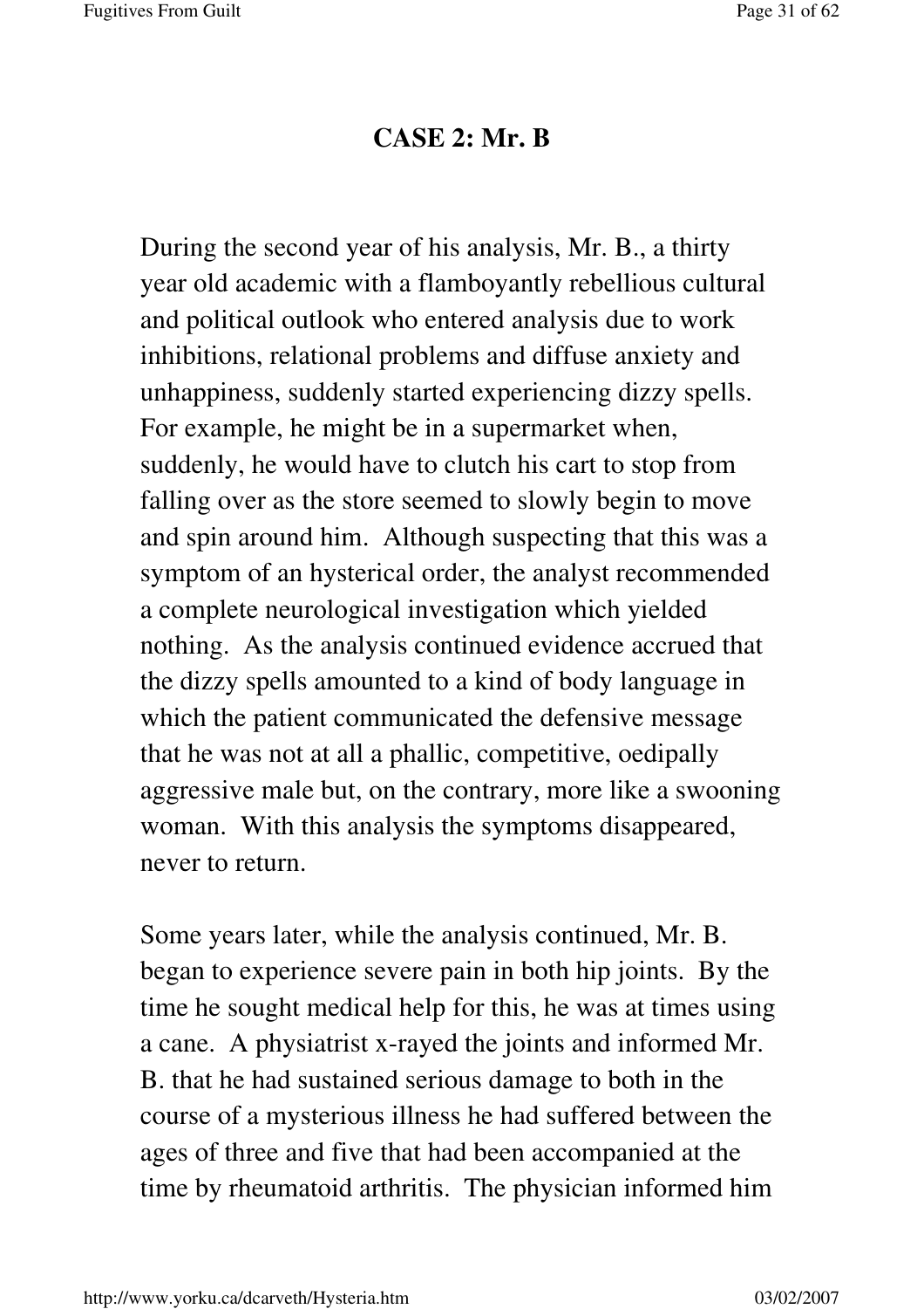## CASE 2: Mr. B

During the second year of his analysis, Mr. B., a thirty year old academic with a flamboyantly rebellious cultural and political outlook who entered analysis due to work inhibitions, relational problems and diffuse anxiety and unhappiness, suddenly started experiencing dizzy spells. For example, he might be in a supermarket when, suddenly, he would have to clutch his cart to stop from falling over as the store seemed to slowly begin to move and spin around him. Although suspecting that this was a symptom of an hysterical order, the analyst recommended a complete neurological investigation which yielded nothing. As the analysis continued evidence accrued that the dizzy spells amounted to a kind of body language in which the patient communicated the defensive message that he was not at all a phallic, competitive, oedipally aggressive male but, on the contrary, more like a swooning woman. With this analysis the symptoms disappeared, never to return.

Some years later, while the analysis continued, Mr. B. began to experience severe pain in both hip joints. By the time he sought medical help for this, he was at times using a cane. A physiatrist x-rayed the joints and informed Mr. B. that he had sustained serious damage to both in the course of a mysterious illness he had suffered between the ages of three and five that had been accompanied at the time by rheumatoid arthritis. The physician informed him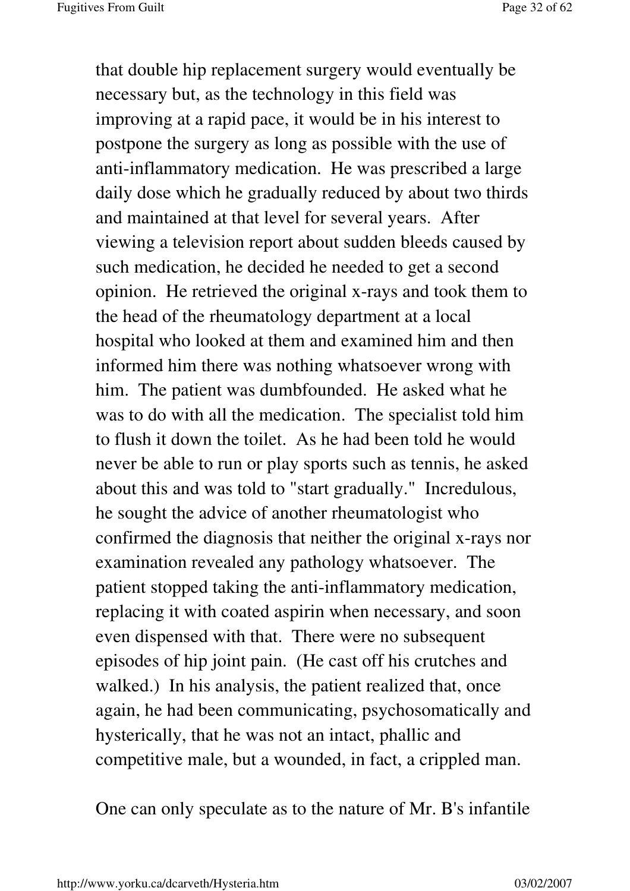that double hip replacement surgery would eventually be necessary but, as the technology in this field was improving at a rapid pace, it would be in his interest to postpone the surgery as long as possible with the use of anti-inflammatory medication. He was prescribed a large daily dose which he gradually reduced by about two thirds and maintained at that level for several years. After viewing a television report about sudden bleeds caused by such medication, he decided he needed to get a second opinion. He retrieved the original x-rays and took them to the head of the rheumatology department at a local hospital who looked at them and examined him and then informed him there was nothing whatsoever wrong with him. The patient was dumbfounded. He asked what he was to do with all the medication. The specialist told him to flush it down the toilet. As he had been told he would never be able to run or play sports such as tennis, he asked about this and was told to "start gradually." Incredulous, he sought the advice of another rheumatologist who confirmed the diagnosis that neither the original x-rays nor examination revealed any pathology whatsoever. The patient stopped taking the anti-inflammatory medication, replacing it with coated aspirin when necessary, and soon even dispensed with that. There were no subsequent episodes of hip joint pain. (He cast off his crutches and walked.) In his analysis, the patient realized that, once again, he had been communicating, psychosomatically and hysterically, that he was not an intact, phallic and competitive male, but a wounded, in fact, a crippled man.

One can only speculate as to the nature of Mr. B's infantile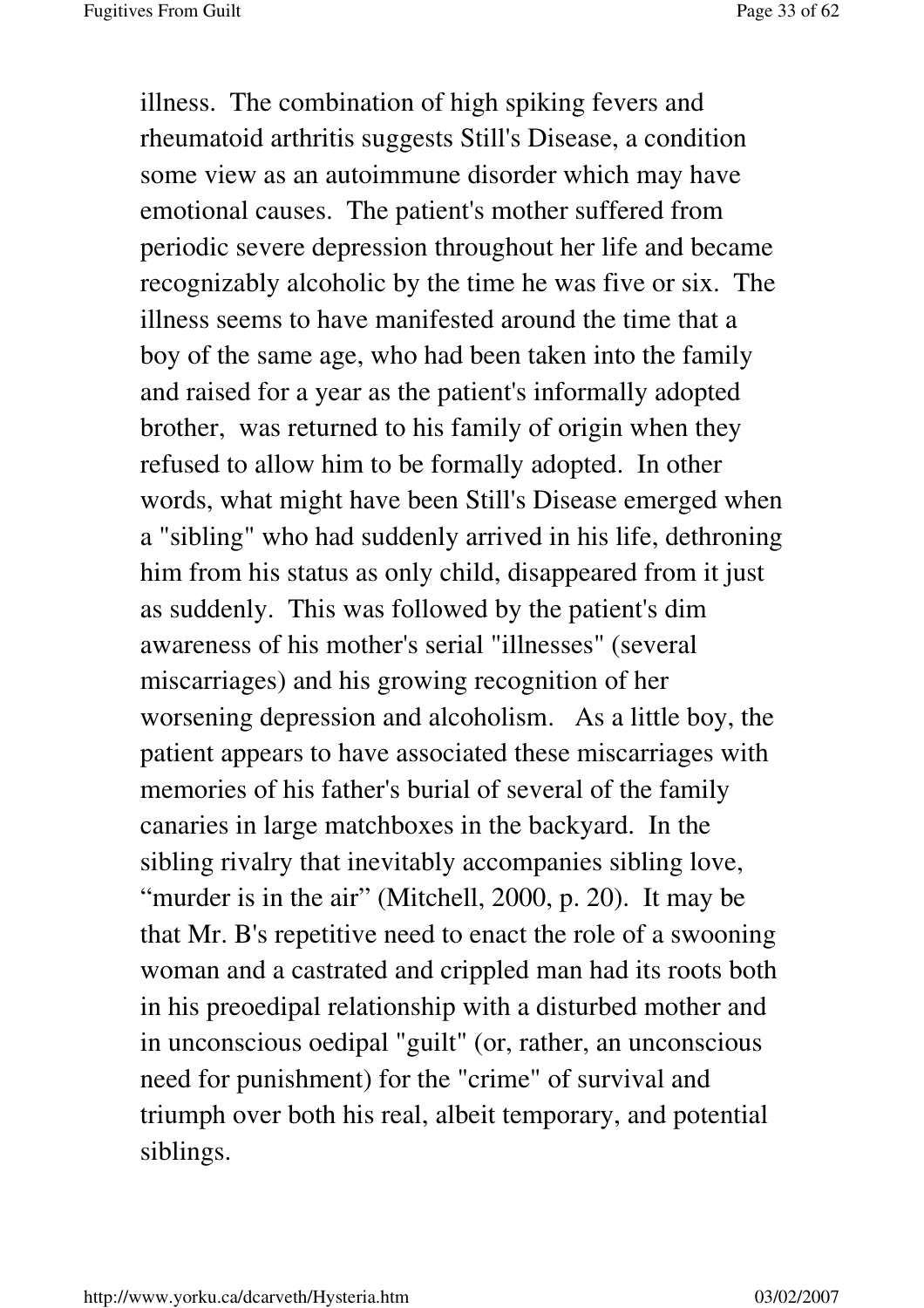illness. The combination of high spiking fevers and rheumatoid arthritis suggests Still's Disease, a condition some view as an autoimmune disorder which may have emotional causes. The patient's mother suffered from periodic severe depression throughout her life and became recognizably alcoholic by the time he was five or six. The illness seems to have manifested around the time that a boy of the same age, who had been taken into the family and raised for a year as the patient's informally adopted brother, was returned to his family of origin when they refused to allow him to be formally adopted. In other words, what might have been Still's Disease emerged when a "sibling" who had suddenly arrived in his life, dethroning him from his status as only child, disappeared from it just as suddenly. This was followed by the patient's dim awareness of his mother's serial "illnesses" (several miscarriages) and his growing recognition of her worsening depression and alcoholism. As a little boy, the patient appears to have associated these miscarriages with memories of his father's burial of several of the family canaries in large matchboxes in the backyard. In the sibling rivalry that inevitably accompanies sibling love, "murder is in the air" (Mitchell, 2000, p. 20). It may be that Mr. B's repetitive need to enact the role of a swooning woman and a castrated and crippled man had its roots both in his preoedipal relationship with a disturbed mother and in unconscious oedipal "guilt" (or, rather, an unconscious need for punishment) for the "crime" of survival and triumph over both his real, albeit temporary, and potential siblings.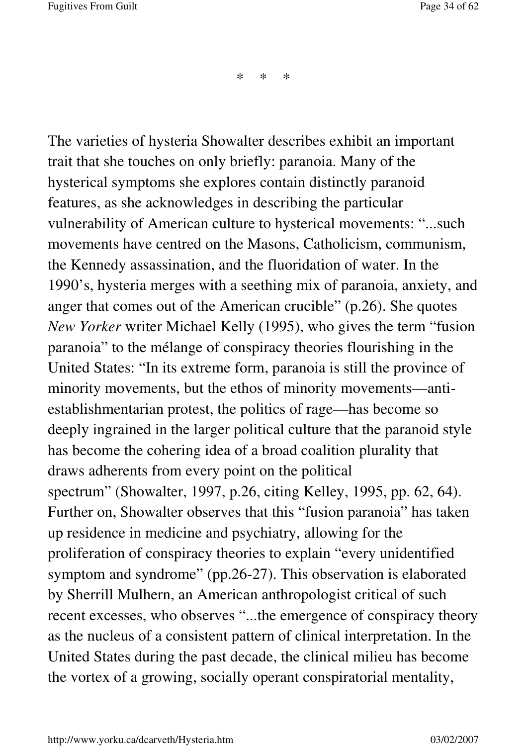\*     \*     \*

The varieties of hysteria Showalter describes exhibit an important trait that she touches on only briefly: paranoia. Many of the hysterical symptoms she explores contain distinctly paranoid features, as she acknowledges in describing the particular vulnerability of American culture to hysterical movements: "...such movements have centred on the Masons, Catholicism, communism, the Kennedy assassination, and the fluoridation of water. In the 1990's, hysteria merges with a seething mix of paranoia, anxiety, and anger that comes out of the American crucible" (p.26). She quotes *New Yorker* writer Michael Kelly (1995), who gives the term "fusion paranoia" to the mélange of conspiracy theories flourishing in the United States: "In its extreme form, paranoia is still the province of minority movements, but the ethos of minority movements—anti-establishmentarian protest, the politics of rage—has become so deeply ingrained in the larger political culture that the paranoid style has become the cohering idea of a broad coalition plurality that draws adherents from every point on the political spectrum" (Showalter, 1997, p.26, citing Kelley, 1995, pp. 62, 64). Further on, Showalter observes that this "fusion paranoia" has taken up residence in medicine and psychiatry, allowing for the proliferation of conspiracy theories to explain "every unidentified symptom and syndrome" (pp.26-27). This observation is elaborated by Sherrill Mulhern, an American anthropologist critical of such recent excesses, who observes "...the emergence of conspiracy theory as the nucleus of a consistent pattern of clinical interpretation. In the United States during the past decade, the clinical milieu has become the vortex of a growing, socially operant conspiratorial mentality,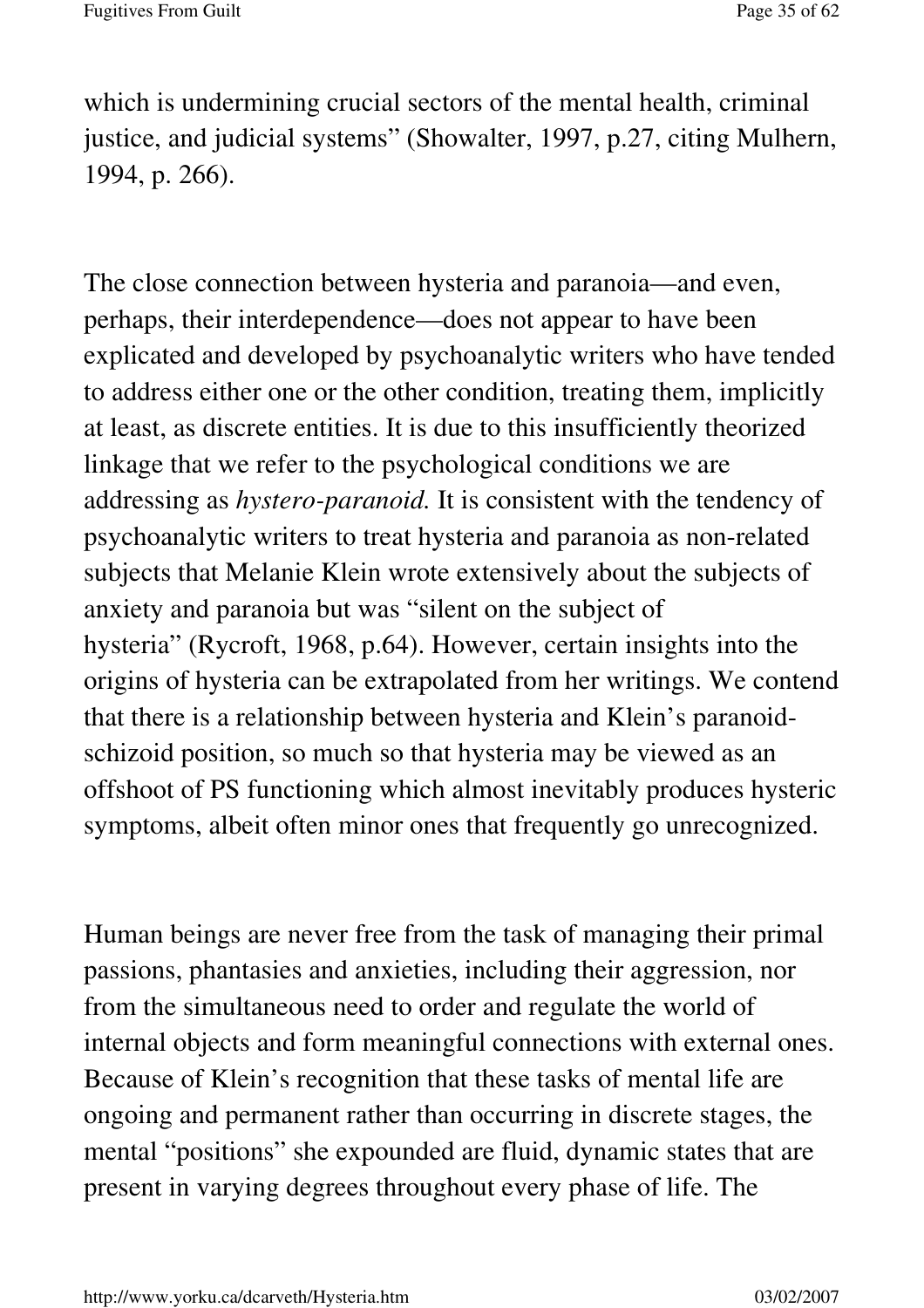which is undermining crucial sectors of the mental health, criminal justice, and judicial systems" (Showalter, 1997, p.27, citing Mulhern, 1994, p. 266).

The close connection between hysteria and paranoia—and even, perhaps, their interdependence—does not appear to have been explicated and developed by psychoanalytic writers who have tended to address either one or the other condition, treating them, implicitly at least, as discrete entities. It is due to this insufficiently theorized linkage that we refer to the psychological conditions we are addressing as *hystero-paranoid.* It is consistent with the tendency of psychoanalytic writers to treat hysteria and paranoia as non-related subjects that Melanie Klein wrote extensively about the subjects of anxiety and paranoia but was "silent on the subject of hysteria" (Rycroft, 1968, p.64). However, certain insights into the origins of hysteria can be extrapolated from her writings. We contend that there is a relationship between hysteria and Klein's paranoid-schizoid position, so much so that hysteria may be viewed as an offshoot of PS functioning which almost inevitably produces hysteric symptoms, albeit often minor ones that frequently go unrecognized.

Human beings are never free from the task of managing their primal passions, phantasies and anxieties, including their aggression, nor from the simultaneous need to order and regulate the world of internal objects and form meaningful connections with external ones. Because of Klein's recognition that these tasks of mental life are ongoing and permanent rather than occurring in discrete stages, the mental "positions" she expounded are fluid, dynamic states that are present in varying degrees throughout every phase of life. The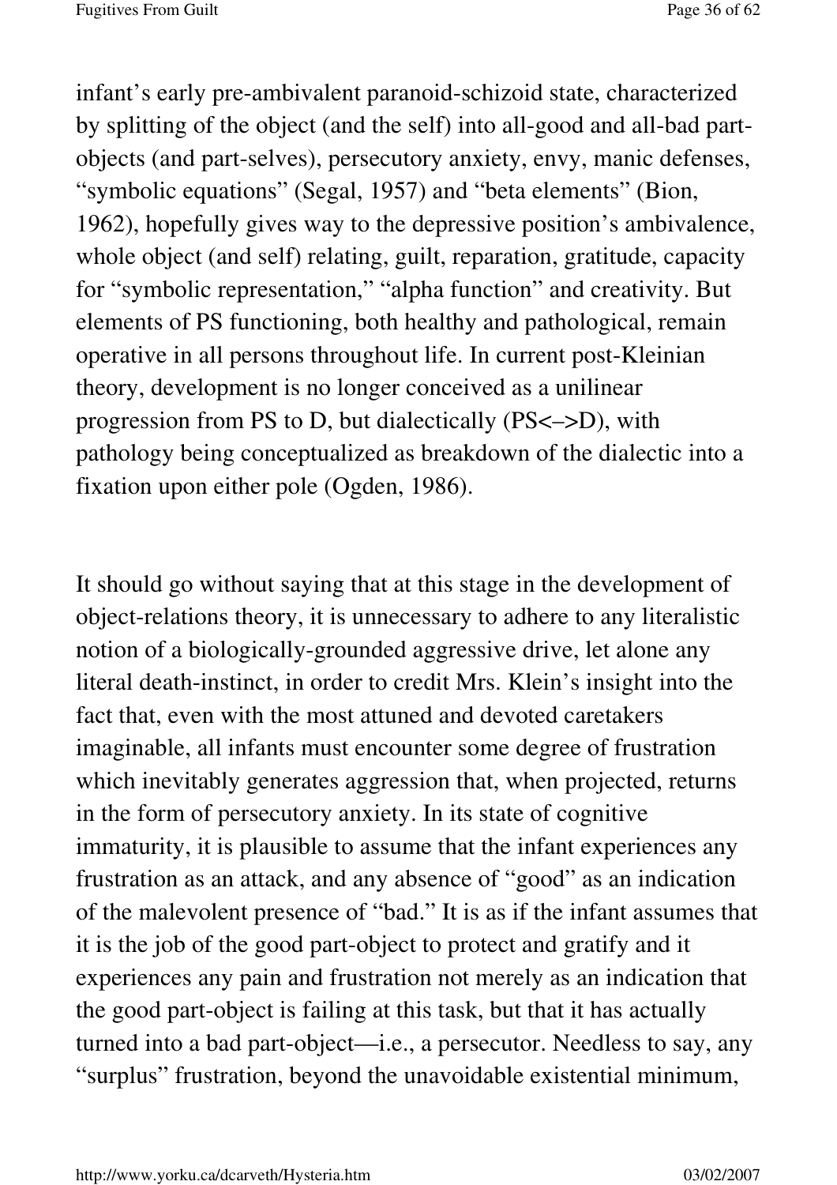infant's early pre-ambivalent paranoid-schizoid state, characterized by splitting of the object (and the self) into all-good and all-bad part-objects (and part-selves), persecutory anxiety, envy, manic defenses, "symbolic equations" (Segal, 1957) and "beta elements" (Bion, 1962), hopefully gives way to the depressive position's ambivalence, whole object (and self) relating, guilt, reparation, gratitude, capacity for "symbolic representation," "alpha function" and creativity. But elements of PS functioning, both healthy and pathological, remain operative in all persons throughout life. In current post-Kleinian theory, development is no longer conceived as a unilinear progression from PS to D, but dialectically (PS<–>D), with pathology being conceptualized as breakdown of the dialectic into a fixation upon either pole (Ogden, 1986).

It should go without saying that at this stage in the development of object-relations theory, it is unnecessary to adhere to any literalistic notion of a biologically-grounded aggressive drive, let alone any literal death-instinct, in order to credit Mrs. Klein's insight into the fact that, even with the most attuned and devoted caretakers imaginable, all infants must encounter some degree of frustration which inevitably generates aggression that, when projected, returns in the form of persecutory anxiety. In its state of cognitive immaturity, it is plausible to assume that the infant experiences any frustration as an attack, and any absence of "good" as an indication of the malevolent presence of "bad." It is as if the infant assumes that it is the job of the good part-object to protect and gratify and it experiences any pain and frustration not merely as an indication that the good part-object is failing at this task, but that it has actually turned into a bad part-object—i.e., a persecutor. Needless to say, any "surplus" frustration, beyond the unavoidable existential minimum,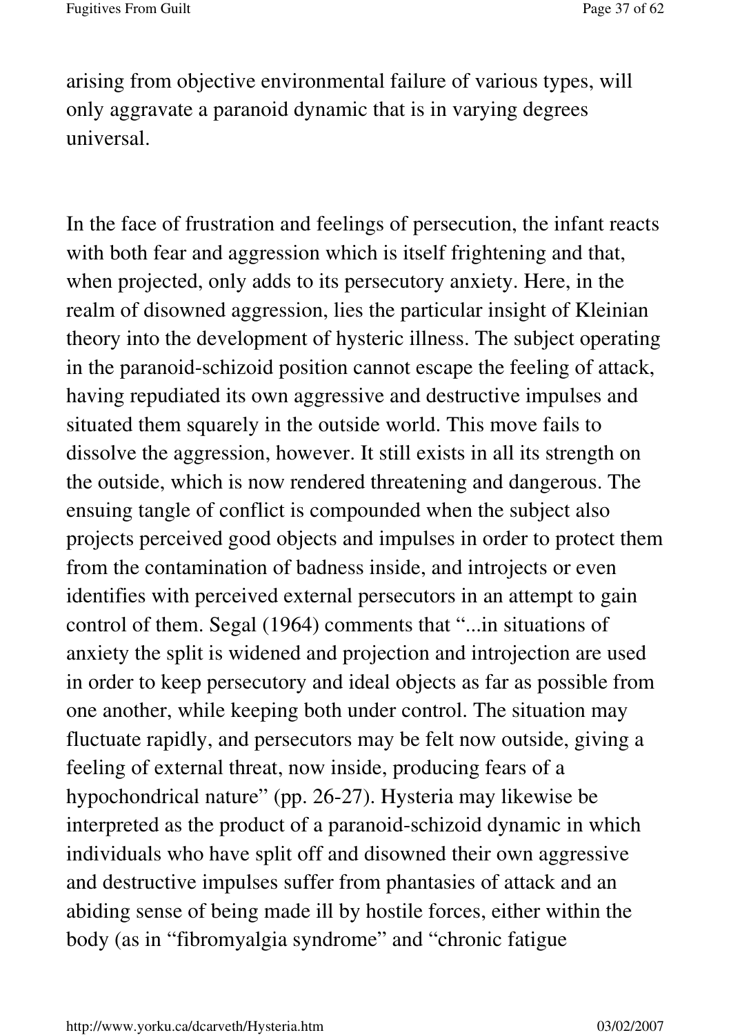arising from objective environmental failure of various types, will only aggravate a paranoid dynamic that is in varying degrees universal.

In the face of frustration and feelings of persecution, the infant reacts with both fear and aggression which is itself frightening and that, when projected, only adds to its persecutory anxiety. Here, in the realm of disowned aggression, lies the particular insight of Kleinian theory into the development of hysteric illness. The subject operating in the paranoid-schizoid position cannot escape the feeling of attack, having repudiated its own aggressive and destructive impulses and situated them squarely in the outside world. This move fails to dissolve the aggression, however. It still exists in all its strength on the outside, which is now rendered threatening and dangerous. The ensuing tangle of conflict is compounded when the subject also projects perceived good objects and impulses in order to protect them from the contamination of badness inside, and introjects or even identifies with perceived external persecutors in an attempt to gain control of them. Segal (1964) comments that "...in situations of anxiety the split is widened and projection and introjection are used in order to keep persecutory and ideal objects as far as possible from one another, while keeping both under control. The situation may fluctuate rapidly, and persecutors may be felt now outside, giving a feeling of external threat, now inside, producing fears of a hypochondrical nature" (pp. 26-27). Hysteria may likewise be interpreted as the product of a paranoid-schizoid dynamic in which individuals who have split off and disowned their own aggressive and destructive impulses suffer from phantasies of attack and an abiding sense of being made ill by hostile forces, either within the body (as in "fibromyalgia syndrome" and "chronic fatigue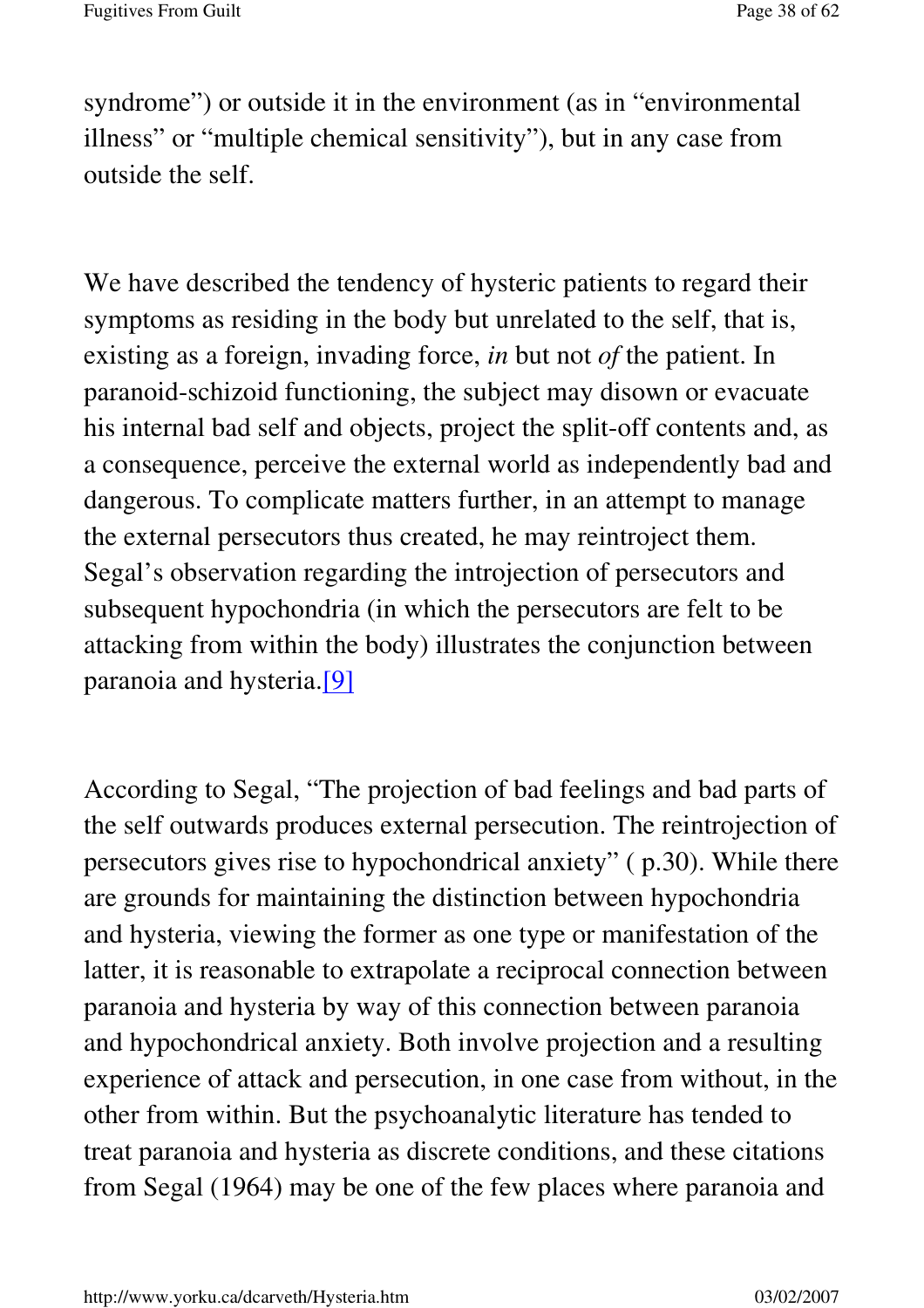syndrome") or outside it in the environment (as in "environmental illness" or "multiple chemical sensitivity"), but in any case from outside the self.

We have described the tendency of hysteric patients to regard their symptoms as residing in the body but unrelated to the self, that is, existing as a foreign, invading force, *in* but not *of* the patient. In paranoid-schizoid functioning, the subject may disown or evacuate his internal bad self and objects, project the split-off contents and, as a consequence, perceive the external world as independently bad and dangerous. To complicate matters further, in an attempt to manage the external persecutors thus created, he may reintroject them. Segal's observation regarding the introjection of persecutors and subsequent hypochondria (in which the persecutors are felt to be attacking from within the body) illustrates the conjunction between paranoia and hysteria.[9]

According to Segal, "The projection of bad feelings and bad parts of the self outwards produces external persecution. The reintrojection of persecutors gives rise to hypochondrical anxiety" ( p.30). While there are grounds for maintaining the distinction between hypochondria and hysteria, viewing the former as one type or manifestation of the latter, it is reasonable to extrapolate a reciprocal connection between paranoia and hysteria by way of this connection between paranoia and hypochondrical anxiety. Both involve projection and a resulting experience of attack and persecution, in one case from without, in the other from within. But the psychoanalytic literature has tended to treat paranoia and hysteria as discrete conditions, and these citations from Segal (1964) may be one of the few places where paranoia and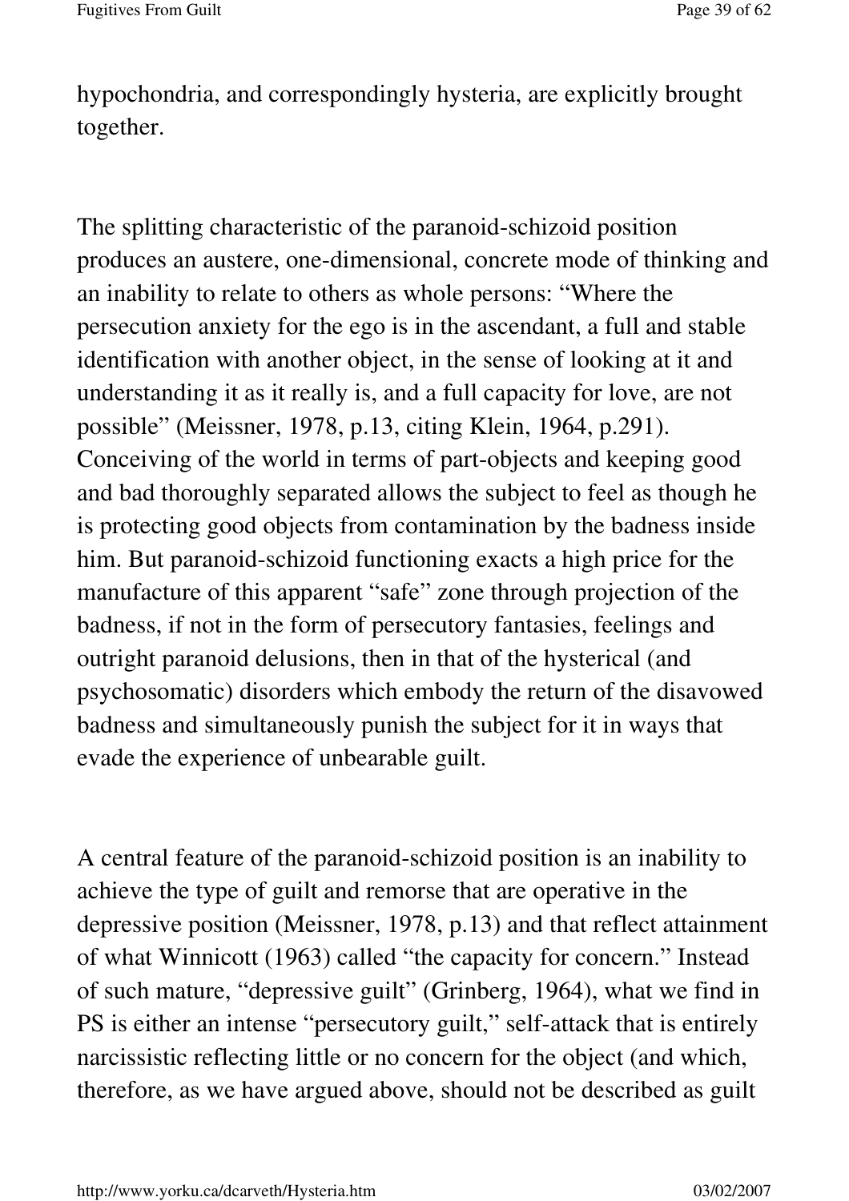hypochondria, and correspondingly hysteria, are explicitly brought together.

The splitting characteristic of the paranoid-schizoid position produces an austere, one-dimensional, concrete mode of thinking and an inability to relate to others as whole persons: "Where the persecution anxiety for the ego is in the ascendant, a full and stable identification with another object, in the sense of looking at it and understanding it as it really is, and a full capacity for love, are not possible" (Meissner, 1978, p.13, citing Klein, 1964, p.291). Conceiving of the world in terms of part-objects and keeping good and bad thoroughly separated allows the subject to feel as though he is protecting good objects from contamination by the badness inside him. But paranoid-schizoid functioning exacts a high price for the manufacture of this apparent "safe" zone through projection of the badness, if not in the form of persecutory fantasies, feelings and outright paranoid delusions, then in that of the hysterical (and psychosomatic) disorders which embody the return of the disavowed badness and simultaneously punish the subject for it in ways that evade the experience of unbearable guilt.

A central feature of the paranoid-schizoid position is an inability to achieve the type of guilt and remorse that are operative in the depressive position (Meissner, 1978, p.13) and that reflect attainment of what Winnicott (1963) called "the capacity for concern." Instead of such mature, "depressive guilt" (Grinberg, 1964), what we find in PS is either an intense "persecutory guilt," self-attack that is entirely narcissistic reflecting little or no concern for the object (and which, therefore, as we have argued above, should not be described as guilt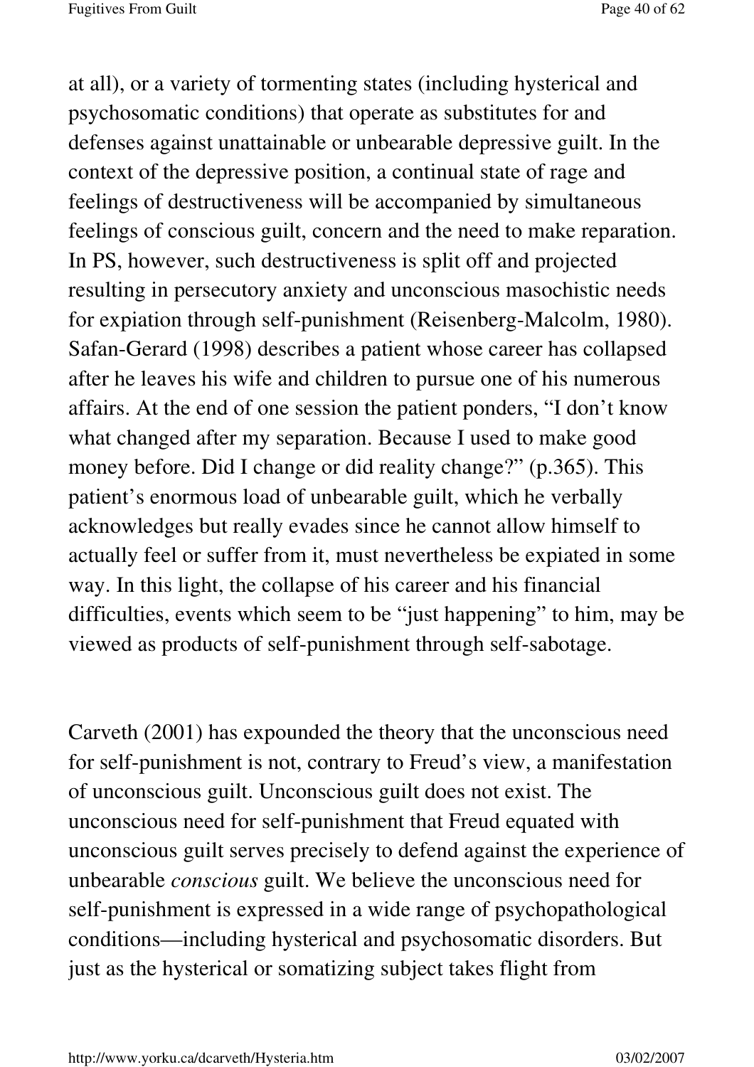at all), or a variety of tormenting states (including hysterical and psychosomatic conditions) that operate as substitutes for and defenses against unattainable or unbearable depressive guilt. In the context of the depressive position, a continual state of rage and feelings of destructiveness will be accompanied by simultaneous feelings of conscious guilt, concern and the need to make reparation. In PS, however, such destructiveness is split off and projected resulting in persecutory anxiety and unconscious masochistic needs for expiation through self-punishment (Reisenberg-Malcolm, 1980). Safan-Gerard (1998) describes a patient whose career has collapsed after he leaves his wife and children to pursue one of his numerous affairs. At the end of one session the patient ponders, "I don't know what changed after my separation. Because I used to make good money before. Did I change or did reality change?" (p.365). This patient's enormous load of unbearable guilt, which he verbally acknowledges but really evades since he cannot allow himself to actually feel or suffer from it, must nevertheless be expiated in some way. In this light, the collapse of his career and his financial difficulties, events which seem to be "just happening" to him, may be viewed as products of self-punishment through self-sabotage.

Carveth (2001) has expounded the theory that the unconscious need for self-punishment is not, contrary to Freud's view, a manifestation of unconscious guilt. Unconscious guilt does not exist. The unconscious need for self-punishment that Freud equated with unconscious guilt serves precisely to defend against the experience of unbearable *conscious* guilt. We believe the unconscious need for self-punishment is expressed in a wide range of psychopathological conditions—including hysterical and psychosomatic disorders. But just as the hysterical or somatizing subject takes flight from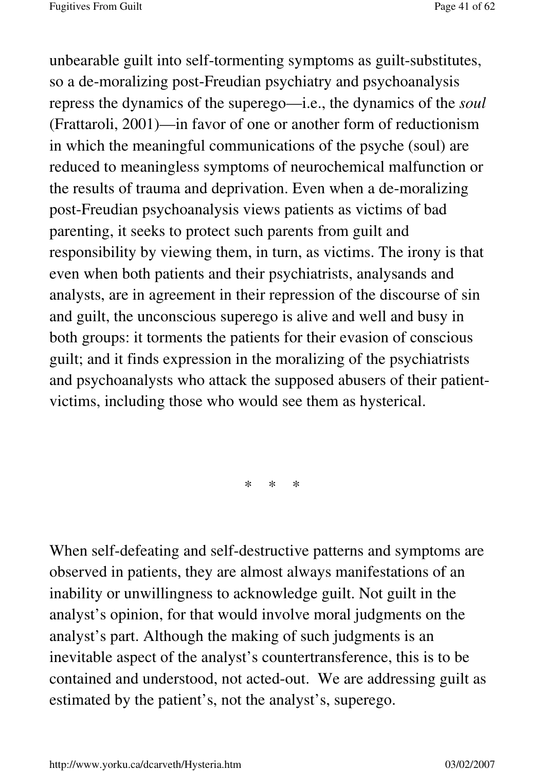unbearable guilt into self-tormenting symptoms as guilt-substitutes, so a de-moralizing post-Freudian psychiatry and psychoanalysis repress the dynamics of the superego—i.e., the dynamics of the *soul* (Frattaroli, 2001)—in favor of one or another form of reductionism in which the meaningful communications of the psyche (soul) are reduced to meaningless symptoms of neurochemical malfunction or the results of trauma and deprivation. Even when a de-moralizing post-Freudian psychoanalysis views patients as victims of bad parenting, it seeks to protect such parents from guilt and responsibility by viewing them, in turn, as victims. The irony is that even when both patients and their psychiatrists, analysands and analysts, are in agreement in their repression of the discourse of sin and guilt, the unconscious superego is alive and well and busy in both groups: it torments the patients for their evasion of conscious guilt; and it finds expression in the moralizing of the psychiatrists and psychoanalysts who attack the supposed abusers of their patient-victims, including those who would see them as hysterical.

\* \* \*

When self-defeating and self-destructive patterns and symptoms are observed in patients, they are almost always manifestations of an inability or unwillingness to acknowledge guilt. Not guilt in the analyst's opinion, for that would involve moral judgments on the analyst's part. Although the making of such judgments is an inevitable aspect of the analyst's countertransference, this is to be contained and understood, not acted-out. We are addressing guilt as estimated by the patient's, not the analyst's, superego.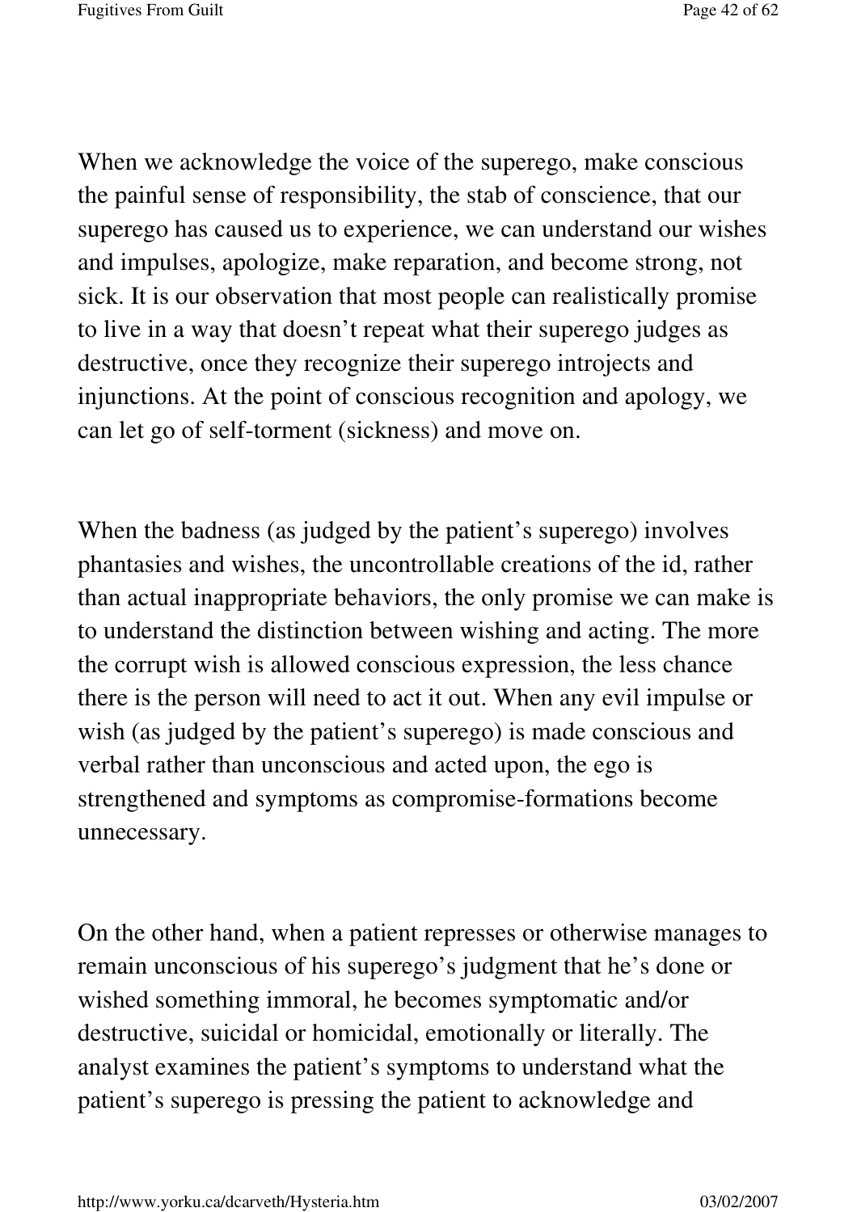When we acknowledge the voice of the superego, make conscious the painful sense of responsibility, the stab of conscience, that our superego has caused us to experience, we can understand our wishes and impulses, apologize, make reparation, and become strong, not sick. It is our observation that most people can realistically promise to live in a way that doesn't repeat what their superego judges as destructive, once they recognize their superego introjects and injunctions. At the point of conscious recognition and apology, we can let go of self-torment (sickness) and move on.

When the badness (as judged by the patient's superego) involves phantasies and wishes, the uncontrollable creations of the id, rather than actual inappropriate behaviors, the only promise we can make is to understand the distinction between wishing and acting. The more the corrupt wish is allowed conscious expression, the less chance there is the person will need to act it out. When any evil impulse or wish (as judged by the patient's superego) is made conscious and verbal rather than unconscious and acted upon, the ego is strengthened and symptoms as compromise-formations become unnecessary.

On the other hand, when a patient represses or otherwise manages to remain unconscious of his superego's judgment that he's done or wished something immoral, he becomes symptomatic and/or destructive, suicidal or homicidal, emotionally or literally. The analyst examines the patient's symptoms to understand what the patient's superego is pressing the patient to acknowledge and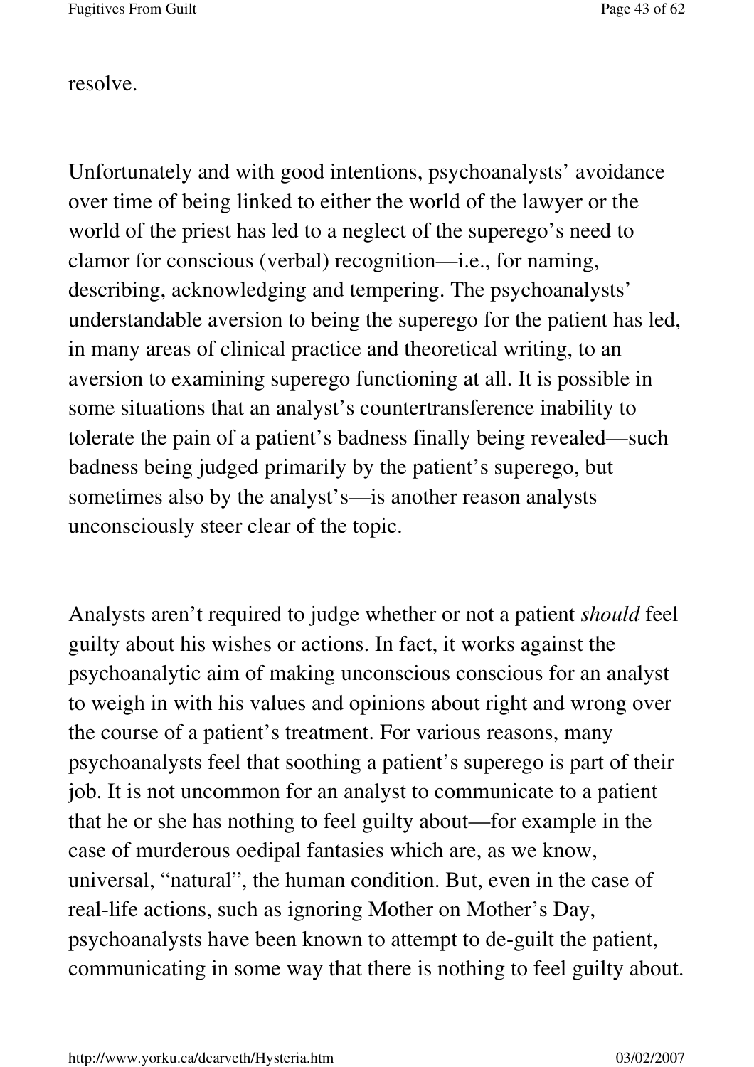resolve.

Unfortunately and with good intentions, psychoanalysts' avoidance over time of being linked to either the world of the lawyer or the world of the priest has led to a neglect of the superego's need to clamor for conscious (verbal) recognition—i.e., for naming, describing, acknowledging and tempering. The psychoanalysts' understandable aversion to being the superego for the patient has led, in many areas of clinical practice and theoretical writing, to an aversion to examining superego functioning at all. It is possible in some situations that an analyst's countertransference inability to tolerate the pain of a patient's badness finally being revealed—such badness being judged primarily by the patient's superego, but sometimes also by the analyst's—is another reason analysts unconsciously steer clear of the topic.

Analysts aren't required to judge whether or not a patient *should* feel guilty about his wishes or actions. In fact, it works against the psychoanalytic aim of making unconscious conscious for an analyst to weigh in with his values and opinions about right and wrong over the course of a patient's treatment. For various reasons, many psychoanalysts feel that soothing a patient's superego is part of their job. It is not uncommon for an analyst to communicate to a patient that he or she has nothing to feel guilty about—for example in the case of murderous oedipal fantasies which are, as we know, universal, "natural", the human condition. But, even in the case of real-life actions, such as ignoring Mother on Mother's Day, psychoanalysts have been known to attempt to de-guilt the patient, communicating in some way that there is nothing to feel guilty about.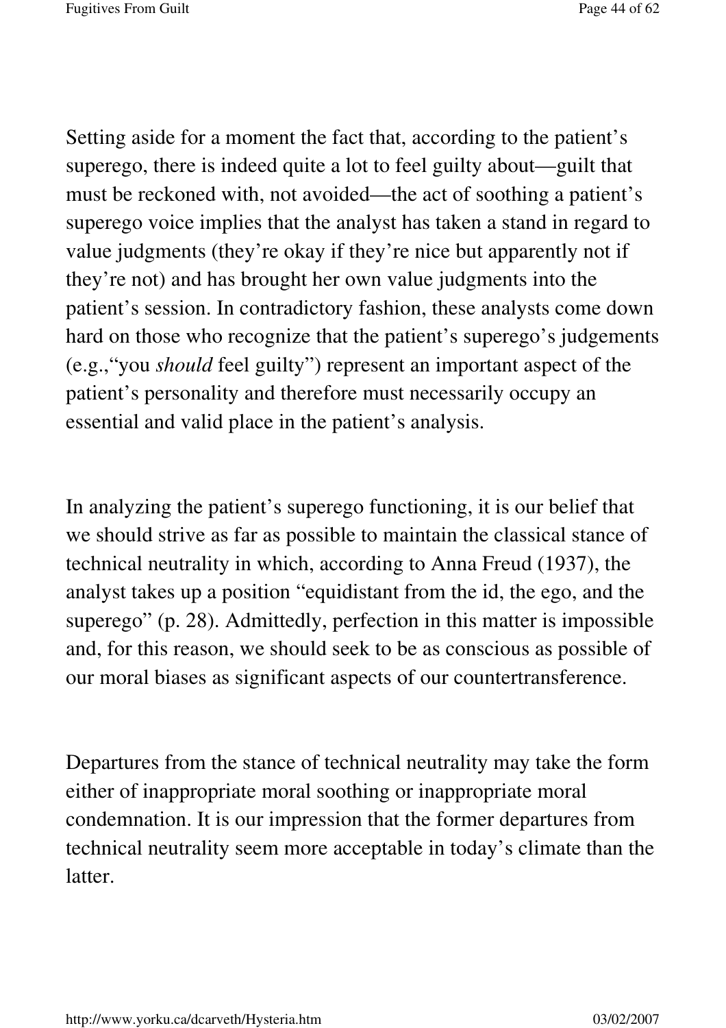Setting aside for a moment the fact that, according to the patient's superego, there is indeed quite a lot to feel guilty about—guilt that must be reckoned with, not avoided—the act of soothing a patient's superego voice implies that the analyst has taken a stand in regard to value judgments (they're okay if they're nice but apparently not if they're not) and has brought her own value judgments into the patient's session. In contradictory fashion, these analysts come down hard on those who recognize that the patient's superego's judgements (e.g.,"you *should* feel guilty") represent an important aspect of the patient's personality and therefore must necessarily occupy an essential and valid place in the patient's analysis.

In analyzing the patient's superego functioning, it is our belief that we should strive as far as possible to maintain the classical stance of technical neutrality in which, according to Anna Freud (1937), the analyst takes up a position "equidistant from the id, the ego, and the superego" (p. 28). Admittedly, perfection in this matter is impossible and, for this reason, we should seek to be as conscious as possible of our moral biases as significant aspects of our countertransference.

Departures from the stance of technical neutrality may take the form either of inappropriate moral soothing or inappropriate moral condemnation. It is our impression that the former departures from technical neutrality seem more acceptable in today's climate than the latter.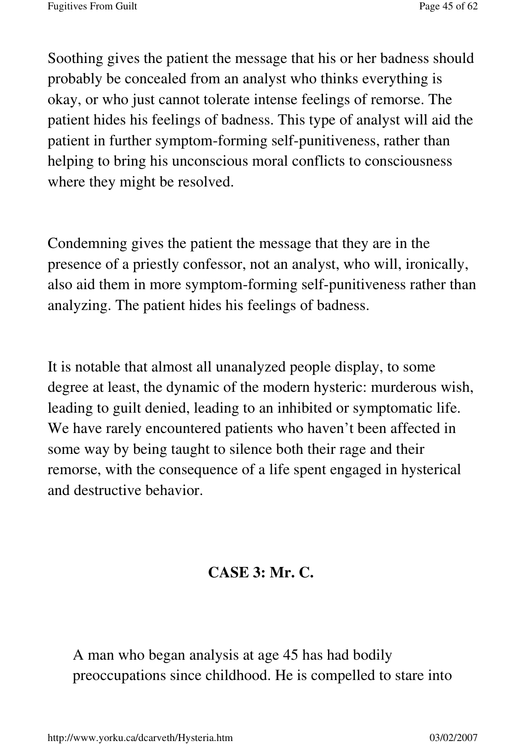Soothing gives the patient the message that his or her badness should probably be concealed from an analyst who thinks everything is okay, or who just cannot tolerate intense feelings of remorse. The patient hides his feelings of badness. This type of analyst will aid the patient in further symptom-forming self-punitiveness, rather than helping to bring his unconscious moral conflicts to consciousness where they might be resolved.

Condemning gives the patient the message that they are in the presence of a priestly confessor, not an analyst, who will, ironically, also aid them in more symptom-forming self-punitiveness rather than analyzing. The patient hides his feelings of badness.

It is notable that almost all unanalyzed people display, to some degree at least, the dynamic of the modern hysteric: murderous wish, leading to guilt denied, leading to an inhibited or symptomatic life. We have rarely encountered patients who haven't been affected in some way by being taught to silence both their rage and their remorse, with the consequence of a life spent engaged in hysterical and destructive behavior.

## CASE 3: Mr. C.

> A man who began analysis at age 45 has had bodily preoccupations since childhood. He is compelled to stare into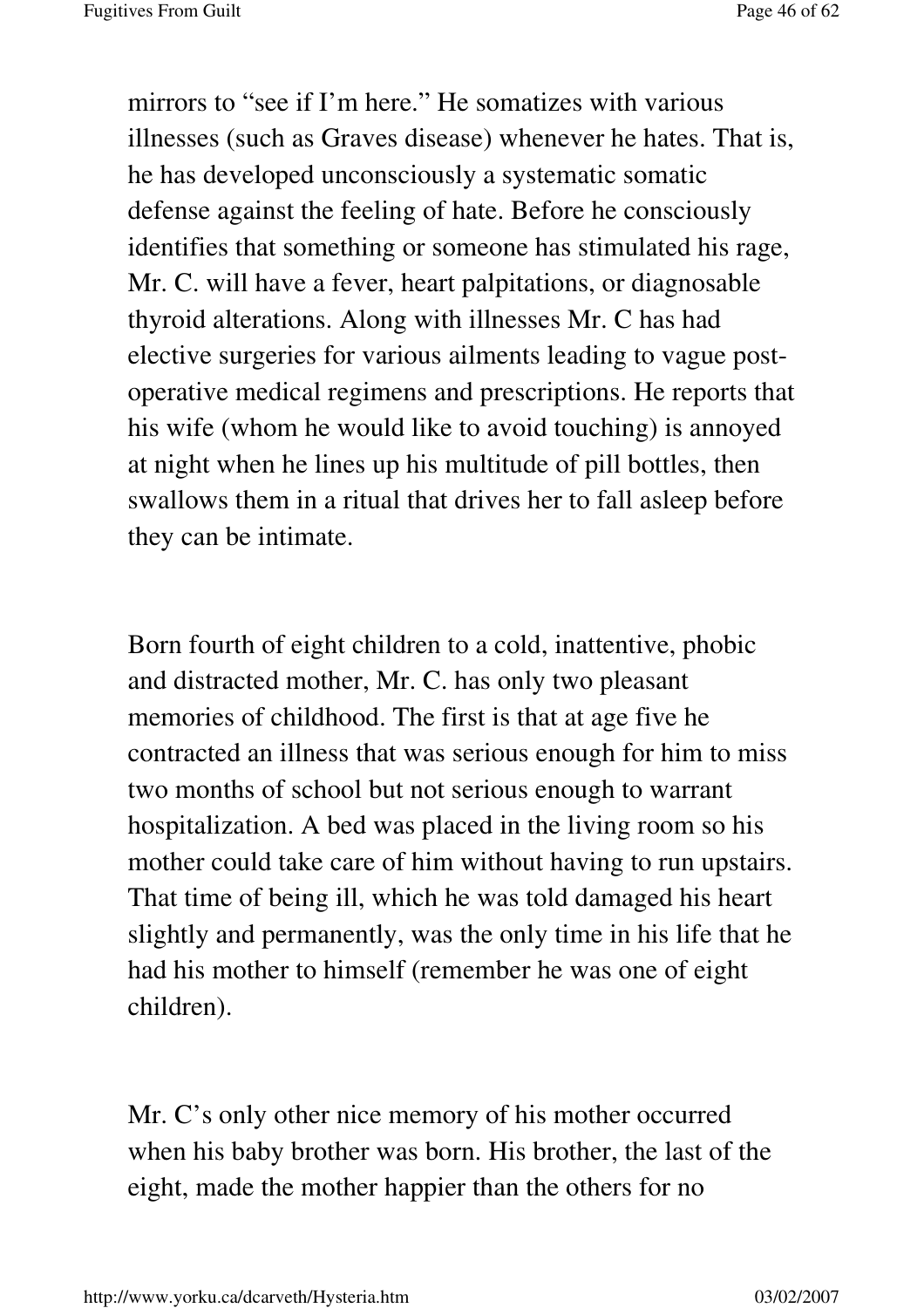mirrors to "see if I'm here." He somatizes with various illnesses (such as Graves disease) whenever he hates. That is, he has developed unconsciously a systematic somatic defense against the feeling of hate. Before he consciously identifies that something or someone has stimulated his rage, Mr. C. will have a fever, heart palpitations, or diagnosable thyroid alterations. Along with illnesses Mr. C has had elective surgeries for various ailments leading to vague post-operative medical regimens and prescriptions. He reports that his wife (whom he would like to avoid touching) is annoyed at night when he lines up his multitude of pill bottles, then swallows them in a ritual that drives her to fall asleep before they can be intimate.

Born fourth of eight children to a cold, inattentive, phobic and distracted mother, Mr. C. has only two pleasant memories of childhood. The first is that at age five he contracted an illness that was serious enough for him to miss two months of school but not serious enough to warrant hospitalization. A bed was placed in the living room so his mother could take care of him without having to run upstairs. That time of being ill, which he was told damaged his heart slightly and permanently, was the only time in his life that he had his mother to himself (remember he was one of eight children).

Mr. C's only other nice memory of his mother occurred when his baby brother was born. His brother, the last of the eight, made the mother happier than the others for no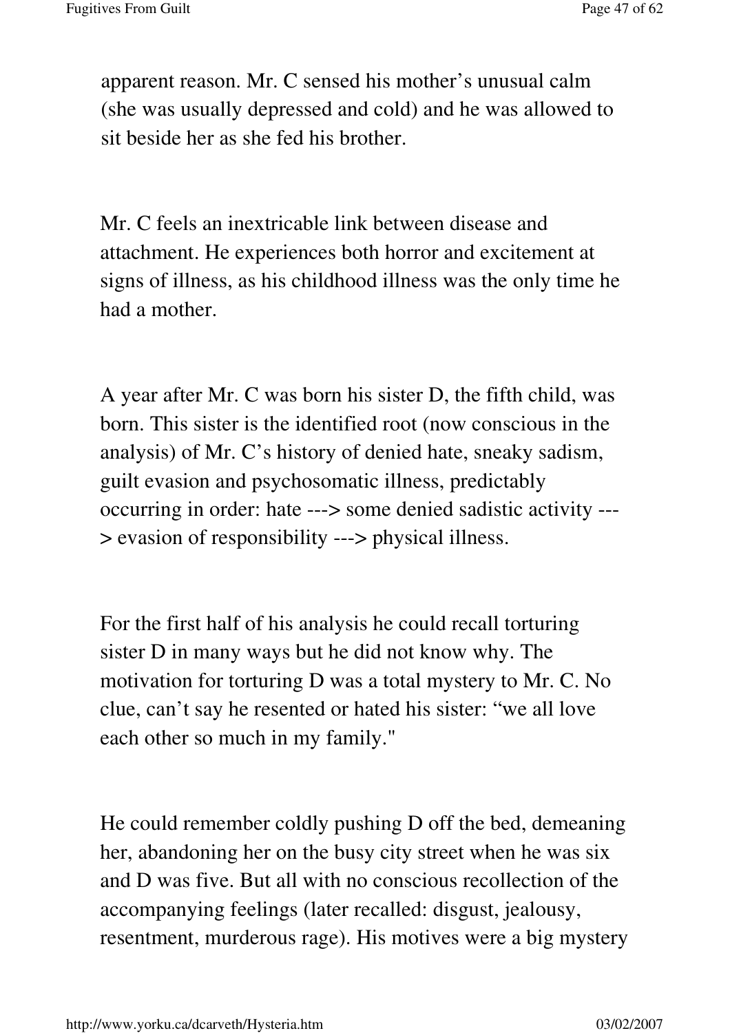apparent reason. Mr. C sensed his mother's unusual calm (she was usually depressed and cold) and he was allowed to sit beside her as she fed his brother.

Mr. C feels an inextricable link between disease and attachment. He experiences both horror and excitement at signs of illness, as his childhood illness was the only time he had a mother.

A year after Mr. C was born his sister D, the fifth child, was born. This sister is the identified root (now conscious in the analysis) of Mr. C's history of denied hate, sneaky sadism, guilt evasion and psychosomatic illness, predictably occurring in order: hate ---> some denied sadistic activity ---> evasion of responsibility ---> physical illness.

For the first half of his analysis he could recall torturing sister D in many ways but he did not know why. The motivation for torturing D was a total mystery to Mr. C. No clue, can't say he resented or hated his sister: "we all love each other so much in my family."

He could remember coldly pushing D off the bed, demeaning her, abandoning her on the busy city street when he was six and D was five. But all with no conscious recollection of the accompanying feelings (later recalled: disgust, jealousy, resentment, murderous rage). His motives were a big mystery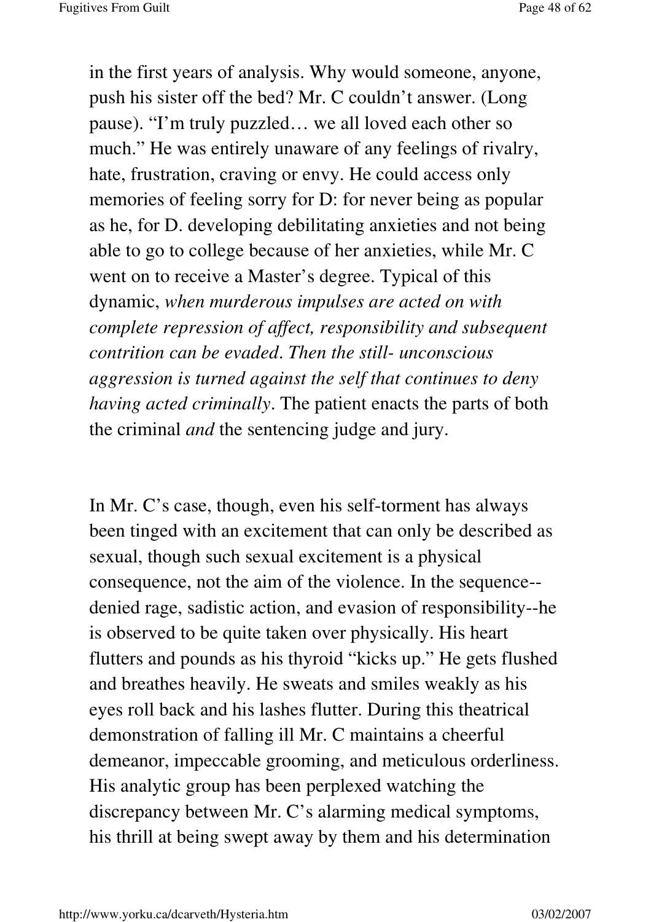in the first years of analysis. Why would someone, anyone, push his sister off the bed? Mr. C couldn't answer. (Long pause). "I'm truly puzzled… we all loved each other so much." He was entirely unaware of any feelings of rivalry, hate, frustration, craving or envy. He could access only memories of feeling sorry for D: for never being as popular as he, for D. developing debilitating anxieties and not being able to go to college because of her anxieties, while Mr. C went on to receive a Master's degree. Typical of this dynamic, *when murderous impulses are acted on with complete repression of affect, responsibility and subsequent contrition can be evaded. Then the still- unconscious aggression is turned against the self that continues to deny having acted criminally*. The patient enacts the parts of both the criminal *and* the sentencing judge and jury.

In Mr. C's case, though, even his self-torment has always been tinged with an excitement that can only be described as sexual, though such sexual excitement is a physical consequence, not the aim of the violence. In the sequence--denied rage, sadistic action, and evasion of responsibility--he is observed to be quite taken over physically. His heart flutters and pounds as his thyroid "kicks up." He gets flushed and breathes heavily. He sweats and smiles weakly as his eyes roll back and his lashes flutter. During this theatrical demonstration of falling ill Mr. C maintains a cheerful demeanor, impeccable grooming, and meticulous orderliness. His analytic group has been perplexed watching the discrepancy between Mr. C's alarming medical symptoms, his thrill at being swept away by them and his determination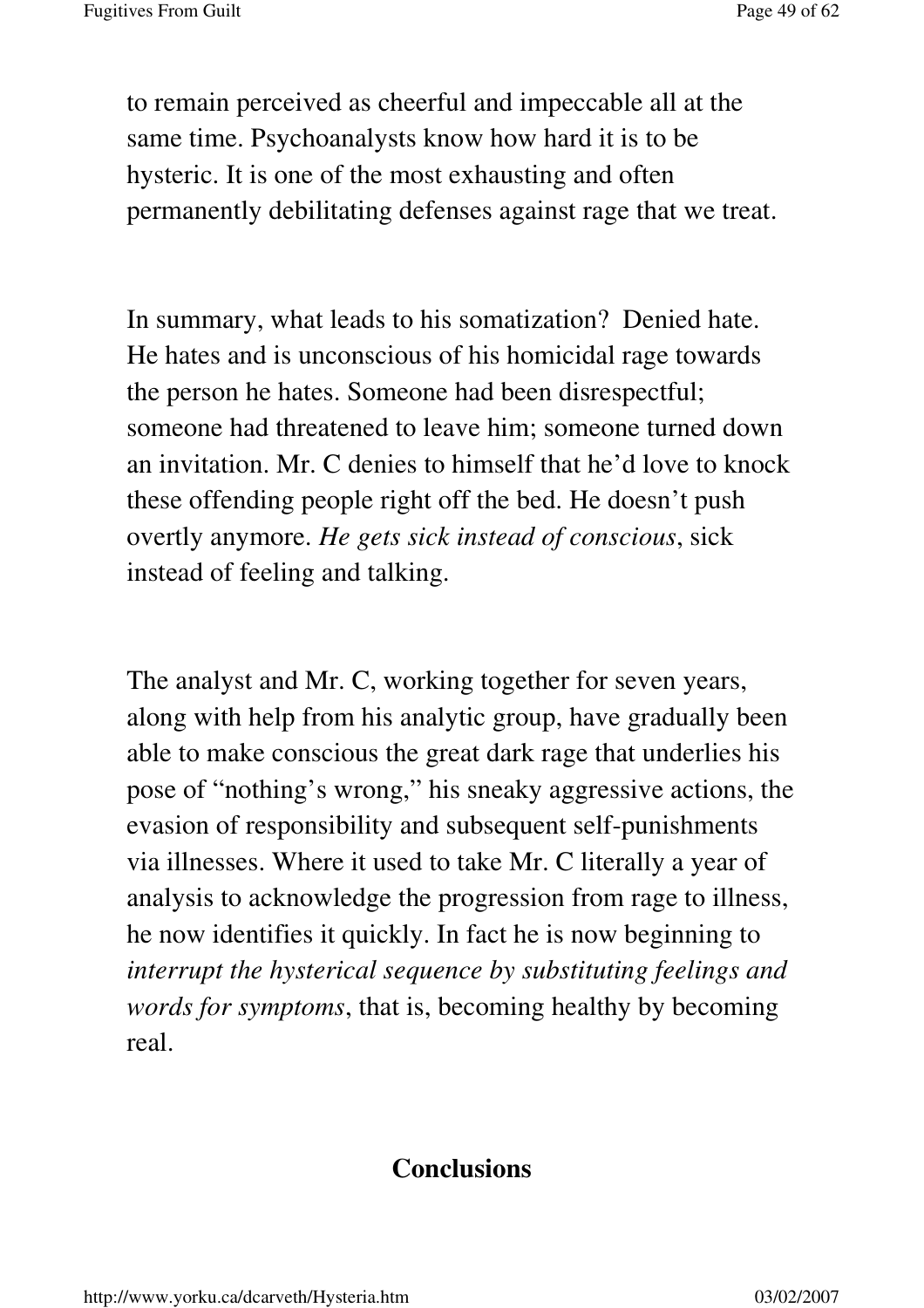to remain perceived as cheerful and impeccable all at the same time. Psychoanalysts know how hard it is to be hysteric. It is one of the most exhausting and often permanently debilitating defenses against rage that we treat.

In summary, what leads to his somatization? Denied hate. He hates and is unconscious of his homicidal rage towards the person he hates. Someone had been disrespectful; someone had threatened to leave him; someone turned down an invitation. Mr. C denies to himself that he'd love to knock these offending people right off the bed. He doesn't push overtly anymore. *He gets sick instead of conscious*, sick instead of feeling and talking.

The analyst and Mr. C, working together for seven years, along with help from his analytic group, have gradually been able to make conscious the great dark rage that underlies his pose of "nothing's wrong," his sneaky aggressive actions, the evasion of responsibility and subsequent self-punishments via illnesses. Where it used to take Mr. C literally a year of analysis to acknowledge the progression from rage to illness, he now identifies it quickly. In fact he is now beginning to *interrupt the hysterical sequence by substituting feelings and words for symptoms*, that is, becoming healthy by becoming real.

## Conclusions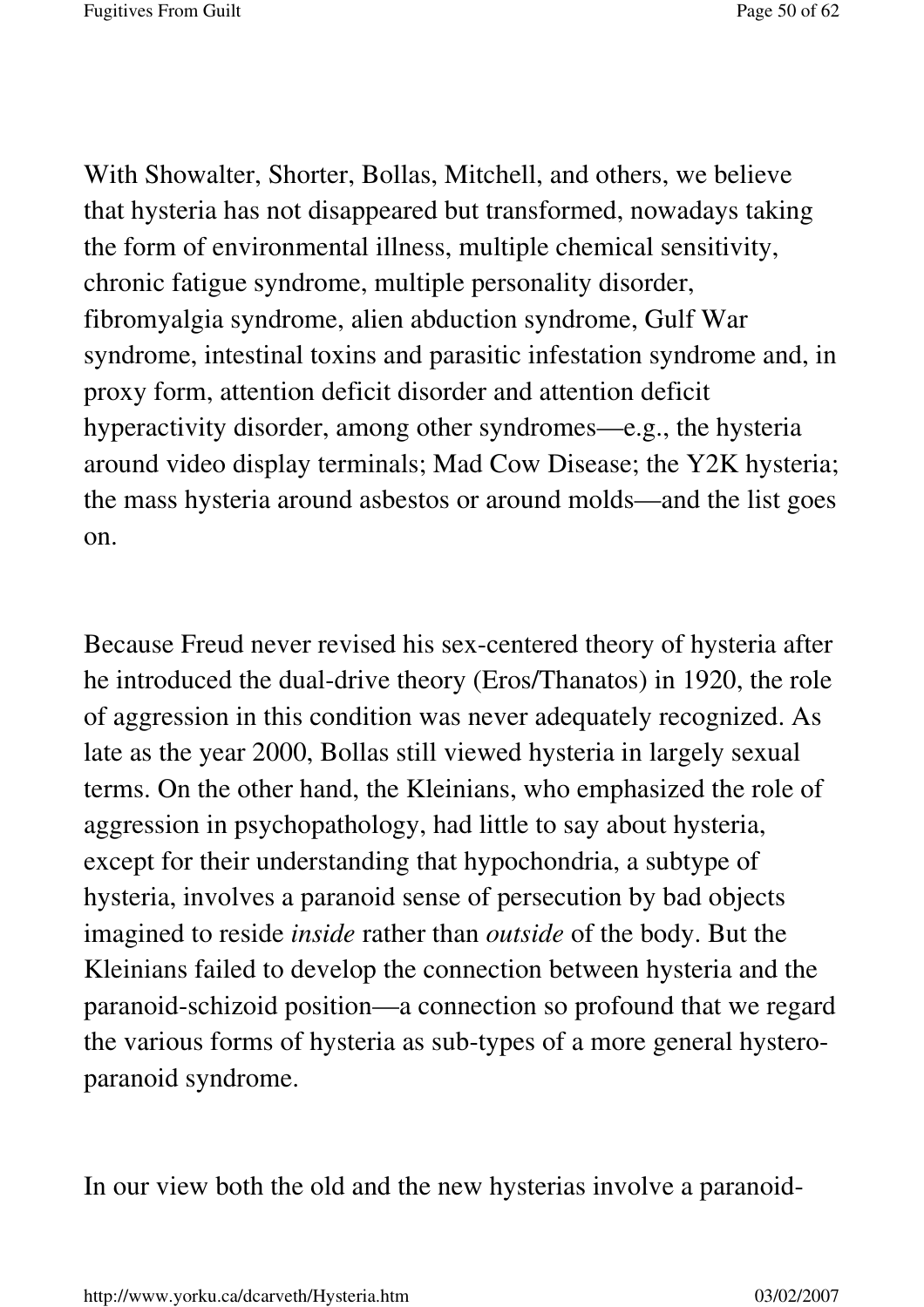With Showalter, Shorter, Bollas, Mitchell, and others, we believe that hysteria has not disappeared but transformed, nowadays taking the form of environmental illness, multiple chemical sensitivity, chronic fatigue syndrome, multiple personality disorder, fibromyalgia syndrome, alien abduction syndrome, Gulf War syndrome, intestinal toxins and parasitic infestation syndrome and, in proxy form, attention deficit disorder and attention deficit hyperactivity disorder, among other syndromes—e.g., the hysteria around video display terminals; Mad Cow Disease; the Y2K hysteria; the mass hysteria around asbestos or around molds—and the list goes on.

Because Freud never revised his sex-centered theory of hysteria after he introduced the dual-drive theory (Eros/Thanatos) in 1920, the role of aggression in this condition was never adequately recognized. As late as the year 2000, Bollas still viewed hysteria in largely sexual terms. On the other hand, the Kleinians, who emphasized the role of aggression in psychopathology, had little to say about hysteria, except for their understanding that hypochondria, a subtype of hysteria, involves a paranoid sense of persecution by bad objects imagined to reside *inside* rather than *outside* of the body. But the Kleinians failed to develop the connection between hysteria and the paranoid-schizoid position—a connection so profound that we regard the various forms of hysteria as sub-types of a more general hystero-paranoid syndrome.

In our view both the old and the new hysterias involve a paranoid-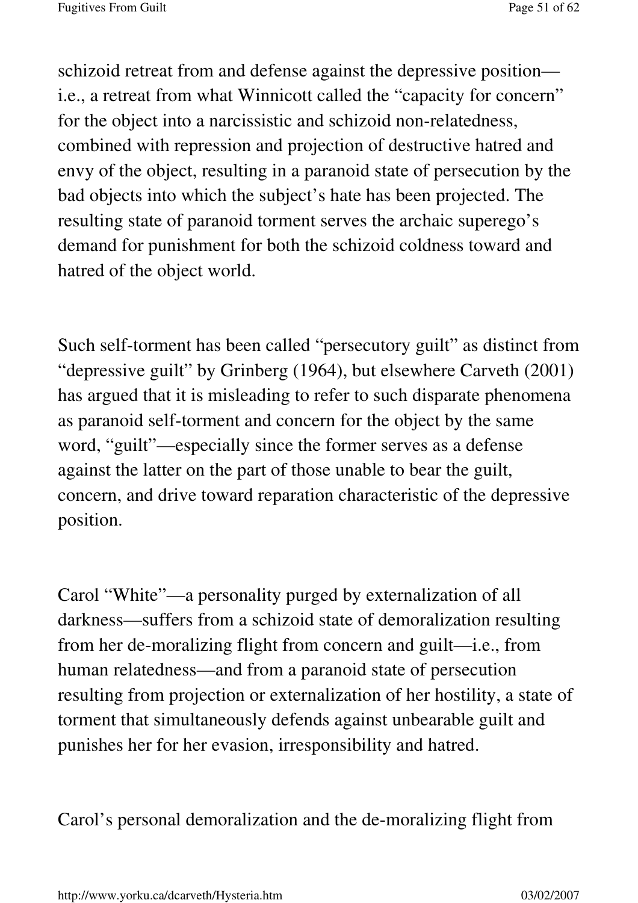schizoid retreat from and defense against the depressive position—i.e., a retreat from what Winnicott called the "capacity for concern" for the object into a narcissistic and schizoid non-relatedness, combined with repression and projection of destructive hatred and envy of the object, resulting in a paranoid state of persecution by the bad objects into which the subject's hate has been projected. The resulting state of paranoid torment serves the archaic superego's demand for punishment for both the schizoid coldness toward and hatred of the object world.

Such self-torment has been called "persecutory guilt" as distinct from "depressive guilt" by Grinberg (1964), but elsewhere Carveth (2001) has argued that it is misleading to refer to such disparate phenomena as paranoid self-torment and concern for the object by the same word, "guilt"—especially since the former serves as a defense against the latter on the part of those unable to bear the guilt, concern, and drive toward reparation characteristic of the depressive position.

Carol "White"—a personality purged by externalization of all darkness—suffers from a schizoid state of demoralization resulting from her de-moralizing flight from concern and guilt—i.e., from human relatedness—and from a paranoid state of persecution resulting from projection or externalization of her hostility, a state of torment that simultaneously defends against unbearable guilt and punishes her for her evasion, irresponsibility and hatred.

Carol's personal demoralization and the de-moralizing flight from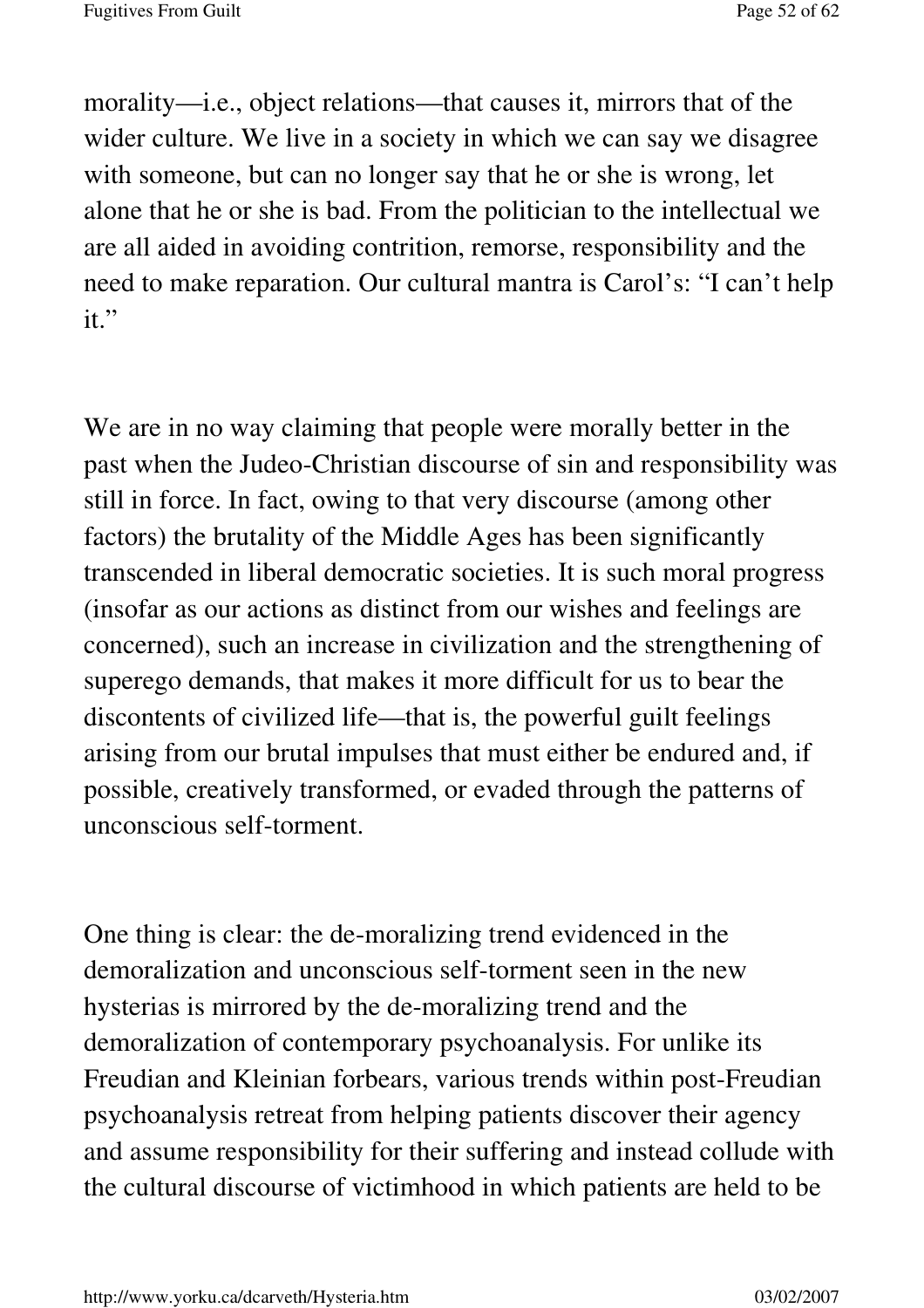morality—i.e., object relations—that causes it, mirrors that of the wider culture. We live in a society in which we can say we disagree with someone, but can no longer say that he or she is wrong, let alone that he or she is bad. From the politician to the intellectual we are all aided in avoiding contrition, remorse, responsibility and the need to make reparation. Our cultural mantra is Carol's: "I can't help it."

We are in no way claiming that people were morally better in the past when the Judeo-Christian discourse of sin and responsibility was still in force. In fact, owing to that very discourse (among other factors) the brutality of the Middle Ages has been significantly transcended in liberal democratic societies. It is such moral progress (insofar as our actions as distinct from our wishes and feelings are concerned), such an increase in civilization and the strengthening of superego demands, that makes it more difficult for us to bear the discontents of civilized life—that is, the powerful guilt feelings arising from our brutal impulses that must either be endured and, if possible, creatively transformed, or evaded through the patterns of unconscious self-torment.

One thing is clear: the de-moralizing trend evidenced in the demoralization and unconscious self-torment seen in the new hysterias is mirrored by the de-moralizing trend and the demoralization of contemporary psychoanalysis. For unlike its Freudian and Kleinian forbears, various trends within post-Freudian psychoanalysis retreat from helping patients discover their agency and assume responsibility for their suffering and instead collude with the cultural discourse of victimhood in which patients are held to be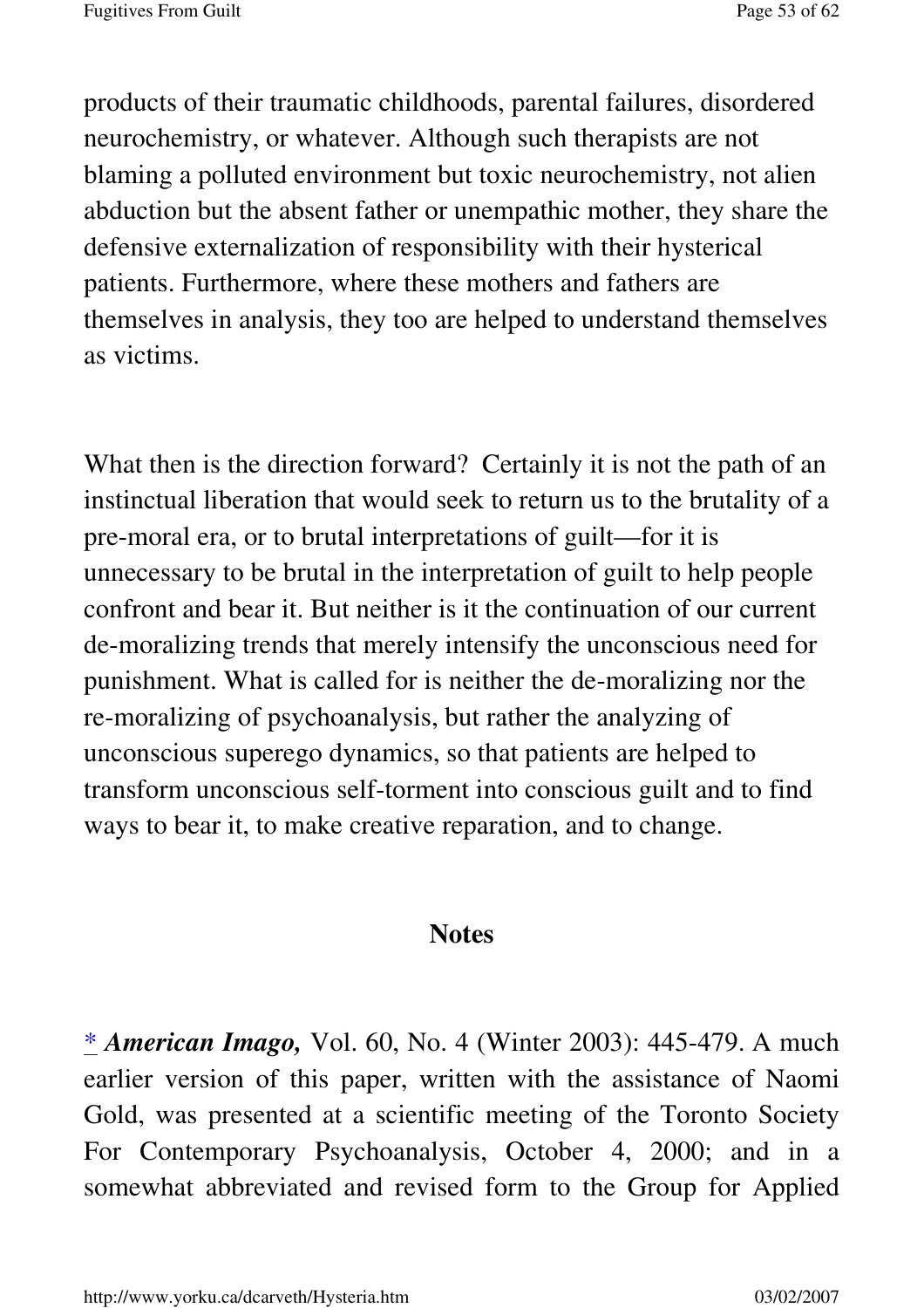products of their traumatic childhoods, parental failures, disordered neurochemistry, or whatever. Although such therapists are not blaming a polluted environment but toxic neurochemistry, not alien abduction but the absent father or unempathic mother, they share the defensive externalization of responsibility with their hysterical patients. Furthermore, where these mothers and fathers are themselves in analysis, they too are helped to understand themselves as victims.

What then is the direction forward? Certainly it is not the path of an instinctual liberation that would seek to return us to the brutality of a pre-moral era, or to brutal interpretations of guilt—for it is unnecessary to be brutal in the interpretation of guilt to help people confront and bear it. But neither is it the continuation of our current de-moralizing trends that merely intensify the unconscious need for punishment. What is called for is neither the de-moralizing nor the re-moralizing of psychoanalysis, but rather the analyzing of unconscious superego dynamics, so that patients are helped to transform unconscious self-torment into conscious guilt and to find ways to bear it, to make creative reparation, and to change.

## Notes

* ***American Imago,*** Vol. 60, No. 4 (Winter 2003): 445-479. A much earlier version of this paper, written with the assistance of Naomi Gold, was presented at a scientific meeting of the Toronto Society For Contemporary Psychoanalysis, October 4, 2000; and in a somewhat abbreviated and revised form to the Group for Applied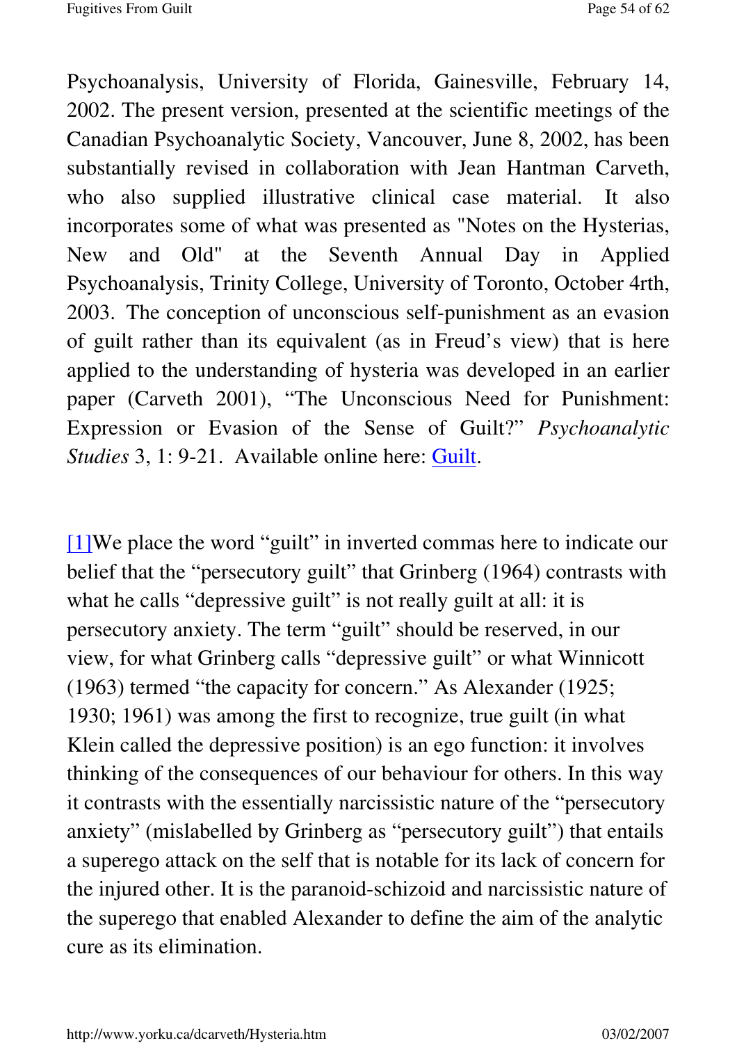Psychoanalysis, University of Florida, Gainesville, February 14, 2002. The present version, presented at the scientific meetings of the Canadian Psychoanalytic Society, Vancouver, June 8, 2002, has been substantially revised in collaboration with Jean Hantman Carveth, who also supplied illustrative clinical case material. It also incorporates some of what was presented as "Notes on the Hysterias, New and Old" at the Seventh Annual Day in Applied Psychoanalysis, Trinity College, University of Toronto, October 4rth, 2003. The conception of unconscious self-punishment as an evasion of guilt rather than its equivalent (as in Freud's view) that is here applied to the understanding of hysteria was developed in an earlier paper (Carveth 2001), "The Unconscious Need for Punishment: Expression or Evasion of the Sense of Guilt?" *Psychoanalytic Studies* 3, 1: 9-21. Available online here: Guilt.

[1]We place the word "guilt" in inverted commas here to indicate our belief that the "persecutory guilt" that Grinberg (1964) contrasts with what he calls "depressive guilt" is not really guilt at all: it is persecutory anxiety. The term "guilt" should be reserved, in our view, for what Grinberg calls "depressive guilt" or what Winnicott (1963) termed "the capacity for concern." As Alexander (1925; 1930; 1961) was among the first to recognize, true guilt (in what Klein called the depressive position) is an ego function: it involves thinking of the consequences of our behaviour for others. In this way it contrasts with the essentially narcissistic nature of the "persecutory anxiety" (mislabelled by Grinberg as "persecutory guilt") that entails a superego attack on the self that is notable for its lack of concern for the injured other. It is the paranoid-schizoid and narcissistic nature of the superego that enabled Alexander to define the aim of the analytic cure as its elimination.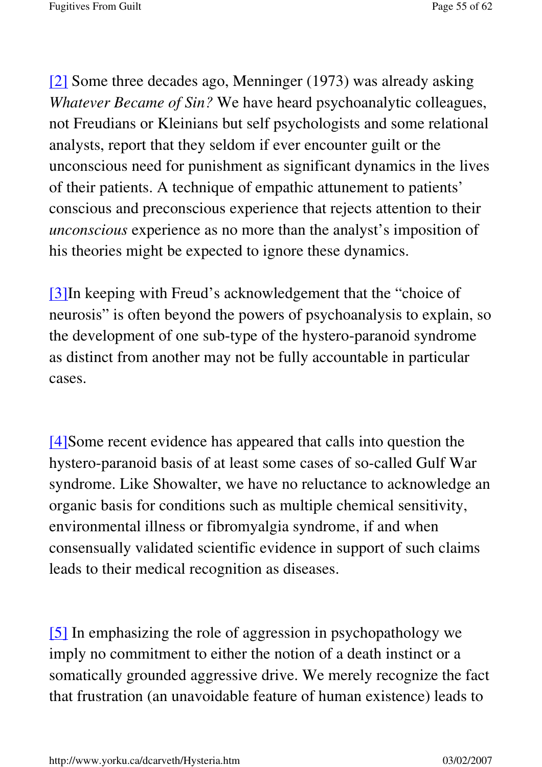[2] Some three decades ago, Menninger (1973) was already asking *Whatever Became of Sin?* We have heard psychoanalytic colleagues, not Freudians or Kleinians but self psychologists and some relational analysts, report that they seldom if ever encounter guilt or the unconscious need for punishment as significant dynamics in the lives of their patients. A technique of empathic attunement to patients' conscious and preconscious experience that rejects attention to their *unconscious* experience as no more than the analyst's imposition of his theories might be expected to ignore these dynamics.

[3]In keeping with Freud's acknowledgement that the "choice of neurosis" is often beyond the powers of psychoanalysis to explain, so the development of one sub-type of the hystero-paranoid syndrome as distinct from another may not be fully accountable in particular cases.

[4]Some recent evidence has appeared that calls into question the hystero-paranoid basis of at least some cases of so-called Gulf War syndrome. Like Showalter, we have no reluctance to acknowledge an organic basis for conditions such as multiple chemical sensitivity, environmental illness or fibromyalgia syndrome, if and when consensually validated scientific evidence in support of such claims leads to their medical recognition as diseases.

[5] In emphasizing the role of aggression in psychopathology we imply no commitment to either the notion of a death instinct or a somatically grounded aggressive drive. We merely recognize the fact that frustration (an unavoidable feature of human existence) leads to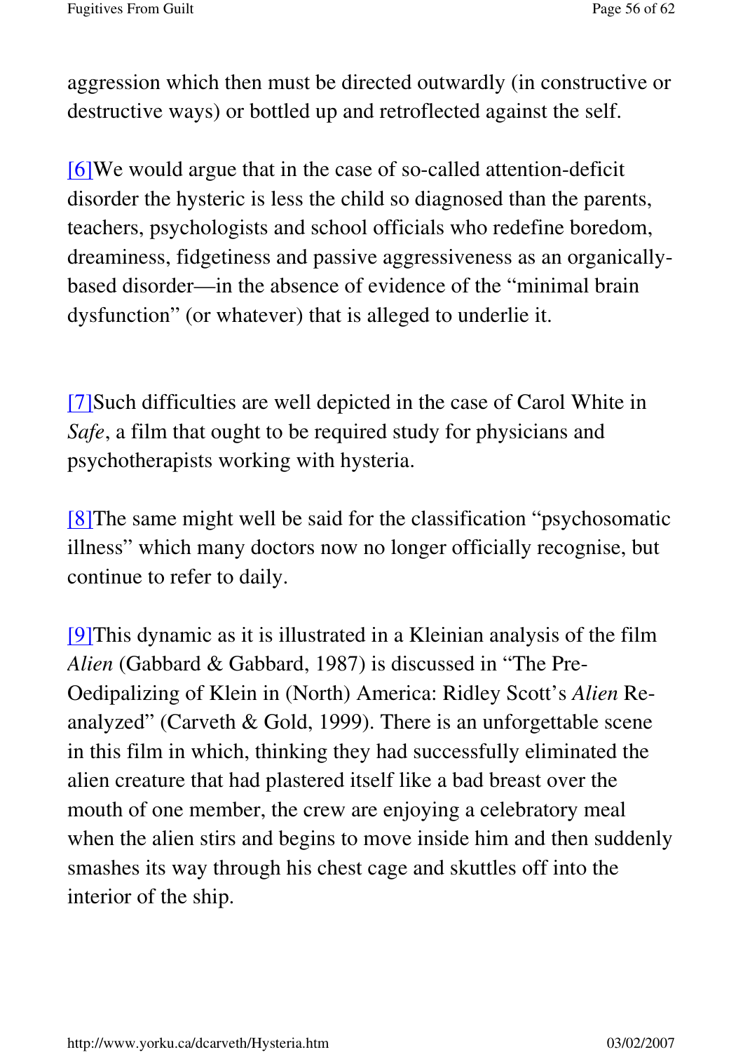aggression which then must be directed outwardly (in constructive or destructive ways) or bottled up and retroflected against the self.

[6]We would argue that in the case of so-called attention-deficit disorder the hysteric is less the child so diagnosed than the parents, teachers, psychologists and school officials who redefine boredom, dreaminess, fidgetiness and passive aggressiveness as an organically-based disorder—in the absence of evidence of the "minimal brain dysfunction" (or whatever) that is alleged to underlie it.

[7]Such difficulties are well depicted in the case of Carol White in *Safe*, a film that ought to be required study for physicians and psychotherapists working with hysteria.

[8]The same might well be said for the classification "psychosomatic illness" which many doctors now no longer officially recognise, but continue to refer to daily.

[9]This dynamic as it is illustrated in a Kleinian analysis of the film *Alien* (Gabbard & Gabbard, 1987) is discussed in "The Pre-Oedipalizing of Klein in (North) America: Ridley Scott's *Alien* Re-analyzed" (Carveth & Gold, 1999). There is an unforgettable scene in this film in which, thinking they had successfully eliminated the alien creature that had plastered itself like a bad breast over the mouth of one member, the crew are enjoying a celebratory meal when the alien stirs and begins to move inside him and then suddenly smashes its way through his chest cage and skuttles off into the interior of the ship.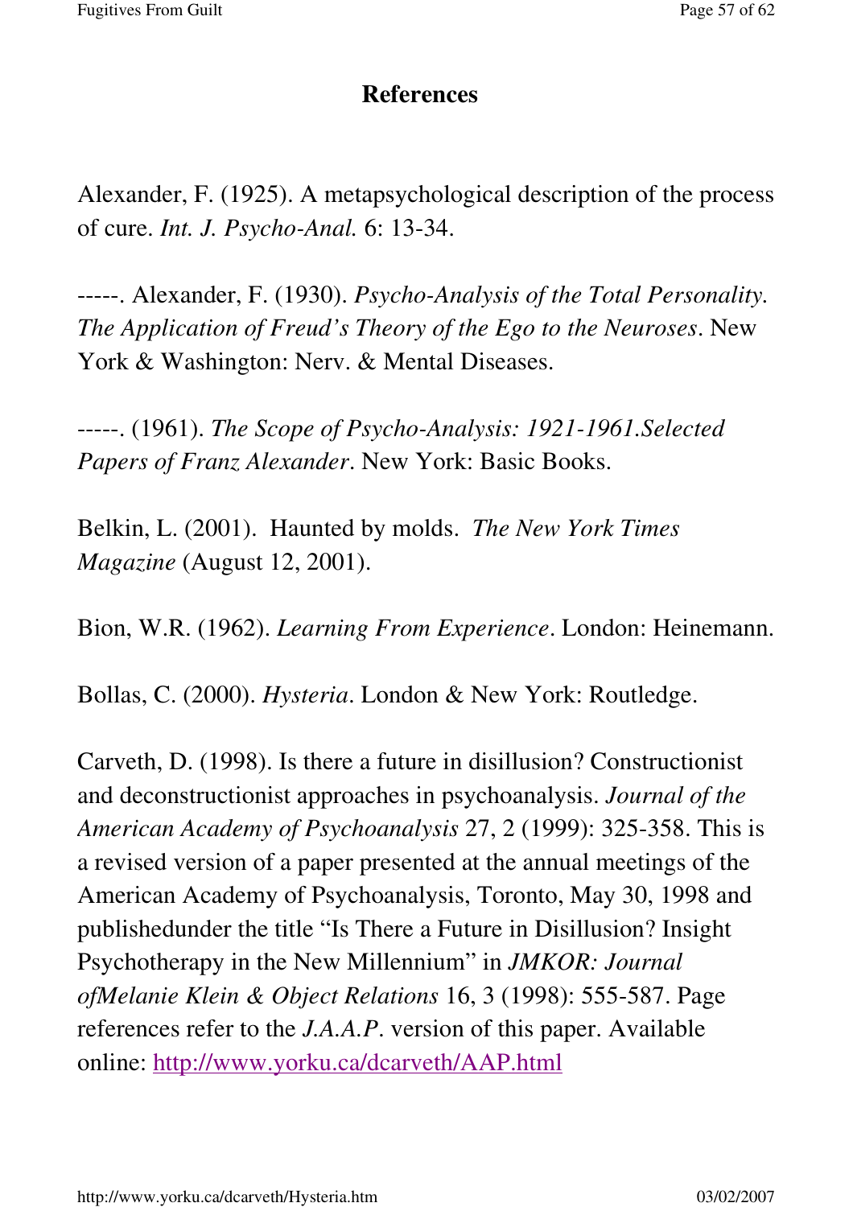## References

Alexander, F. (1925). A metapsychological description of the process of cure. *Int. J. Psycho-Anal.* 6: 13-34.

-----. Alexander, F. (1930). *Psycho-Analysis of the Total Personality. The Application of Freud's Theory of the Ego to the Neuroses*. New York & Washington: Nerv. & Mental Diseases.

-----. (1961). *The Scope of Psycho-Analysis: 1921-1961.Selected Papers of Franz Alexander*. New York: Basic Books.

Belkin, L. (2001). Haunted by molds. *The New York Times Magazine* (August 12, 2001).

Bion, W.R. (1962). *Learning From Experience*. London: Heinemann.

Bollas, C. (2000). *Hysteria*. London & New York: Routledge.

Carveth, D. (1998). Is there a future in disillusion? Constructionist and deconstructionist approaches in psychoanalysis. *Journal of the American Academy of Psychoanalysis* 27, 2 (1999): 325-358. This is a revised version of a paper presented at the annual meetings of the American Academy of Psychoanalysis, Toronto, May 30, 1998 and publishedunder the title "Is There a Future in Disillusion? Insight Psychotherapy in the New Millennium" in *JMKOR: Journal ofMelanie Klein & Object Relations* 16, 3 (1998): 555-587. Page references refer to the *J.A.A.P*. version of this paper. Available online: http://www.yorku.ca/dcarveth/AAP.html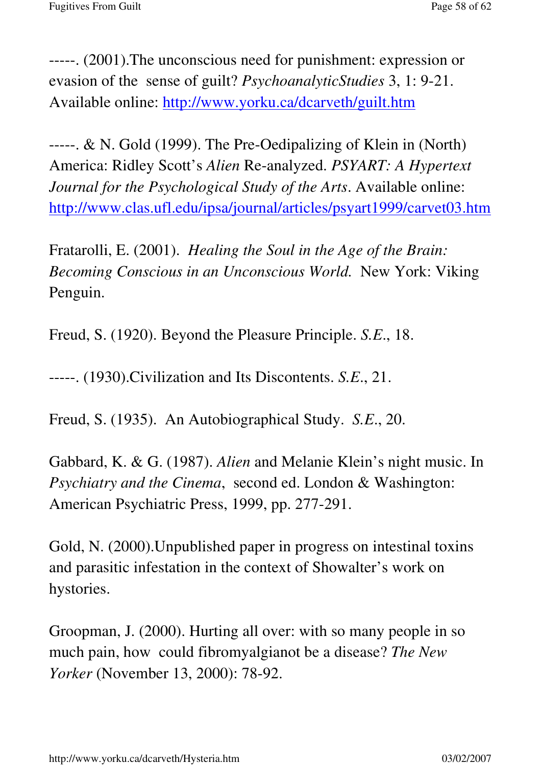-----. (2001).The unconscious need for punishment: expression or evasion of the  sense of guilt? *PsychoanalyticStudies* 3, 1: 9-21. Available online: http://www.yorku.ca/dcarveth/guilt.htm

-----. & N. Gold (1999). The Pre-Oedipalizing of Klein in (North) America: Ridley Scott's *Alien* Re-analyzed. *PSYART: A Hypertext Journal for the Psychological Study of the Arts*. Available online: http://www.clas.ufl.edu/ipsa/journal/articles/psyart1999/carvet03.htm

Fratarolli, E. (2001).  *Healing the Soul in the Age of the Brain: Becoming Conscious in an Unconscious World.*  New York: Viking Penguin.

Freud, S. (1920). Beyond the Pleasure Principle. *S.E.*, 18.

-----. (1930).Civilization and Its Discontents. *S.E.*, 21.

Freud, S. (1935).  An Autobiographical Study.  *S.E.*, 20.

Gabbard, K. & G. (1987). *Alien* and Melanie Klein's night music. In *Psychiatry and the Cinema*,  second ed. London & Washington: American Psychiatric Press, 1999, pp. 277-291.

Gold, N. (2000).Unpublished paper in progress on intestinal toxins and parasitic infestation in the context of Showalter's work on hystories.

Groopman, J. (2000). Hurting all over: with so many people in so much pain, how  could fibromyalgianot be a disease? *The New Yorker* (November 13, 2000): 78-92.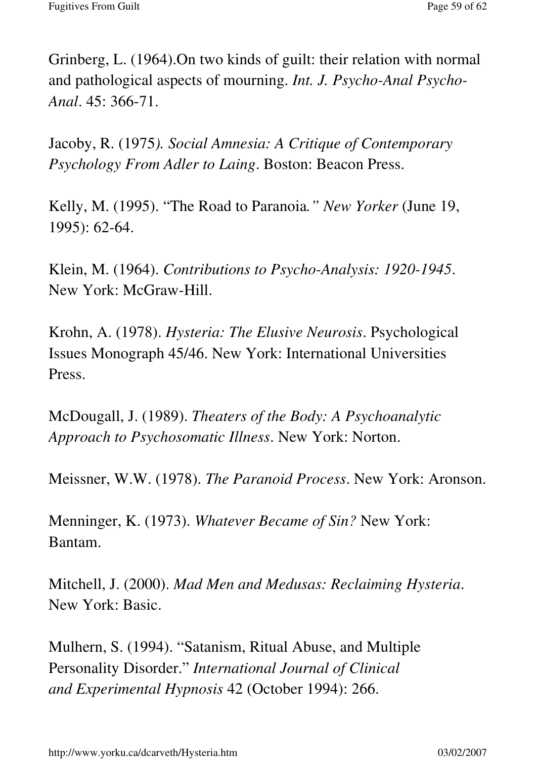Grinberg, L. (1964).On two kinds of guilt: their relation with normal and pathological aspects of mourning. *Int. J. Psycho-Anal Psycho-Anal*. 45: 366-71.

Jacoby, R. (1975*). Social Amnesia: A Critique of Contemporary Psychology From Adler to Laing*. Boston: Beacon Press.

Kelly, M. (1995). "The Road to Paranoia*." New Yorker* (June 19, 1995): 62-64.

Klein, M. (1964). *Contributions to Psycho-Analysis: 1920-1945*. New York: McGraw-Hill.

Krohn, A. (1978). *Hysteria: The Elusive Neurosis*. Psychological Issues Monograph 45/46. New York: International Universities Press.

McDougall, J. (1989). *Theaters of the Body: A Psychoanalytic Approach to Psychosomatic Illness*. New York: Norton.

Meissner, W.W. (1978). *The Paranoid Process*. New York: Aronson.

Menninger, K. (1973). *Whatever Became of Sin?* New York: Bantam.

Mitchell, J. (2000). *Mad Men and Medusas: Reclaiming Hysteria*. New York: Basic.

Mulhern, S. (1994). "Satanism, Ritual Abuse, and Multiple Personality Disorder." *International Journal of Clinical and Experimental Hypnosis* 42 (October 1994): 266.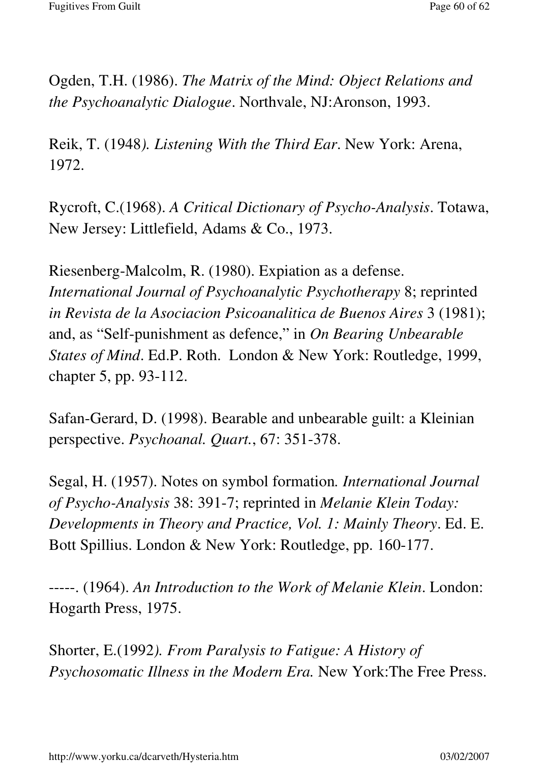Ogden, T.H. (1986). *The Matrix of the Mind: Object Relations and the Psychoanalytic Dialogue*. Northvale, NJ:Aronson, 1993.

Reik, T. (1948*). Listening With the Third Ear*. New York: Arena, 1972.

Rycroft, C.(1968). *A Critical Dictionary of Psycho-Analysis*. Totawa, New Jersey: Littlefield, Adams & Co., 1973.

Riesenberg-Malcolm, R. (1980). Expiation as a defense. *International Journal of Psychoanalytic Psychotherapy* 8; reprinted *in Revista de la Asociacion Psicoanalitica de Buenos Aires* 3 (1981); and, as "Self-punishment as defence," in *On Bearing Unbearable States of Mind*. Ed.P. Roth. London & New York: Routledge, 1999, chapter 5, pp. 93-112.

Safan-Gerard, D. (1998). Bearable and unbearable guilt: a Kleinian perspective. *Psychoanal. Quart.*, 67: 351-378.

Segal, H. (1957). Notes on symbol formation*. International Journal of Psycho-Analysis* 38: 391-7; reprinted in *Melanie Klein Today: Developments in Theory and Practice, Vol. 1: Mainly Theory*. Ed. E. Bott Spillius. London & New York: Routledge, pp. 160-177.

-----. (1964). *An Introduction to the Work of Melanie Klein*. London: Hogarth Press, 1975.

Shorter, E.(1992*). From Paralysis to Fatigue: A History of Psychosomatic Illness in the Modern Era.* New York:The Free Press.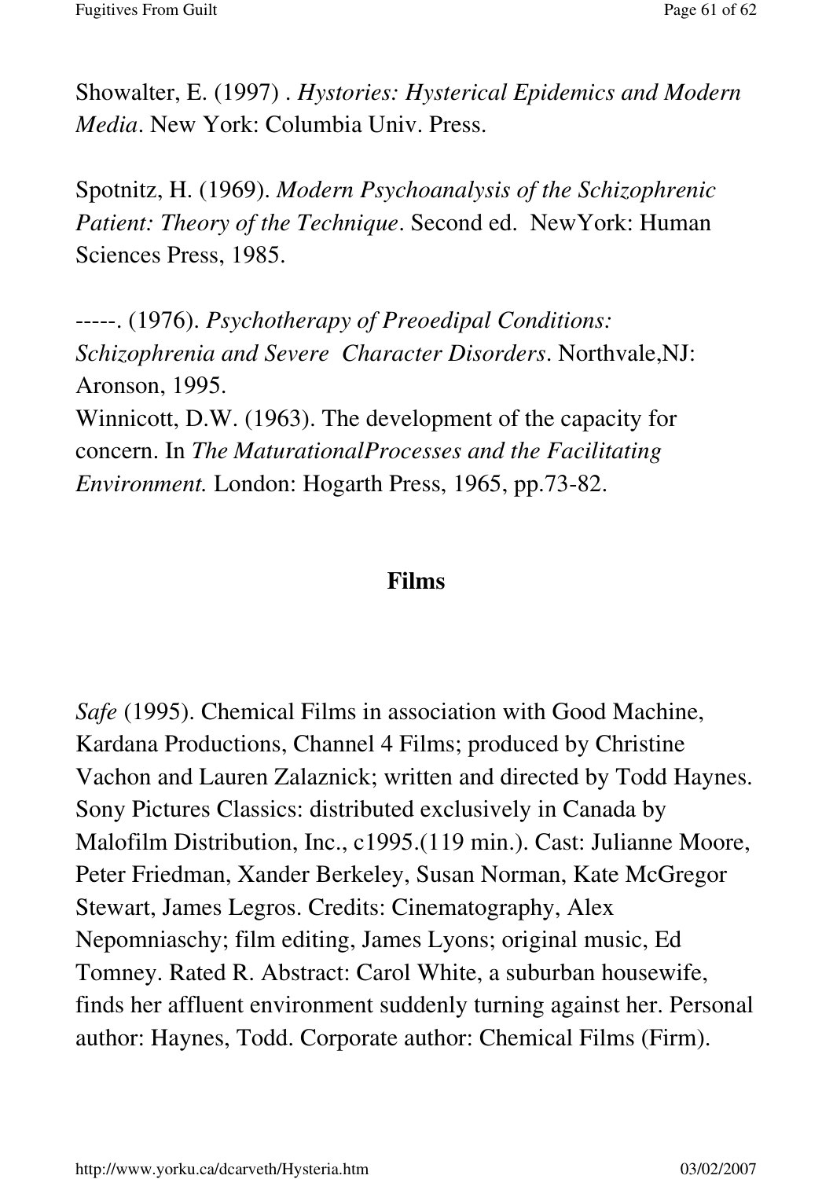Showalter, E. (1997) . *Hystories: Hysterical Epidemics and Modern Media*. New York: Columbia Univ. Press.

Spotnitz, H. (1969). *Modern Psychoanalysis of the Schizophrenic Patient: Theory of the Technique*. Second ed. NewYork: Human Sciences Press, 1985.

-----. (1976). *Psychotherapy of Preoedipal Conditions: Schizophrenia and Severe Character Disorders*. Northvale,NJ: Aronson, 1995.
Winnicott, D.W. (1963). The development of the capacity for concern. In *The MaturationalProcesses and the Facilitating Environment.* London: Hogarth Press, 1965, pp.73-82.

## Films

*Safe* (1995). Chemical Films in association with Good Machine, Kardana Productions, Channel 4 Films; produced by Christine Vachon and Lauren Zalaznick; written and directed by Todd Haynes. Sony Pictures Classics: distributed exclusively in Canada by Malofilm Distribution, Inc., c1995.(119 min.). Cast: Julianne Moore, Peter Friedman, Xander Berkeley, Susan Norman, Kate McGregor Stewart, James Legros. Credits: Cinematography, Alex Nepomniaschy; film editing, James Lyons; original music, Ed Tomney. Rated R. Abstract: Carol White, a suburban housewife, finds her affluent environment suddenly turning against her. Personal author: Haynes, Todd. Corporate author: Chemical Films (Firm).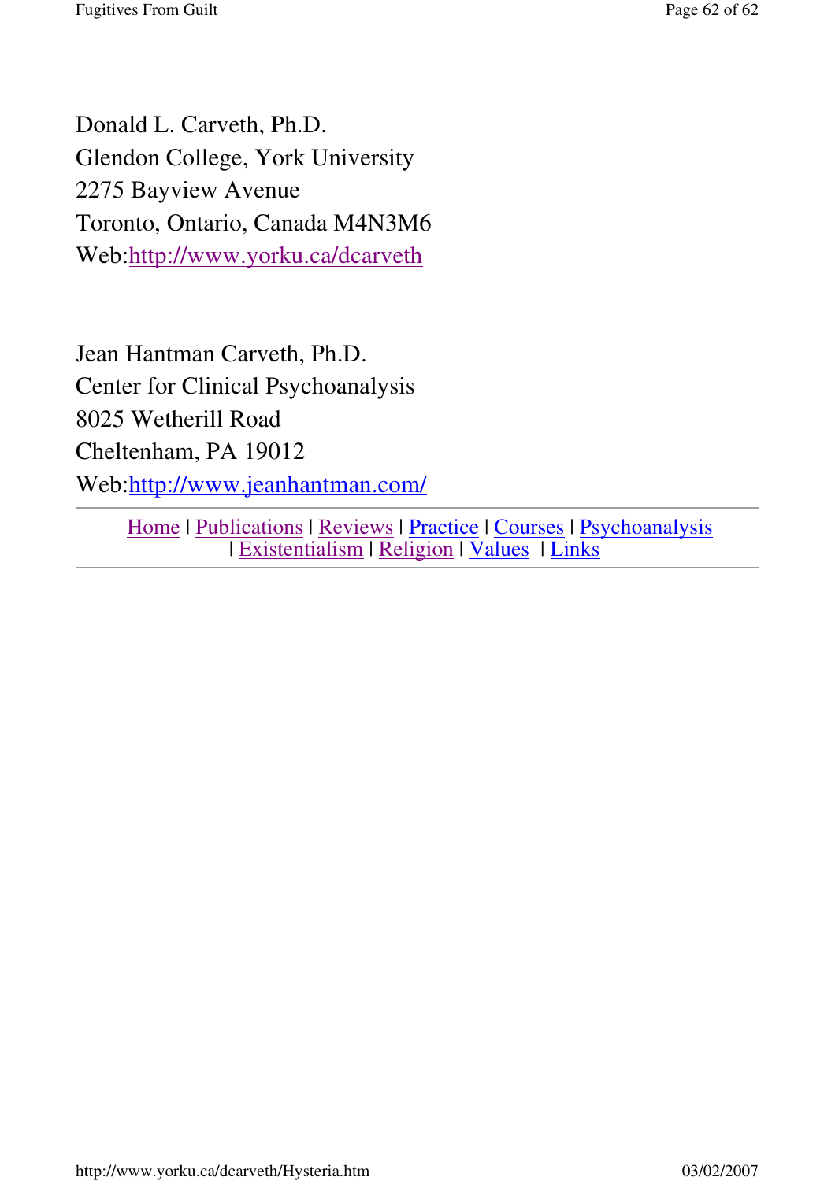Donald L. Carveth, Ph.D.
Glendon College, York University
2275 Bayview Avenue
Toronto, Ontario, Canada M4N3M6
Web:http://www.yorku.ca/dcarveth

Jean Hantman Carveth, Ph.D.
Center for Clinical Psychoanalysis
8025 Wetherill Road
Cheltenham, PA 19012
Web:http://www.jeanhantman.com/

---

Home | Publications | Reviews | Practice | Courses | Psychoanalysis | Existentialism | Religion | Values | Links

---